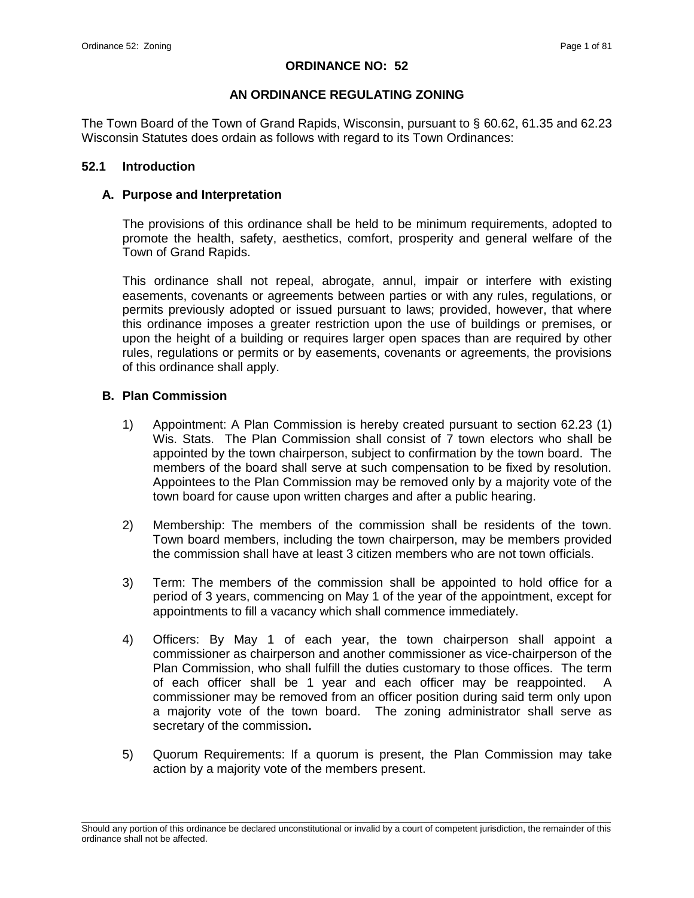# ORDINANCE NO: 52

## AN ORDINANCE REGULATING ZONING

The Town Board of the Town of Grand Rapids, Wisconsin, pursuant to § 60.62, 61.35 and 62.23 Wisconsin Statutes does ordain as follows with regard to its Town Ordinances:

### 52.1 Introduction

#### A. Purpose and Interpretation

The provisions of this ordinance shall be held to be minimum requirements, adopted to promote the health, safety, aesthetics, comfort, prosperity and general welfare of the Town of Grand Rapids.

This ordinance shall not repeal, abrogate, annul, impair or interfere with existing easements, covenants or agreements between parties or with any rules, regulations, or permits previously adopted or issued pursuant to laws; provided, however, that where this ordinance imposes a greater restriction upon the use of buildings or premises, or upon the height of a building or requires larger open spaces than are required by other rules, regulations or permits or by easements, covenants or agreements, the provisions of this ordinance shall apply.

#### B. Plan Commission

1) Appointment: A Plan Commission is hereby created pursuant to section 62.23 (1) Wis. Stats. The Plan Commission shall consist of 7 town electors who shall be appointed by the town chairperson, subject to confirmation by the town board. The members of the board shall serve at such compensation to be fixed by resolution. Appointees to the Plan Commission may be removed only by a majority vote of the town board for cause upon written charges and after a public hearing.

2) Membership: The members of the commission shall be residents of the town. Town board members, including the town chairperson, may be members provided the commission shall have at least 3 citizen members who are not town officials.

3) Term: The members of the commission shall be appointed to hold office for a period of 3 years, commencing on May 1 of the year of the appointment, except for appointments to fill a vacancy which shall commence immediately.

4) Officers: By May 1 of each year, the town chairperson shall appoint a commissioner as chairperson and another commissioner as vice-chairperson of the Plan Commission, who shall fulfill the duties customary to those offices. The term of each officer shall be 1 year and each officer may be reappointed. A commissioner may be removed from an officer position during said term only upon a majority vote of the town board. The zoning administrator shall serve as secretary of the commission**.**

5) Quorum Requirements: If a quorum is present, the Plan Commission may take action by a majority vote of the members present.

Should any portion of this ordinance be declared unconstitutional or invalid by a court of competent jurisdiction, the remainder of this ordinance shall not be affected.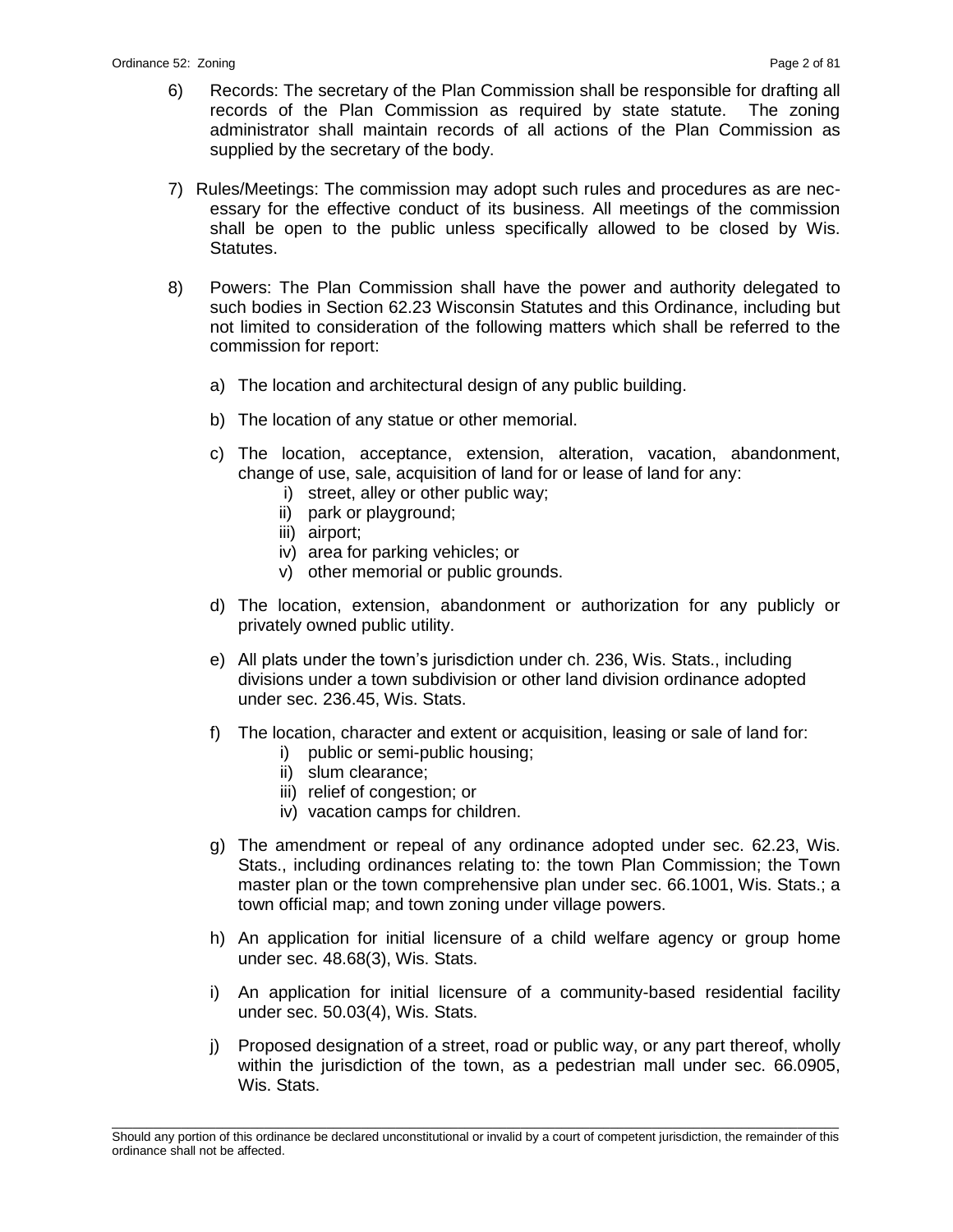6) Records: The secretary of the Plan Commission shall be responsible for drafting all records of the Plan Commission as required by state statute. The zoning administrator shall maintain records of all actions of the Plan Commission as supplied by the secretary of the body.

7) Rules/Meetings: The commission may adopt such rules and procedures as are necessary for the effective conduct of its business. All meetings of the commission shall be open to the public unless specifically allowed to be closed by Wis. Statutes.

8) Powers: The Plan Commission shall have the power and authority delegated to such bodies in Section 62.23 Wisconsin Statutes and this Ordinance, including but not limited to consideration of the following matters which shall be referred to the commission for report:

   a) The location and architectural design of any public building.

   b) The location of any statue or other memorial.

   c) The location, acceptance, extension, alteration, vacation, abandonment, change of use, sale, acquisition of land for or lease of land for any:
      i) street, alley or other public way;
      ii) park or playground;
      iii) airport;
      iv) area for parking vehicles; or
      v) other memorial or public grounds.

   d) The location, extension, abandonment or authorization for any publicly or privately owned public utility.

   e) All plats under the town's jurisdiction under ch. 236, Wis. Stats., including divisions under a town subdivision or other land division ordinance adopted under sec. 236.45, Wis. Stats.

   f) The location, character and extent or acquisition, leasing or sale of land for:
      i) public or semi-public housing;
      ii) slum clearance;
      iii) relief of congestion; or
      iv) vacation camps for children.

   g) The amendment or repeal of any ordinance adopted under sec. 62.23, Wis. Stats., including ordinances relating to: the town Plan Commission; the Town master plan or the town comprehensive plan under sec. 66.1001, Wis. Stats.; a town official map; and town zoning under village powers.

   h) An application for initial licensure of a child welfare agency or group home under sec. 48.68(3), Wis. Stats.

   i) An application for initial licensure of a community-based residential facility under sec. 50.03(4), Wis. Stats.

   j) Proposed designation of a street, road or public way, or any part thereof, wholly within the jurisdiction of the town, as a pedestrian mall under sec. 66.0905, Wis. Stats.

Should any portion of this ordinance be declared unconstitutional or invalid by a court of competent jurisdiction, the remainder of this ordinance shall not be affected.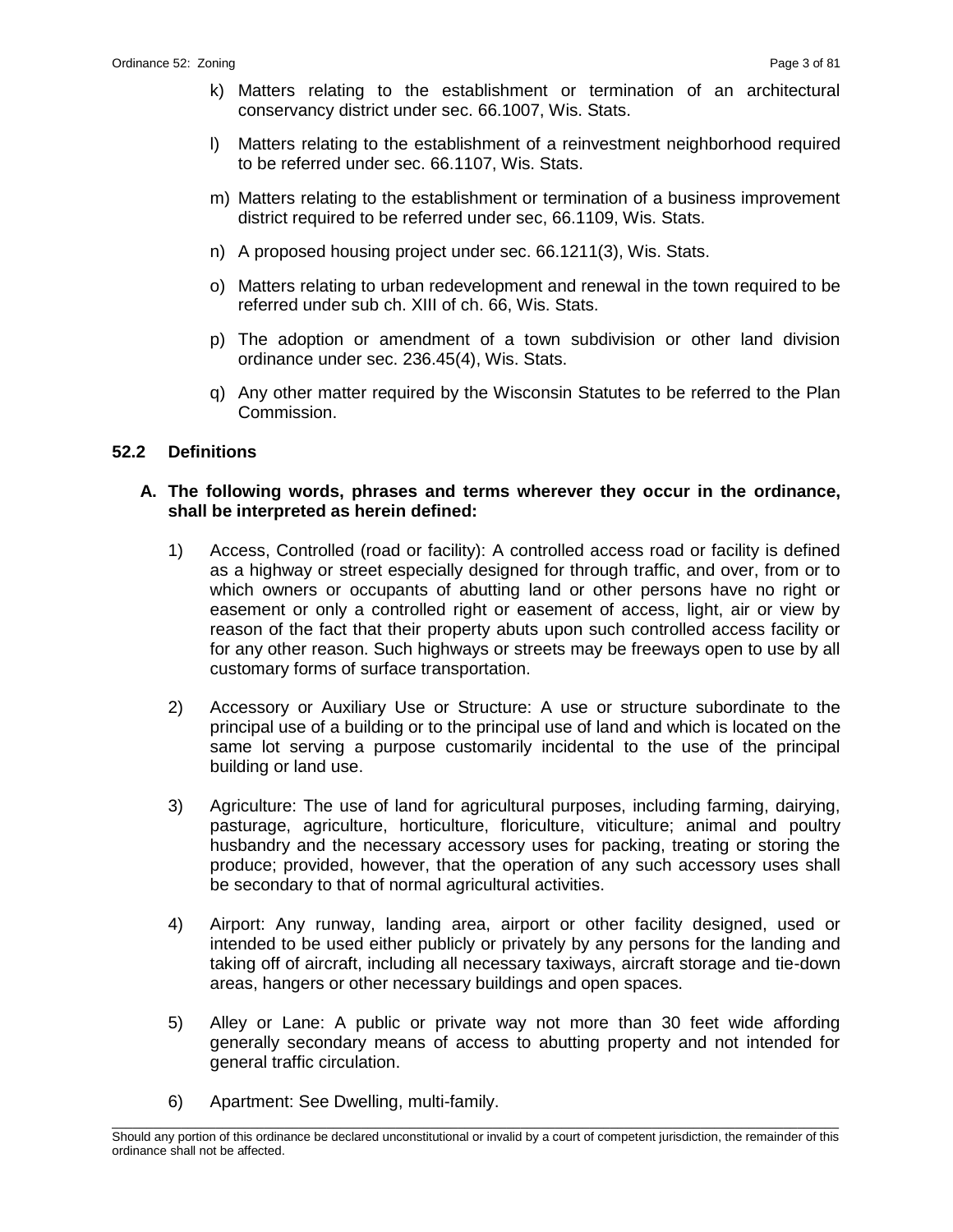k) Matters relating to the establishment or termination of an architectural conservancy district under sec. 66.1007, Wis. Stats.

l) Matters relating to the establishment of a reinvestment neighborhood required to be referred under sec. 66.1107, Wis. Stats.

m) Matters relating to the establishment or termination of a business improvement district required to be referred under sec, 66.1109, Wis. Stats.

n) A proposed housing project under sec. 66.1211(3), Wis. Stats.

o) Matters relating to urban redevelopment and renewal in the town required to be referred under sub ch. XIII of ch. 66, Wis. Stats.

p) The adoption or amendment of a town subdivision or other land division ordinance under sec. 236.45(4), Wis. Stats.

q) Any other matter required by the Wisconsin Statutes to be referred to the Plan Commission.

## 52.2 Definitions

### A. The following words, phrases and terms wherever they occur in the ordinance, shall be interpreted as herein defined:

1) Access, Controlled (road or facility): A controlled access road or facility is defined as a highway or street especially designed for through traffic, and over, from or to which owners or occupants of abutting land or other persons have no right or easement or only a controlled right or easement of access, light, air or view by reason of the fact that their property abuts upon such controlled access facility or for any other reason. Such highways or streets may be freeways open to use by all customary forms of surface transportation.

2) Accessory or Auxiliary Use or Structure: A use or structure subordinate to the principal use of a building or to the principal use of land and which is located on the same lot serving a purpose customarily incidental to the use of the principal building or land use.

3) Agriculture: The use of land for agricultural purposes, including farming, dairying, pasturage, agriculture, horticulture, floriculture, viticulture; animal and poultry husbandry and the necessary accessory uses for packing, treating or storing the produce; provided, however, that the operation of any such accessory uses shall be secondary to that of normal agricultural activities.

4) Airport: Any runway, landing area, airport or other facility designed, used or intended to be used either publicly or privately by any persons for the landing and taking off of aircraft, including all necessary taxiways, aircraft storage and tie-down areas, hangers or other necessary buildings and open spaces.

5) Alley or Lane: A public or private way not more than 30 feet wide affording generally secondary means of access to abutting property and not intended for general traffic circulation.

6) Apartment: See Dwelling, multi-family.

Should any portion of this ordinance be declared unconstitutional or invalid by a court of competent jurisdiction, the remainder of this ordinance shall not be affected.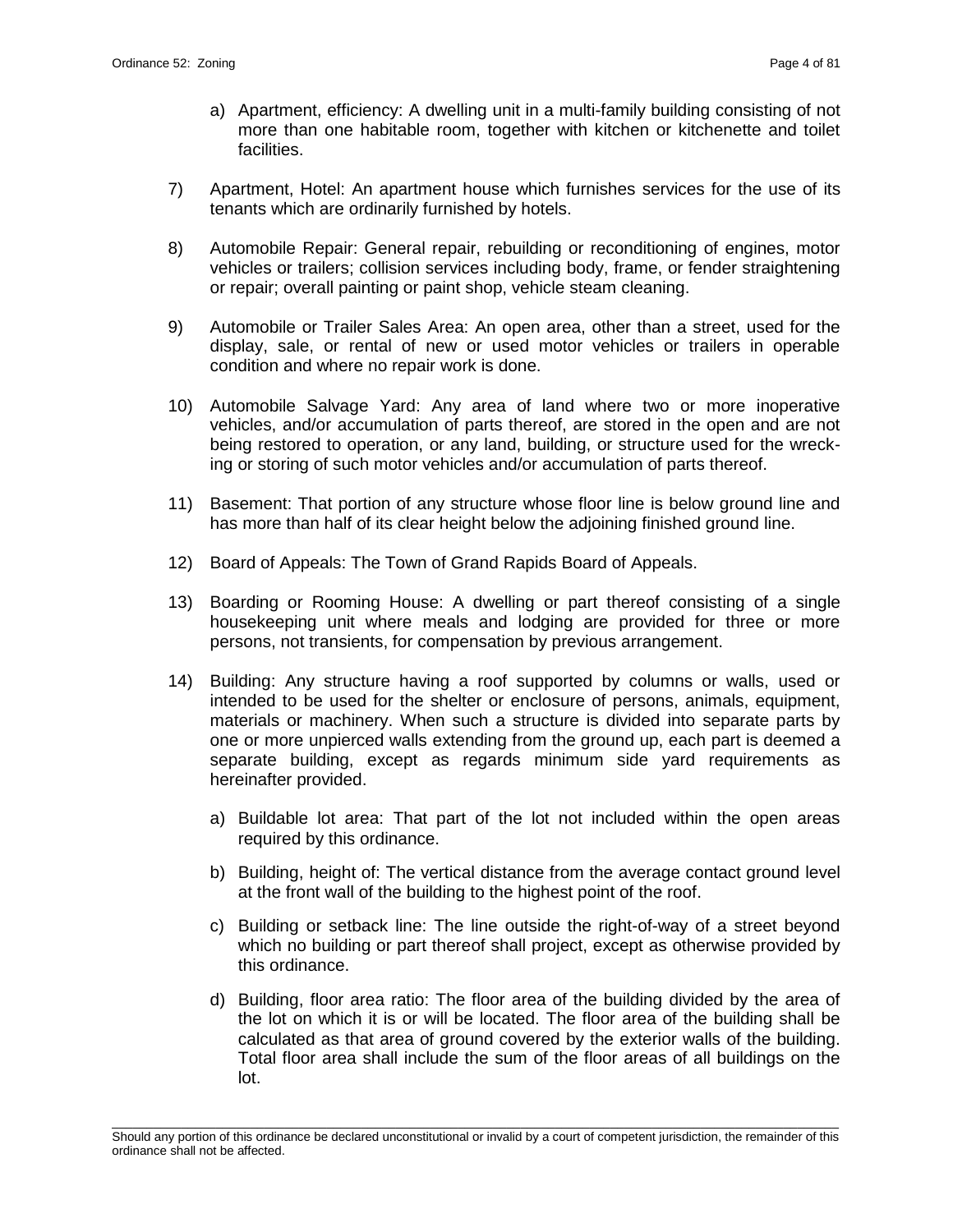a) Apartment, efficiency: A dwelling unit in a multi-family building consisting of not more than one habitable room, together with kitchen or kitchenette and toilet facilities.

7) Apartment, Hotel: An apartment house which furnishes services for the use of its tenants which are ordinarily furnished by hotels.

8) Automobile Repair: General repair, rebuilding or reconditioning of engines, motor vehicles or trailers; collision services including body, frame, or fender straightening or repair; overall painting or paint shop, vehicle steam cleaning.

9) Automobile or Trailer Sales Area: An open area, other than a street, used for the display, sale, or rental of new or used motor vehicles or trailers in operable condition and where no repair work is done.

10) Automobile Salvage Yard: Any area of land where two or more inoperative vehicles, and/or accumulation of parts thereof, are stored in the open and are not being restored to operation, or any land, building, or structure used for the wrecking or storing of such motor vehicles and/or accumulation of parts thereof.

11) Basement: That portion of any structure whose floor line is below ground line and has more than half of its clear height below the adjoining finished ground line.

12) Board of Appeals: The Town of Grand Rapids Board of Appeals.

13) Boarding or Rooming House: A dwelling or part thereof consisting of a single housekeeping unit where meals and lodging are provided for three or more persons, not transients, for compensation by previous arrangement.

14) Building: Any structure having a roof supported by columns or walls, used or intended to be used for the shelter or enclosure of persons, animals, equipment, materials or machinery. When such a structure is divided into separate parts by one or more unpierced walls extending from the ground up, each part is deemed a separate building, except as regards minimum side yard requirements as hereinafter provided.

   a) Buildable lot area: That part of the lot not included within the open areas required by this ordinance.

   b) Building, height of: The vertical distance from the average contact ground level at the front wall of the building to the highest point of the roof.

   c) Building or setback line: The line outside the right-of-way of a street beyond which no building or part thereof shall project, except as otherwise provided by this ordinance.

   d) Building, floor area ratio: The floor area of the building divided by the area of the lot on which it is or will be located. The floor area of the building shall be calculated as that area of ground covered by the exterior walls of the building. Total floor area shall include the sum of the floor areas of all buildings on the lot.

Should any portion of this ordinance be declared unconstitutional or invalid by a court of competent jurisdiction, the remainder of this ordinance shall not be affected.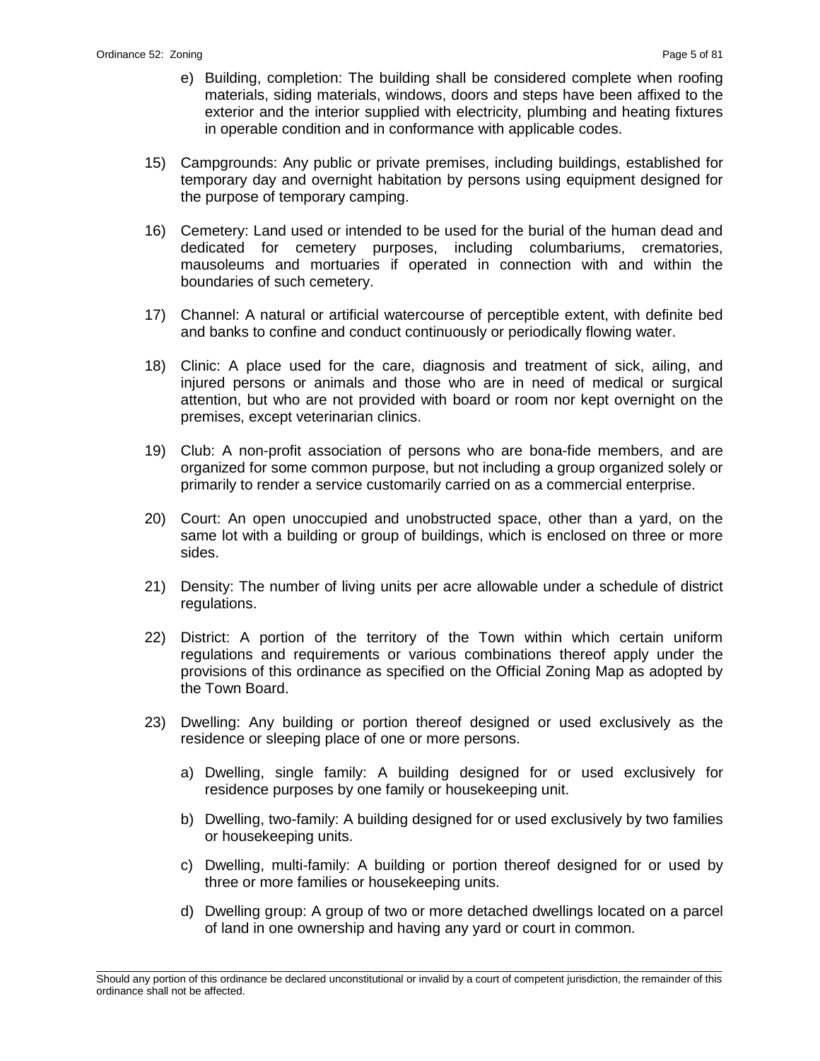e) Building, completion: The building shall be considered complete when roofing materials, siding materials, windows, doors and steps have been affixed to the exterior and the interior supplied with electricity, plumbing and heating fixtures in operable condition and in conformance with applicable codes.

15) Campgrounds: Any public or private premises, including buildings, established for temporary day and overnight habitation by persons using equipment designed for the purpose of temporary camping.

16) Cemetery: Land used or intended to be used for the burial of the human dead and dedicated for cemetery purposes, including columbariums, crematories, mausoleums and mortuaries if operated in connection with and within the boundaries of such cemetery.

17) Channel: A natural or artificial watercourse of perceptible extent, with definite bed and banks to confine and conduct continuously or periodically flowing water.

18) Clinic: A place used for the care, diagnosis and treatment of sick, ailing, and injured persons or animals and those who are in need of medical or surgical attention, but who are not provided with board or room nor kept overnight on the premises, except veterinarian clinics.

19) Club: A non-profit association of persons who are bona-fide members, and are organized for some common purpose, but not including a group organized solely or primarily to render a service customarily carried on as a commercial enterprise.

20) Court: An open unoccupied and unobstructed space, other than a yard, on the same lot with a building or group of buildings, which is enclosed on three or more sides.

21) Density: The number of living units per acre allowable under a schedule of district regulations.

22) District: A portion of the territory of the Town within which certain uniform regulations and requirements or various combinations thereof apply under the provisions of this ordinance as specified on the Official Zoning Map as adopted by the Town Board.

23) Dwelling: Any building or portion thereof designed or used exclusively as the residence or sleeping place of one or more persons.

   a) Dwelling, single family: A building designed for or used exclusively for residence purposes by one family or housekeeping unit.

   b) Dwelling, two-family: A building designed for or used exclusively by two families or housekeeping units.

   c) Dwelling, multi-family: A building or portion thereof designed for or used by three or more families or housekeeping units.

   d) Dwelling group: A group of two or more detached dwellings located on a parcel of land in one ownership and having any yard or court in common.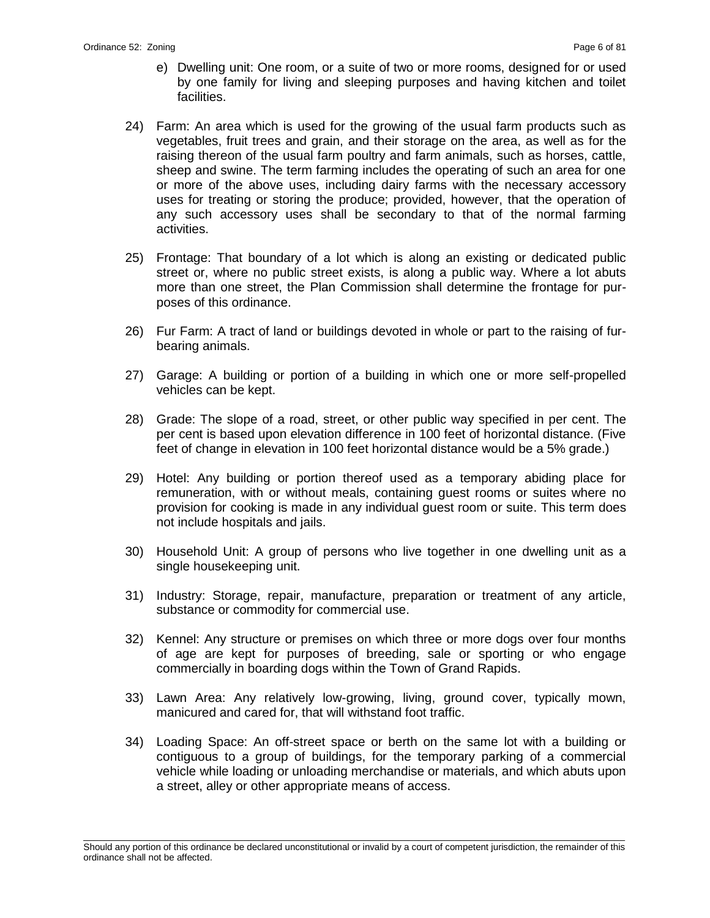e) Dwelling unit: One room, or a suite of two or more rooms, designed for or used by one family for living and sleeping purposes and having kitchen and toilet facilities.

24) Farm: An area which is used for the growing of the usual farm products such as vegetables, fruit trees and grain, and their storage on the area, as well as for the raising thereon of the usual farm poultry and farm animals, such as horses, cattle, sheep and swine. The term farming includes the operating of such an area for one or more of the above uses, including dairy farms with the necessary accessory uses for treating or storing the produce; provided, however, that the operation of any such accessory uses shall be secondary to that of the normal farming activities.

25) Frontage: That boundary of a lot which is along an existing or dedicated public street or, where no public street exists, is along a public way. Where a lot abuts more than one street, the Plan Commission shall determine the frontage for purposes of this ordinance.

26) Fur Farm: A tract of land or buildings devoted in whole or part to the raising of fur-bearing animals.

27) Garage: A building or portion of a building in which one or more self-propelled vehicles can be kept.

28) Grade: The slope of a road, street, or other public way specified in per cent. The per cent is based upon elevation difference in 100 feet of horizontal distance. (Five feet of change in elevation in 100 feet horizontal distance would be a 5% grade.)

29) Hotel: Any building or portion thereof used as a temporary abiding place for remuneration, with or without meals, containing guest rooms or suites where no provision for cooking is made in any individual guest room or suite. This term does not include hospitals and jails.

30) Household Unit: A group of persons who live together in one dwelling unit as a single housekeeping unit.

31) Industry: Storage, repair, manufacture, preparation or treatment of any article, substance or commodity for commercial use.

32) Kennel: Any structure or premises on which three or more dogs over four months of age are kept for purposes of breeding, sale or sporting or who engage commercially in boarding dogs within the Town of Grand Rapids.

33) Lawn Area: Any relatively low-growing, living, ground cover, typically mown, manicured and cared for, that will withstand foot traffic.

34) Loading Space: An off-street space or berth on the same lot with a building or contiguous to a group of buildings, for the temporary parking of a commercial vehicle while loading or unloading merchandise or materials, and which abuts upon a street, alley or other appropriate means of access.

Should any portion of this ordinance be declared unconstitutional or invalid by a court of competent jurisdiction, the remainder of this ordinance shall not be affected.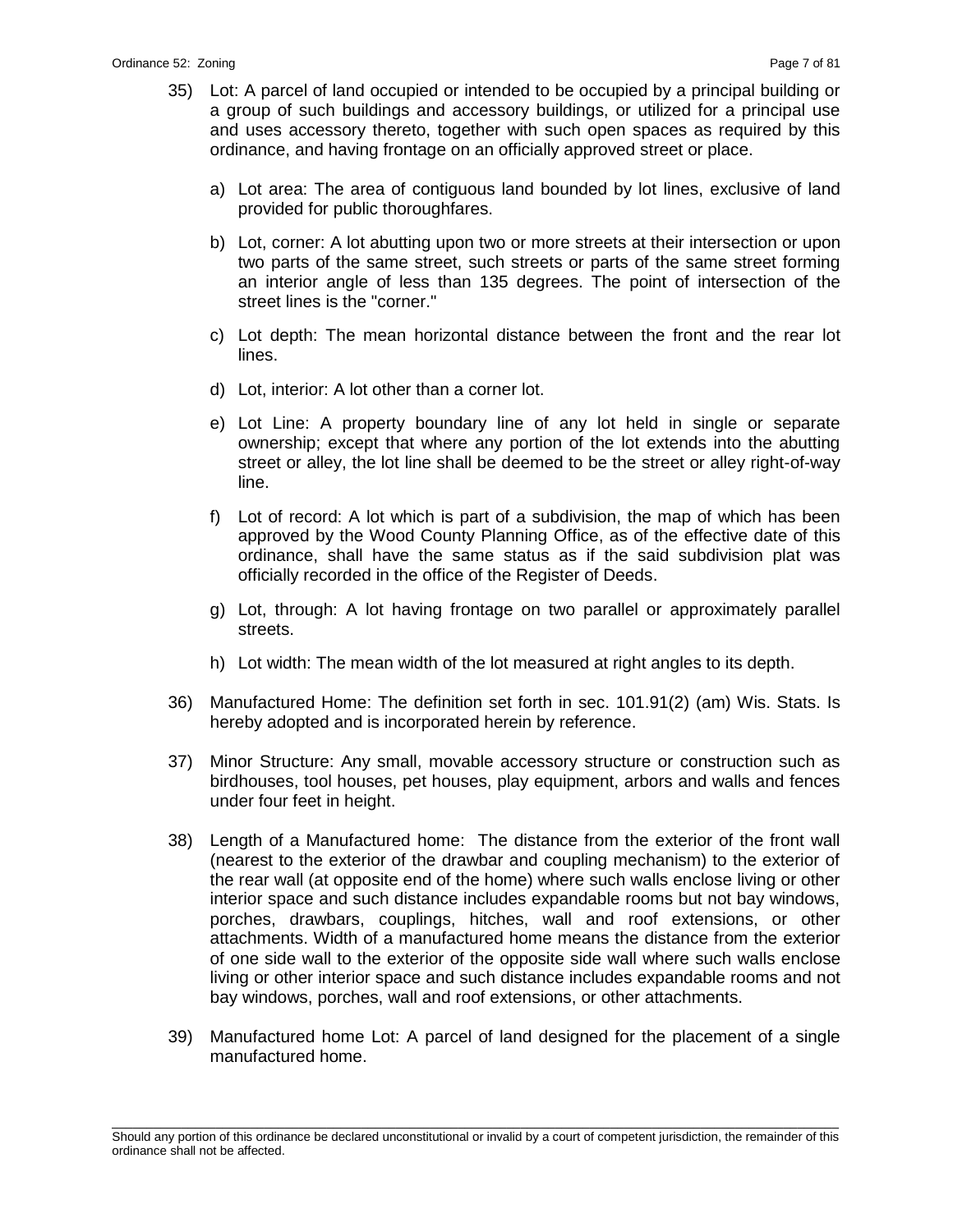35) Lot: A parcel of land occupied or intended to be occupied by a principal building or a group of such buildings and accessory buildings, or utilized for a principal use and uses accessory thereto, together with such open spaces as required by this ordinance, and having frontage on an officially approved street or place.

    a) Lot area: The area of contiguous land bounded by lot lines, exclusive of land provided for public thoroughfares.

    b) Lot, corner: A lot abutting upon two or more streets at their intersection or upon two parts of the same street, such streets or parts of the same street forming an interior angle of less than 135 degrees. The point of intersection of the street lines is the "corner."

    c) Lot depth: The mean horizontal distance between the front and the rear lot lines.

    d) Lot, interior: A lot other than a corner lot.

    e) Lot Line: A property boundary line of any lot held in single or separate ownership; except that where any portion of the lot extends into the abutting street or alley, the lot line shall be deemed to be the street or alley right-of-way line.

    f) Lot of record: A lot which is part of a subdivision, the map of which has been approved by the Wood County Planning Office, as of the effective date of this ordinance, shall have the same status as if the said subdivision plat was officially recorded in the office of the Register of Deeds.

    g) Lot, through: A lot having frontage on two parallel or approximately parallel streets.

    h) Lot width: The mean width of the lot measured at right angles to its depth.

36) Manufactured Home: The definition set forth in sec. 101.91(2) (am) Wis. Stats. Is hereby adopted and is incorporated herein by reference.

37) Minor Structure: Any small, movable accessory structure or construction such as birdhouses, tool houses, pet houses, play equipment, arbors and walls and fences under four feet in height.

38) Length of a Manufactured home: The distance from the exterior of the front wall (nearest to the exterior of the drawbar and coupling mechanism) to the exterior of the rear wall (at opposite end of the home) where such walls enclose living or other interior space and such distance includes expandable rooms but not bay windows, porches, drawbars, couplings, hitches, wall and roof extensions, or other attachments. Width of a manufactured home means the distance from the exterior of one side wall to the exterior of the opposite side wall where such walls enclose living or other interior space and such distance includes expandable rooms and not bay windows, porches, wall and roof extensions, or other attachments.

39) Manufactured home Lot: A parcel of land designed for the placement of a single manufactured home.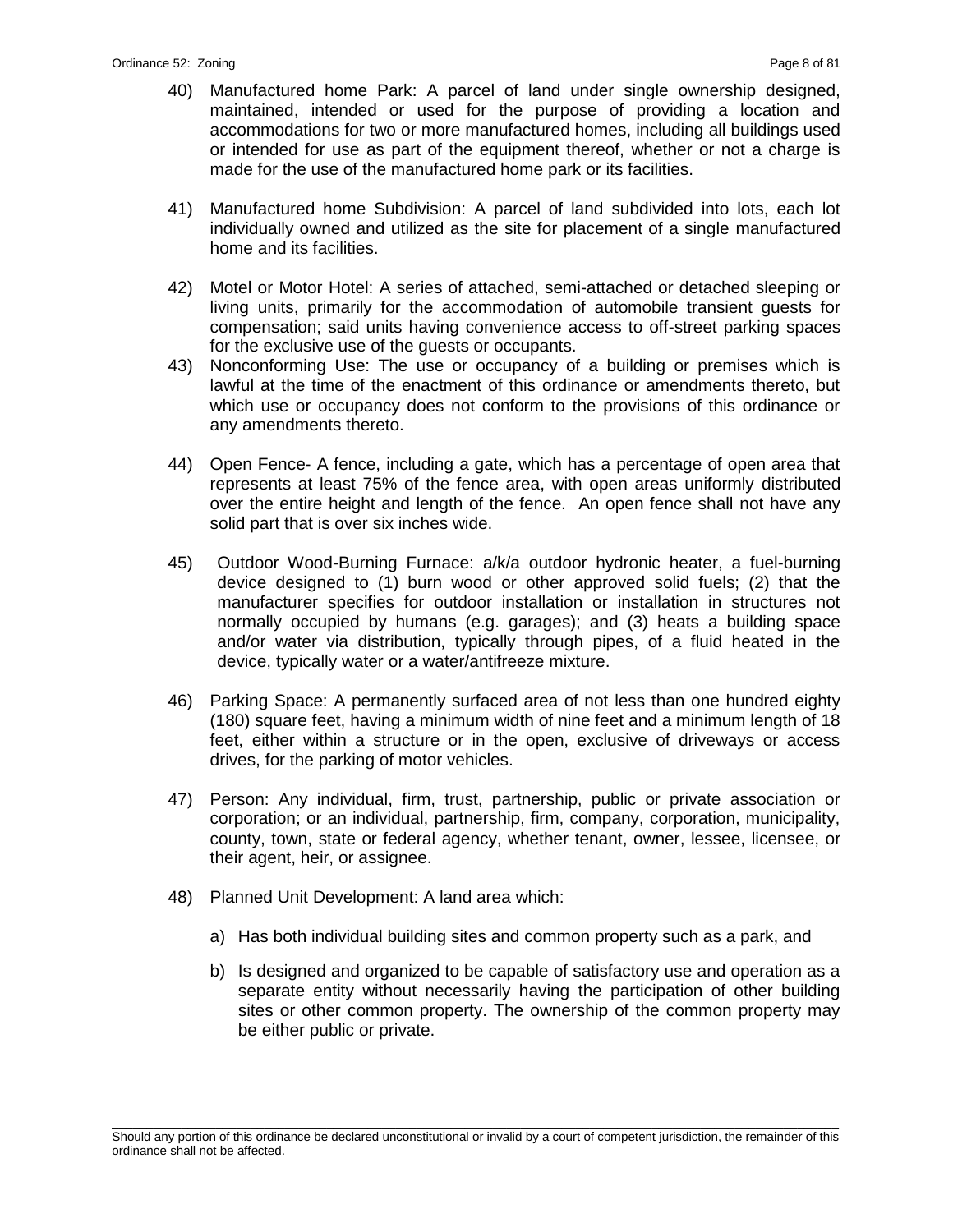40) Manufactured home Park: A parcel of land under single ownership designed, maintained, intended or used for the purpose of providing a location and accommodations for two or more manufactured homes, including all buildings used or intended for use as part of the equipment thereof, whether or not a charge is made for the use of the manufactured home park or its facilities.

41) Manufactured home Subdivision: A parcel of land subdivided into lots, each lot individually owned and utilized as the site for placement of a single manufactured home and its facilities.

42) Motel or Motor Hotel: A series of attached, semi-attached or detached sleeping or living units, primarily for the accommodation of automobile transient guests for compensation; said units having convenience access to off-street parking spaces for the exclusive use of the guests or occupants.

43) Nonconforming Use: The use or occupancy of a building or premises which is lawful at the time of the enactment of this ordinance or amendments thereto, but which use or occupancy does not conform to the provisions of this ordinance or any amendments thereto.

44) Open Fence- A fence, including a gate, which has a percentage of open area that represents at least 75% of the fence area, with open areas uniformly distributed over the entire height and length of the fence. An open fence shall not have any solid part that is over six inches wide.

45) Outdoor Wood-Burning Furnace: a/k/a outdoor hydronic heater, a fuel-burning device designed to (1) burn wood or other approved solid fuels; (2) that the manufacturer specifies for outdoor installation or installation in structures not normally occupied by humans (e.g. garages); and (3) heats a building space and/or water via distribution, typically through pipes, of a fluid heated in the device, typically water or a water/antifreeze mixture.

46) Parking Space: A permanently surfaced area of not less than one hundred eighty (180) square feet, having a minimum width of nine feet and a minimum length of 18 feet, either within a structure or in the open, exclusive of driveways or access drives, for the parking of motor vehicles.

47) Person: Any individual, firm, trust, partnership, public or private association or corporation; or an individual, partnership, firm, company, corporation, municipality, county, town, state or federal agency, whether tenant, owner, lessee, licensee, or their agent, heir, or assignee.

48) Planned Unit Development: A land area which:

    a) Has both individual building sites and common property such as a park, and

    b) Is designed and organized to be capable of satisfactory use and operation as a separate entity without necessarily having the participation of other building sites or other common property. The ownership of the common property may be either public or private.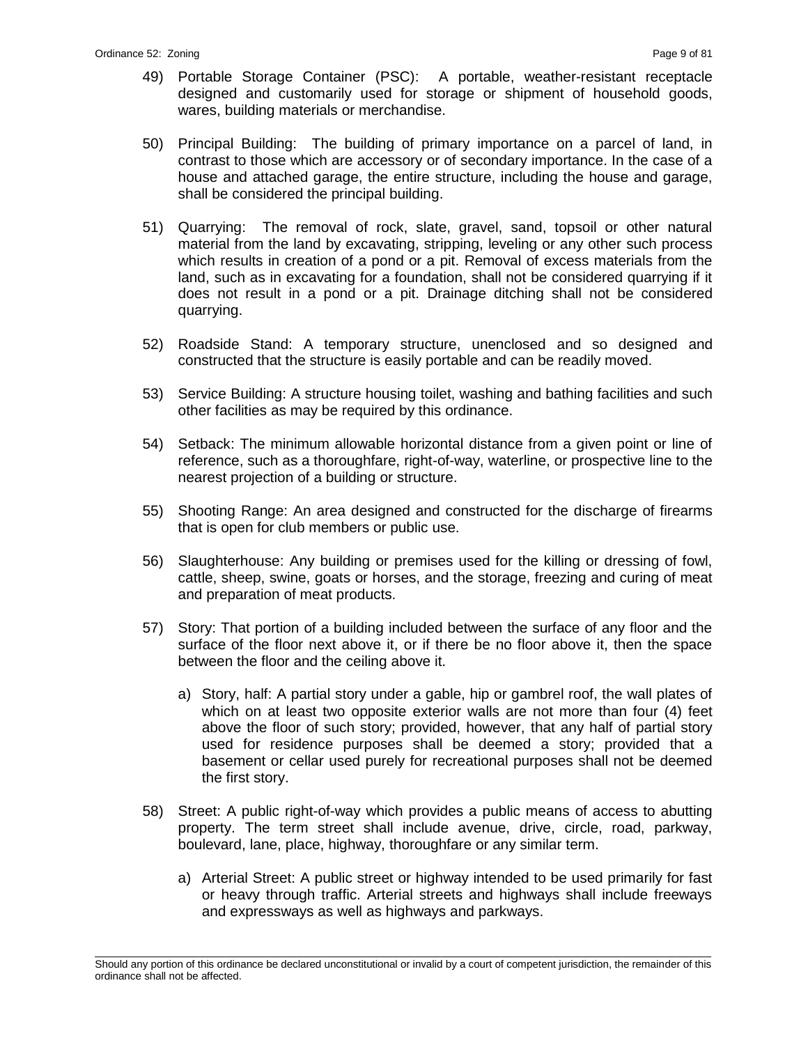49) Portable Storage Container (PSC): A portable, weather-resistant receptacle designed and customarily used for storage or shipment of household goods, wares, building materials or merchandise.

50) Principal Building: The building of primary importance on a parcel of land, in contrast to those which are accessory or of secondary importance. In the case of a house and attached garage, the entire structure, including the house and garage, shall be considered the principal building.

51) Quarrying: The removal of rock, slate, gravel, sand, topsoil or other natural material from the land by excavating, stripping, leveling or any other such process which results in creation of a pond or a pit. Removal of excess materials from the land, such as in excavating for a foundation, shall not be considered quarrying if it does not result in a pond or a pit. Drainage ditching shall not be considered quarrying.

52) Roadside Stand: A temporary structure, unenclosed and so designed and constructed that the structure is easily portable and can be readily moved.

53) Service Building: A structure housing toilet, washing and bathing facilities and such other facilities as may be required by this ordinance.

54) Setback: The minimum allowable horizontal distance from a given point or line of reference, such as a thoroughfare, right-of-way, waterline, or prospective line to the nearest projection of a building or structure.

55) Shooting Range: An area designed and constructed for the discharge of firearms that is open for club members or public use.

56) Slaughterhouse: Any building or premises used for the killing or dressing of fowl, cattle, sheep, swine, goats or horses, and the storage, freezing and curing of meat and preparation of meat products.

57) Story: That portion of a building included between the surface of any floor and the surface of the floor next above it, or if there be no floor above it, then the space between the floor and the ceiling above it.

    a) Story, half: A partial story under a gable, hip or gambrel roof, the wall plates of which on at least two opposite exterior walls are not more than four (4) feet above the floor of such story; provided, however, that any half of partial story used for residence purposes shall be deemed a story; provided that a basement or cellar used purely for recreational purposes shall not be deemed the first story.

58) Street: A public right-of-way which provides a public means of access to abutting property. The term street shall include avenue, drive, circle, road, parkway, boulevard, lane, place, highway, thoroughfare or any similar term.

    a) Arterial Street: A public street or highway intended to be used primarily for fast or heavy through traffic. Arterial streets and highways shall include freeways and expressways as well as highways and parkways.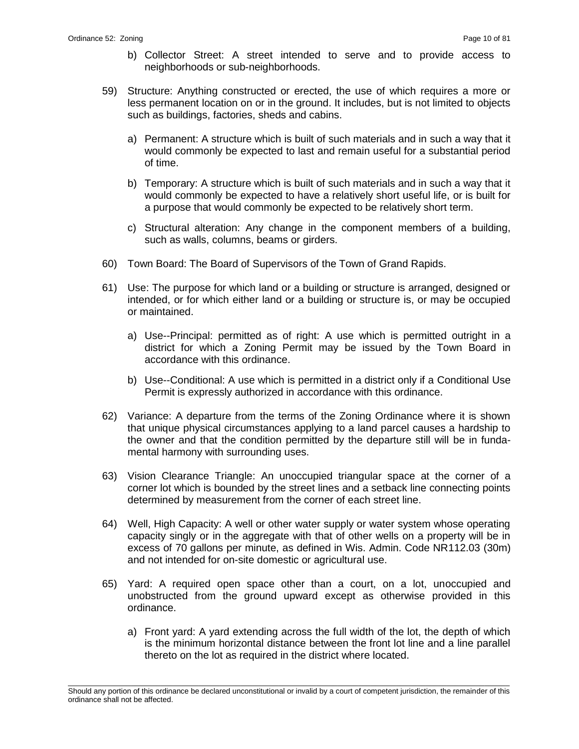b) Collector Street: A street intended to serve and to provide access to neighborhoods or sub-neighborhoods.

59) Structure: Anything constructed or erected, the use of which requires a more or less permanent location on or in the ground. It includes, but is not limited to objects such as buildings, factories, sheds and cabins.

  a) Permanent: A structure which is built of such materials and in such a way that it would commonly be expected to last and remain useful for a substantial period of time.

  b) Temporary: A structure which is built of such materials and in such a way that it would commonly be expected to have a relatively short useful life, or is built for a purpose that would commonly be expected to be relatively short term.

  c) Structural alteration: Any change in the component members of a building, such as walls, columns, beams or girders.

60) Town Board: The Board of Supervisors of the Town of Grand Rapids.

61) Use: The purpose for which land or a building or structure is arranged, designed or intended, or for which either land or a building or structure is, or may be occupied or maintained.

  a) Use--Principal: permitted as of right: A use which is permitted outright in a district for which a Zoning Permit may be issued by the Town Board in accordance with this ordinance.

  b) Use--Conditional: A use which is permitted in a district only if a Conditional Use Permit is expressly authorized in accordance with this ordinance.

62) Variance: A departure from the terms of the Zoning Ordinance where it is shown that unique physical circumstances applying to a land parcel causes a hardship to the owner and that the condition permitted by the departure still will be in fundamental harmony with surrounding uses.

63) Vision Clearance Triangle: An unoccupied triangular space at the corner of a corner lot which is bounded by the street lines and a setback line connecting points determined by measurement from the corner of each street line.

64) Well, High Capacity: A well or other water supply or water system whose operating capacity singly or in the aggregate with that of other wells on a property will be in excess of 70 gallons per minute, as defined in Wis. Admin. Code NR112.03 (30m) and not intended for on-site domestic or agricultural use.

65) Yard: A required open space other than a court, on a lot, unoccupied and unobstructed from the ground upward except as otherwise provided in this ordinance.

  a) Front yard: A yard extending across the full width of the lot, the depth of which is the minimum horizontal distance between the front lot line and a line parallel thereto on the lot as required in the district where located.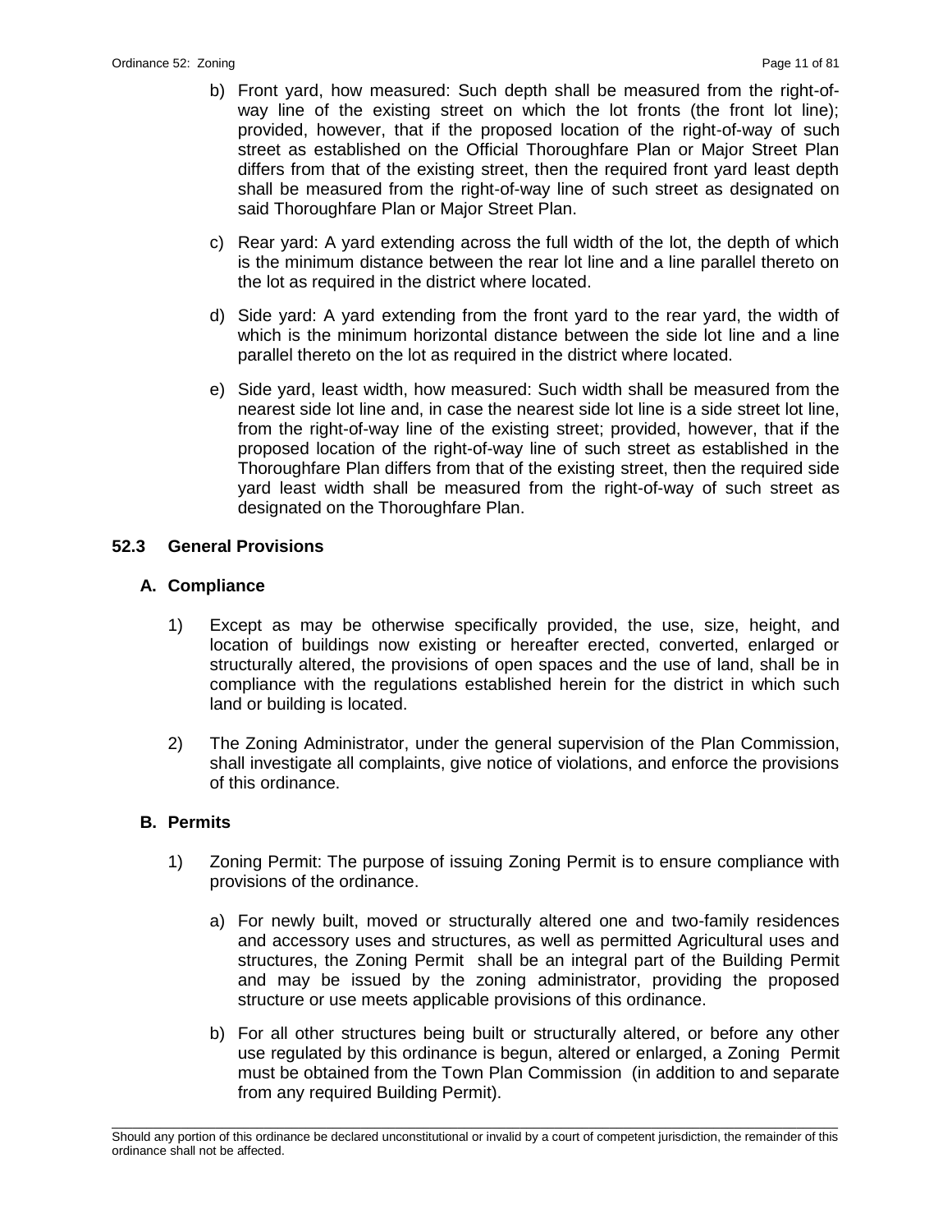b) Front yard, how measured: Such depth shall be measured from the right-of-way line of the existing street on which the lot fronts (the front lot line); provided, however, that if the proposed location of the right-of-way of such street as established on the Official Thoroughfare Plan or Major Street Plan differs from that of the existing street, then the required front yard least depth shall be measured from the right-of-way line of such street as designated on said Thoroughfare Plan or Major Street Plan.

c) Rear yard: A yard extending across the full width of the lot, the depth of which is the minimum distance between the rear lot line and a line parallel thereto on the lot as required in the district where located.

d) Side yard: A yard extending from the front yard to the rear yard, the width of which is the minimum horizontal distance between the side lot line and a line parallel thereto on the lot as required in the district where located.

e) Side yard, least width, how measured: Such width shall be measured from the nearest side lot line and, in case the nearest side lot line is a side street lot line, from the right-of-way line of the existing street; provided, however, that if the proposed location of the right-of-way line of such street as established in the Thoroughfare Plan differs from that of the existing street, then the required side yard least width shall be measured from the right-of-way of such street as designated on the Thoroughfare Plan.

## 52.3 General Provisions

### A. Compliance

1) Except as may be otherwise specifically provided, the use, size, height, and location of buildings now existing or hereafter erected, converted, enlarged or structurally altered, the provisions of open spaces and the use of land, shall be in compliance with the regulations established herein for the district in which such land or building is located.

2) The Zoning Administrator, under the general supervision of the Plan Commission, shall investigate all complaints, give notice of violations, and enforce the provisions of this ordinance.

### B. Permits

1) Zoning Permit: The purpose of issuing Zoning Permit is to ensure compliance with provisions of the ordinance.

   a) For newly built, moved or structurally altered one and two-family residences and accessory uses and structures, as well as permitted Agricultural uses and structures, the Zoning Permit shall be an integral part of the Building Permit and may be issued by the zoning administrator, providing the proposed structure or use meets applicable provisions of this ordinance.

   b) For all other structures being built or structurally altered, or before any other use regulated by this ordinance is begun, altered or enlarged, a Zoning Permit must be obtained from the Town Plan Commission (in addition to and separate from any required Building Permit).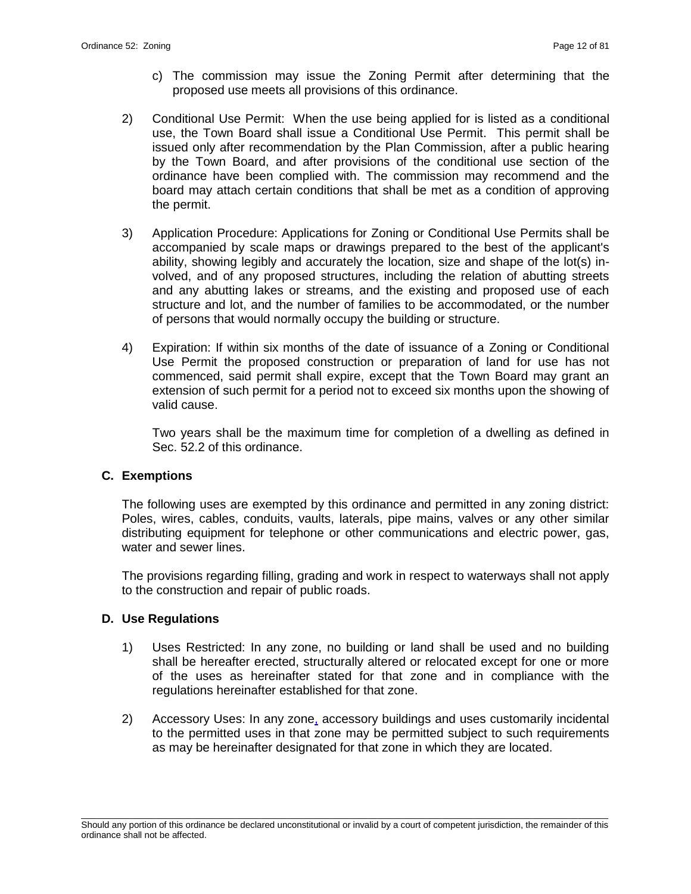c) The commission may issue the Zoning Permit after determining that the proposed use meets all provisions of this ordinance.

2) Conditional Use Permit: When the use being applied for is listed as a conditional use, the Town Board shall issue a Conditional Use Permit. This permit shall be issued only after recommendation by the Plan Commission, after a public hearing by the Town Board, and after provisions of the conditional use section of the ordinance have been complied with. The commission may recommend and the board may attach certain conditions that shall be met as a condition of approving the permit.

3) Application Procedure: Applications for Zoning or Conditional Use Permits shall be accompanied by scale maps or drawings prepared to the best of the applicant's ability, showing legibly and accurately the location, size and shape of the lot(s) involved, and of any proposed structures, including the relation of abutting streets and any abutting lakes or streams, and the existing and proposed use of each structure and lot, and the number of families to be accommodated, or the number of persons that would normally occupy the building or structure.

4) Expiration: If within six months of the date of issuance of a Zoning or Conditional Use Permit the proposed construction or preparation of land for use has not commenced, said permit shall expire, except that the Town Board may grant an extension of such permit for a period not to exceed six months upon the showing of valid cause.

   Two years shall be the maximum time for completion of a dwelling as defined in Sec. 52.2 of this ordinance.

### C. Exemptions

The following uses are exempted by this ordinance and permitted in any zoning district: Poles, wires, cables, conduits, vaults, laterals, pipe mains, valves or any other similar distributing equipment for telephone or other communications and electric power, gas, water and sewer lines.

The provisions regarding filling, grading and work in respect to waterways shall not apply to the construction and repair of public roads.

### D. Use Regulations

1) Uses Restricted: In any zone, no building or land shall be used and no building shall be hereafter erected, structurally altered or relocated except for one or more of the uses as hereinafter stated for that zone and in compliance with the regulations hereinafter established for that zone.

2) Accessory Uses: In any zone, accessory buildings and uses customarily incidental to the permitted uses in that zone may be permitted subject to such requirements as may be hereinafter designated for that zone in which they are located.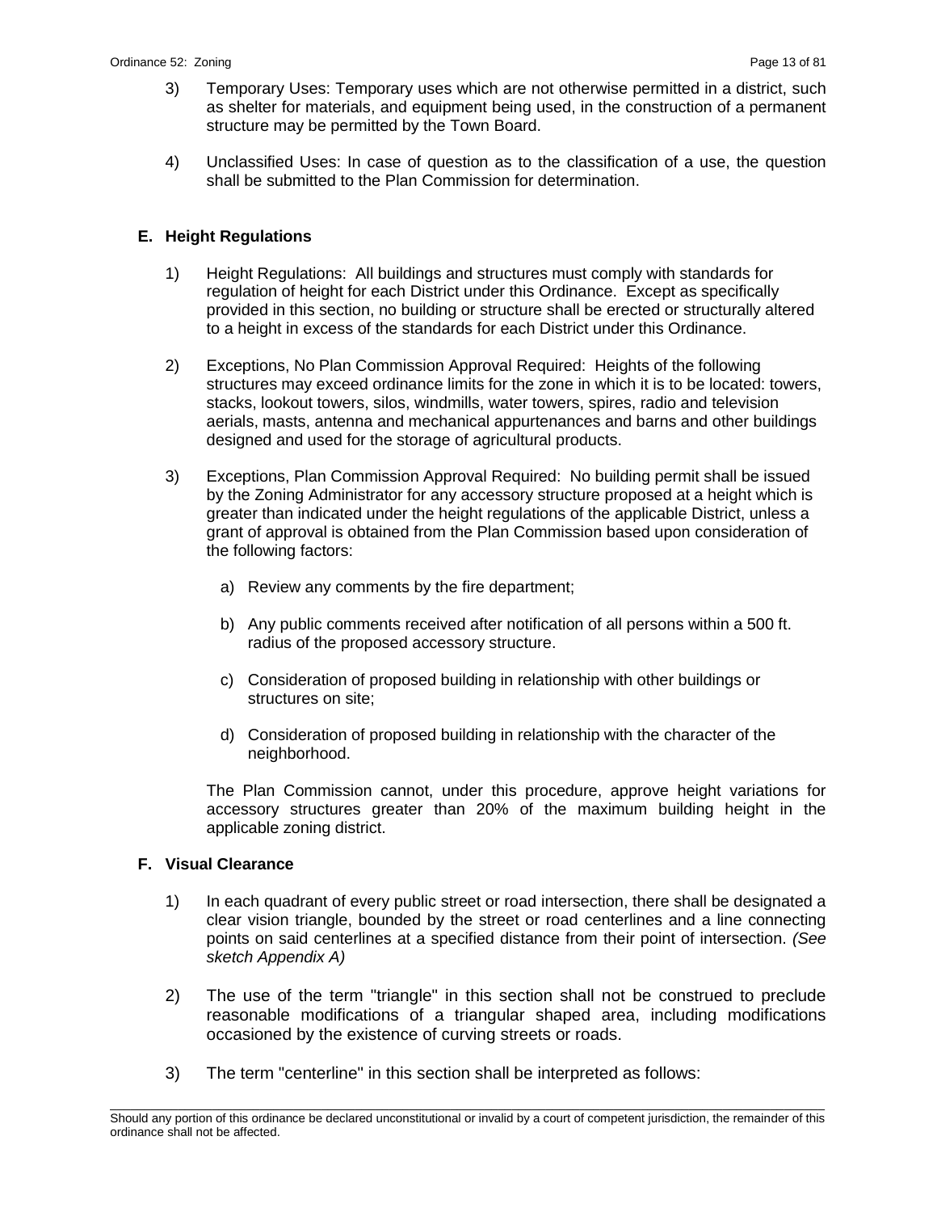3) Temporary Uses: Temporary uses which are not otherwise permitted in a district, such as shelter for materials, and equipment being used, in the construction of a permanent structure may be permitted by the Town Board.

4) Unclassified Uses: In case of question as to the classification of a use, the question shall be submitted to the Plan Commission for determination.

## E. Height Regulations

1) Height Regulations: All buildings and structures must comply with standards for regulation of height for each District under this Ordinance. Except as specifically provided in this section, no building or structure shall be erected or structurally altered to a height in excess of the standards for each District under this Ordinance.

2) Exceptions, No Plan Commission Approval Required: Heights of the following structures may exceed ordinance limits for the zone in which it is to be located: towers, stacks, lookout towers, silos, windmills, water towers, spires, radio and television aerials, masts, antenna and mechanical appurtenances and barns and other buildings designed and used for the storage of agricultural products.

3) Exceptions, Plan Commission Approval Required: No building permit shall be issued by the Zoning Administrator for any accessory structure proposed at a height which is greater than indicated under the height regulations of the applicable District, unless a grant of approval is obtained from the Plan Commission based upon consideration of the following factors:

   a) Review any comments by the fire department;

   b) Any public comments received after notification of all persons within a 500 ft. radius of the proposed accessory structure.

   c) Consideration of proposed building in relationship with other buildings or structures on site;

   d) Consideration of proposed building in relationship with the character of the neighborhood.

   The Plan Commission cannot, under this procedure, approve height variations for accessory structures greater than 20% of the maximum building height in the applicable zoning district.

## F. Visual Clearance

1) In each quadrant of every public street or road intersection, there shall be designated a clear vision triangle, bounded by the street or road centerlines and a line connecting points on said centerlines at a specified distance from their point of intersection. *(See sketch Appendix A)*

2) The use of the term "triangle" in this section shall not be construed to preclude reasonable modifications of a triangular shaped area, including modifications occasioned by the existence of curving streets or roads.

3) The term "centerline" in this section shall be interpreted as follows:

Should any portion of this ordinance be declared unconstitutional or invalid by a court of competent jurisdiction, the remainder of this ordinance shall not be affected.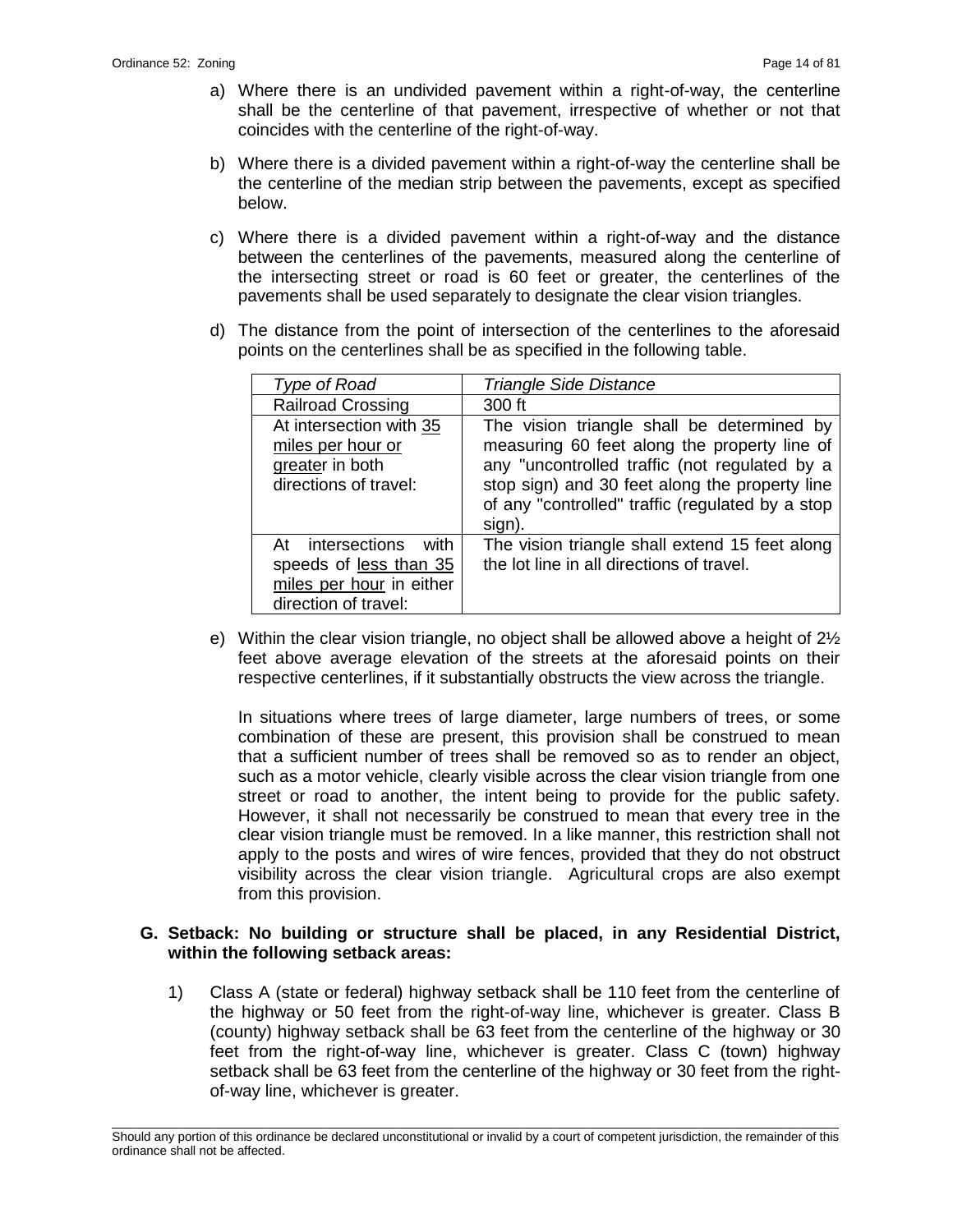a) Where there is an undivided pavement within a right-of-way, the centerline shall be the centerline of that pavement, irrespective of whether or not that coincides with the centerline of the right-of-way.

b) Where there is a divided pavement within a right-of-way the centerline shall be the centerline of the median strip between the pavements, except as specified below.

c) Where there is a divided pavement within a right-of-way and the distance between the centerlines of the pavements, measured along the centerline of the intersecting street or road is 60 feet or greater, the centerlines of the pavements shall be used separately to designate the clear vision triangles.

d) The distance from the point of intersection of the centerlines to the aforesaid points on the centerlines shall be as specified in the following table.

| *Type of Road* | *Triangle Side Distance* |
|---|---|
| Railroad Crossing | 300 ft |
| At intersection with 35 miles per hour or greater in both directions of travel: | The vision triangle shall be determined by measuring 60 feet along the property line of any "uncontrolled traffic (not regulated by a stop sign) and 30 feet along the property line of any "controlled" traffic (regulated by a stop sign). |
| At intersections with speeds of less than 35 miles per hour in either direction of travel: | The vision triangle shall extend 15 feet along the lot line in all directions of travel. |

e) Within the clear vision triangle, no object shall be allowed above a height of 2½ feet above average elevation of the streets at the aforesaid points on their respective centerlines, if it substantially obstructs the view across the triangle.

In situations where trees of large diameter, large numbers of trees, or some combination of these are present, this provision shall be construed to mean that a sufficient number of trees shall be removed so as to render an object, such as a motor vehicle, clearly visible across the clear vision triangle from one street or road to another, the intent being to provide for the public safety. However, it shall not necessarily be construed to mean that every tree in the clear vision triangle must be removed. In a like manner, this restriction shall not apply to the posts and wires of wire fences, provided that they do not obstruct visibility across the clear vision triangle. Agricultural crops are also exempt from this provision.

**G. Setback: No building or structure shall be placed, in any Residential District, within the following setback areas:**

1) Class A (state or federal) highway setback shall be 110 feet from the centerline of the highway or 50 feet from the right-of-way line, whichever is greater. Class B (county) highway setback shall be 63 feet from the centerline of the highway or 30 feet from the right-of-way line, whichever is greater. Class C (town) highway setback shall be 63 feet from the centerline of the highway or 30 feet from the right-of-way line, whichever is greater.

Should any portion of this ordinance be declared unconstitutional or invalid by a court of competent jurisdiction, the remainder of this ordinance shall not be affected.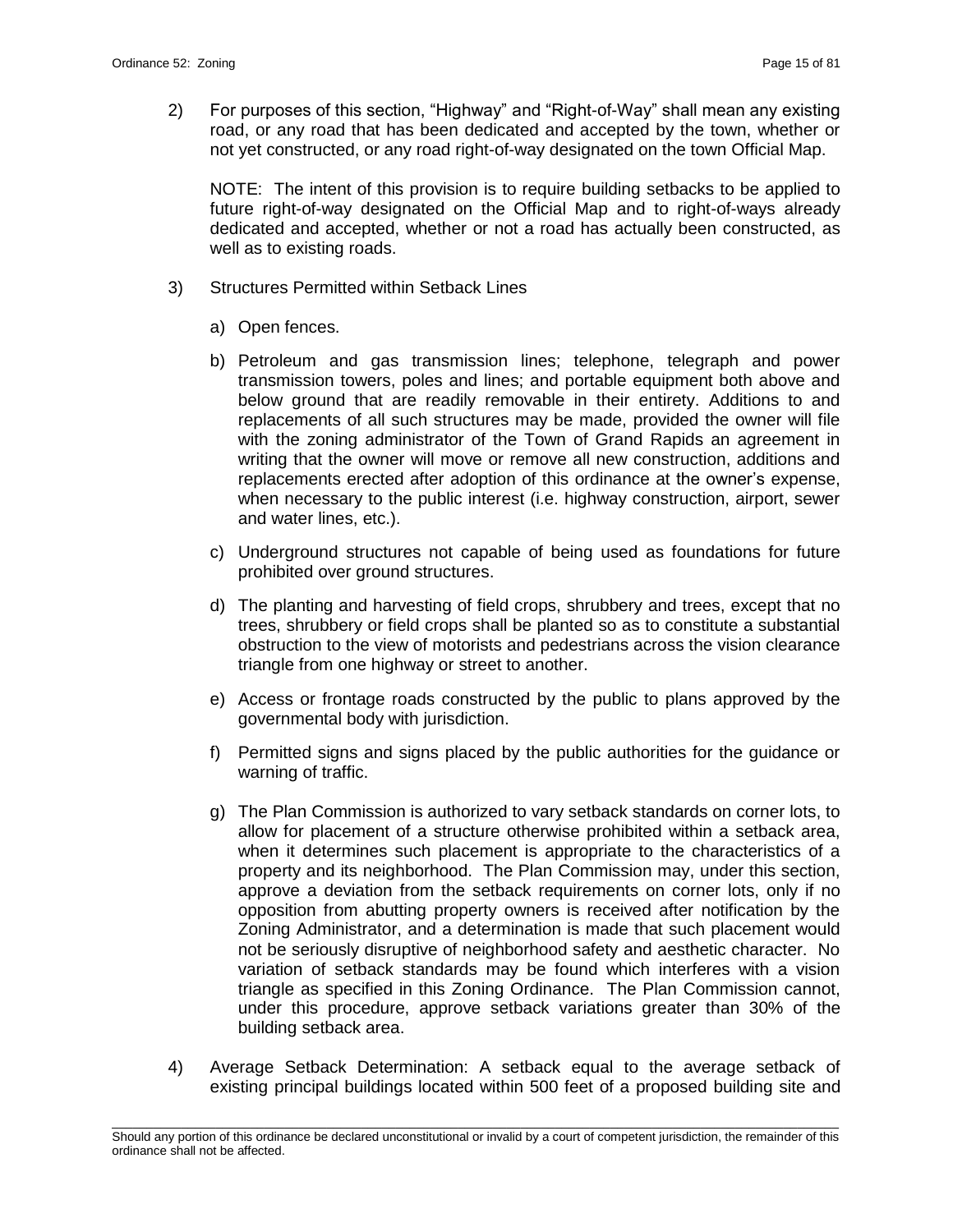2) For purposes of this section, "Highway" and "Right-of-Way" shall mean any existing road, or any road that has been dedicated and accepted by the town, whether or not yet constructed, or any road right-of-way designated on the town Official Map.

   NOTE: The intent of this provision is to require building setbacks to be applied to future right-of-way designated on the Official Map and to right-of-ways already dedicated and accepted, whether or not a road has actually been constructed, as well as to existing roads.

3) Structures Permitted within Setback Lines

   a) Open fences.

   b) Petroleum and gas transmission lines; telephone, telegraph and power transmission towers, poles and lines; and portable equipment both above and below ground that are readily removable in their entirety. Additions to and replacements of all such structures may be made, provided the owner will file with the zoning administrator of the Town of Grand Rapids an agreement in writing that the owner will move or remove all new construction, additions and replacements erected after adoption of this ordinance at the owner's expense, when necessary to the public interest (i.e. highway construction, airport, sewer and water lines, etc.).

   c) Underground structures not capable of being used as foundations for future prohibited over ground structures.

   d) The planting and harvesting of field crops, shrubbery and trees, except that no trees, shrubbery or field crops shall be planted so as to constitute a substantial obstruction to the view of motorists and pedestrians across the vision clearance triangle from one highway or street to another.

   e) Access or frontage roads constructed by the public to plans approved by the governmental body with jurisdiction.

   f) Permitted signs and signs placed by the public authorities for the guidance or warning of traffic.

   g) The Plan Commission is authorized to vary setback standards on corner lots, to allow for placement of a structure otherwise prohibited within a setback area, when it determines such placement is appropriate to the characteristics of a property and its neighborhood. The Plan Commission may, under this section, approve a deviation from the setback requirements on corner lots, only if no opposition from abutting property owners is received after notification by the Zoning Administrator, and a determination is made that such placement would not be seriously disruptive of neighborhood safety and aesthetic character. No variation of setback standards may be found which interferes with a vision triangle as specified in this Zoning Ordinance. The Plan Commission cannot, under this procedure, approve setback variations greater than 30% of the building setback area.

4) Average Setback Determination: A setback equal to the average setback of existing principal buildings located within 500 feet of a proposed building site and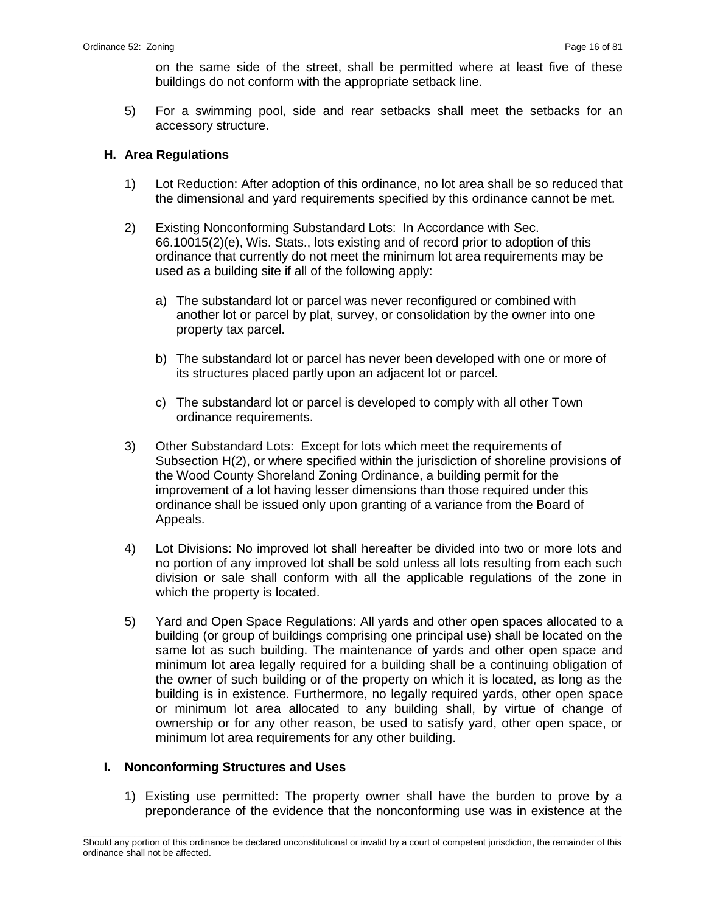on the same side of the street, shall be permitted where at least five of these buildings do not conform with the appropriate setback line.

5) For a swimming pool, side and rear setbacks shall meet the setbacks for an accessory structure.

### H. Area Regulations

1) Lot Reduction: After adoption of this ordinance, no lot area shall be so reduced that the dimensional and yard requirements specified by this ordinance cannot be met.

2) Existing Nonconforming Substandard Lots: In Accordance with Sec. 66.10015(2)(e), Wis. Stats., lots existing and of record prior to adoption of this ordinance that currently do not meet the minimum lot area requirements may be used as a building site if all of the following apply:

   a) The substandard lot or parcel was never reconfigured or combined with another lot or parcel by plat, survey, or consolidation by the owner into one property tax parcel.

   b) The substandard lot or parcel has never been developed with one or more of its structures placed partly upon an adjacent lot or parcel.

   c) The substandard lot or parcel is developed to comply with all other Town ordinance requirements.

3) Other Substandard Lots: Except for lots which meet the requirements of Subsection H(2), or where specified within the jurisdiction of shoreline provisions of the Wood County Shoreland Zoning Ordinance, a building permit for the improvement of a lot having lesser dimensions than those required under this ordinance shall be issued only upon granting of a variance from the Board of Appeals.

4) Lot Divisions: No improved lot shall hereafter be divided into two or more lots and no portion of any improved lot shall be sold unless all lots resulting from each such division or sale shall conform with all the applicable regulations of the zone in which the property is located.

5) Yard and Open Space Regulations: All yards and other open spaces allocated to a building (or group of buildings comprising one principal use) shall be located on the same lot as such building. The maintenance of yards and other open space and minimum lot area legally required for a building shall be a continuing obligation of the owner of such building or of the property on which it is located, as long as the building is in existence. Furthermore, no legally required yards, other open space or minimum lot area allocated to any building shall, by virtue of change of ownership or for any other reason, be used to satisfy yard, other open space, or minimum lot area requirements for any other building.

### I. Nonconforming Structures and Uses

1) Existing use permitted: The property owner shall have the burden to prove by a preponderance of the evidence that the nonconforming use was in existence at the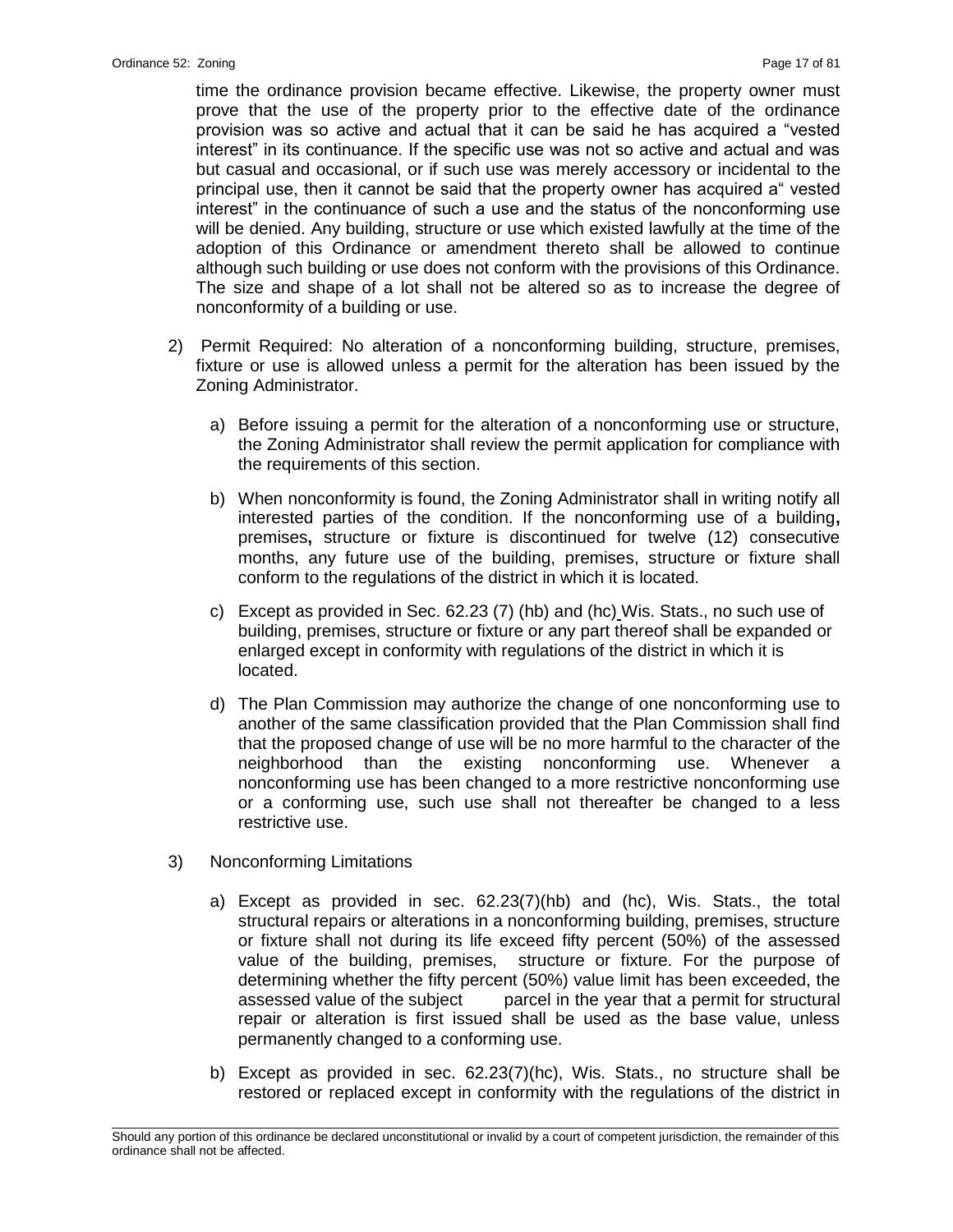time the ordinance provision became effective. Likewise, the property owner must prove that the use of the property prior to the effective date of the ordinance provision was so active and actual that it can be said he has acquired a "vested interest" in its continuance. If the specific use was not so active and actual and was but casual and occasional, or if such use was merely accessory or incidental to the principal use, then it cannot be said that the property owner has acquired a" vested interest" in the continuance of such a use and the status of the nonconforming use will be denied. Any building, structure or use which existed lawfully at the time of the adoption of this Ordinance or amendment thereto shall be allowed to continue although such building or use does not conform with the provisions of this Ordinance. The size and shape of a lot shall not be altered so as to increase the degree of nonconformity of a building or use.

2) Permit Required: No alteration of a nonconforming building, structure, premises, fixture or use is allowed unless a permit for the alteration has been issued by the Zoning Administrator.

   a) Before issuing a permit for the alteration of a nonconforming use or structure, the Zoning Administrator shall review the permit application for compliance with the requirements of this section.

   b) When nonconformity is found, the Zoning Administrator shall in writing notify all interested parties of the condition. If the nonconforming use of a building**,** premises**,** structure or fixture is discontinued for twelve (12) consecutive months, any future use of the building, premises, structure or fixture shall conform to the regulations of the district in which it is located.

   c) Except as provided in Sec. 62.23 (7) (hb) and (hc) Wis. Stats., no such use of building, premises, structure or fixture or any part thereof shall be expanded or enlarged except in conformity with regulations of the district in which it is located.

   d) The Plan Commission may authorize the change of one nonconforming use to another of the same classification provided that the Plan Commission shall find that the proposed change of use will be no more harmful to the character of the neighborhood than the existing nonconforming use. Whenever a nonconforming use has been changed to a more restrictive nonconforming use or a conforming use, such use shall not thereafter be changed to a less restrictive use.

3) Nonconforming Limitations

   a) Except as provided in sec. 62.23(7)(hb) and (hc), Wis. Stats., the total structural repairs or alterations in a nonconforming building, premises, structure or fixture shall not during its life exceed fifty percent (50%) of the assessed value of the building, premises, structure or fixture. For the purpose of determining whether the fifty percent (50%) value limit has been exceeded, the assessed value of the subject parcel in the year that a permit for structural repair or alteration is first issued shall be used as the base value, unless permanently changed to a conforming use.

   b) Except as provided in sec. 62.23(7)(hc), Wis. Stats., no structure shall be restored or replaced except in conformity with the regulations of the district in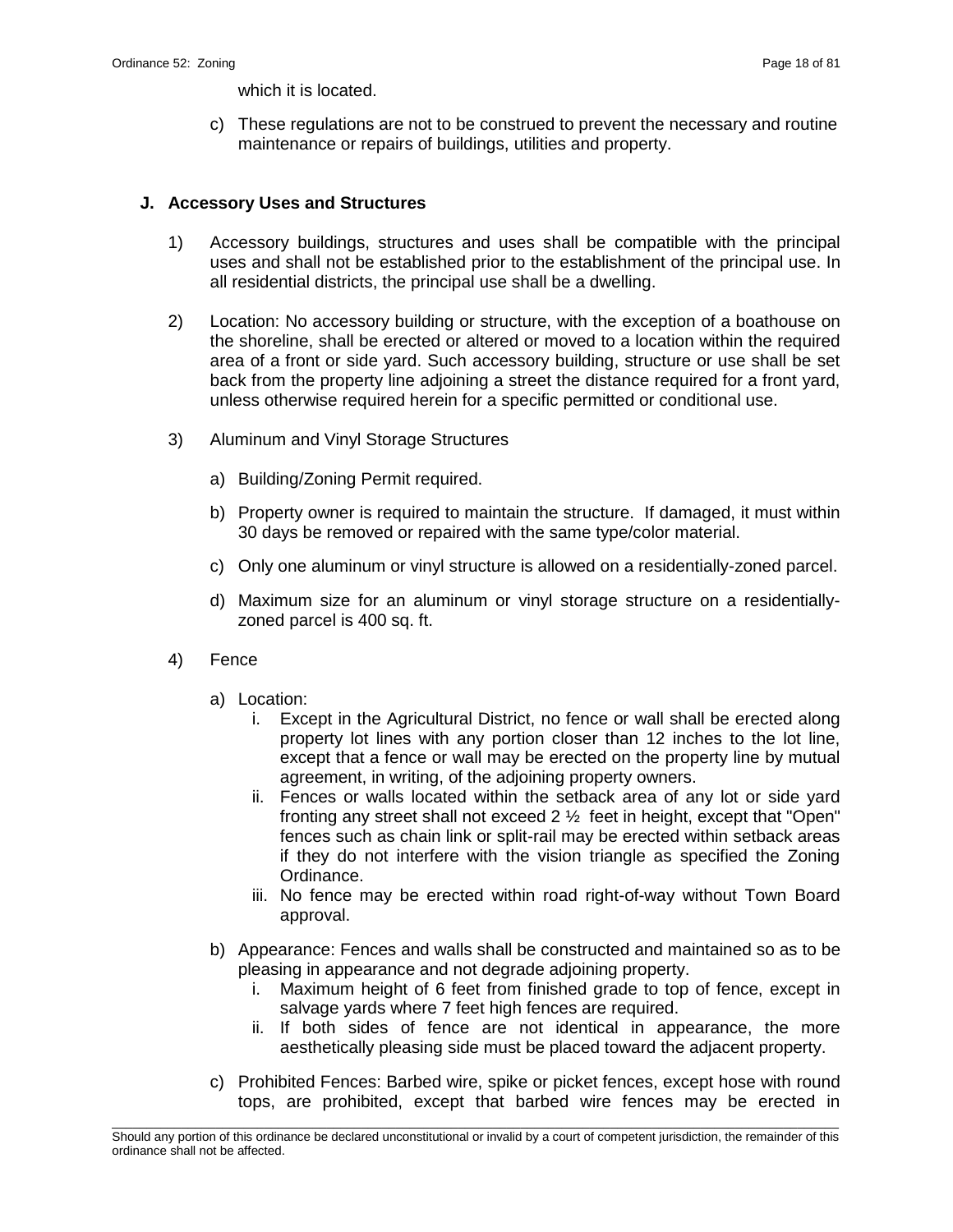which it is located.

c) These regulations are not to be construed to prevent the necessary and routine maintenance or repairs of buildings, utilities and property.

### J. Accessory Uses and Structures

1) Accessory buildings, structures and uses shall be compatible with the principal uses and shall not be established prior to the establishment of the principal use. In all residential districts, the principal use shall be a dwelling.

2) Location: No accessory building or structure, with the exception of a boathouse on the shoreline, shall be erected or altered or moved to a location within the required area of a front or side yard. Such accessory building, structure or use shall be set back from the property line adjoining a street the distance required for a front yard, unless otherwise required herein for a specific permitted or conditional use.

3) Aluminum and Vinyl Storage Structures

   a) Building/Zoning Permit required.

   b) Property owner is required to maintain the structure. If damaged, it must within 30 days be removed or repaired with the same type/color material.

   c) Only one aluminum or vinyl structure is allowed on a residentially-zoned parcel.

   d) Maximum size for an aluminum or vinyl storage structure on a residentially-zoned parcel is 400 sq. ft.

4) Fence

   a) Location:
      i. Except in the Agricultural District, no fence or wall shall be erected along property lot lines with any portion closer than 12 inches to the lot line, except that a fence or wall may be erected on the property line by mutual agreement, in writing, of the adjoining property owners.
      ii. Fences or walls located within the setback area of any lot or side yard fronting any street shall not exceed 2 ½ feet in height, except that "Open" fences such as chain link or split-rail may be erected within setback areas if they do not interfere with the vision triangle as specified the Zoning Ordinance.
      iii. No fence may be erected within road right-of-way without Town Board approval.

   b) Appearance: Fences and walls shall be constructed and maintained so as to be pleasing in appearance and not degrade adjoining property.
      i. Maximum height of 6 feet from finished grade to top of fence, except in salvage yards where 7 feet high fences are required.
      ii. If both sides of fence are not identical in appearance, the more aesthetically pleasing side must be placed toward the adjacent property.

   c) Prohibited Fences: Barbed wire, spike or picket fences, except hose with round tops, are prohibited, except that barbed wire fences may be erected in

Should any portion of this ordinance be declared unconstitutional or invalid by a court of competent jurisdiction, the remainder of this ordinance shall not be affected.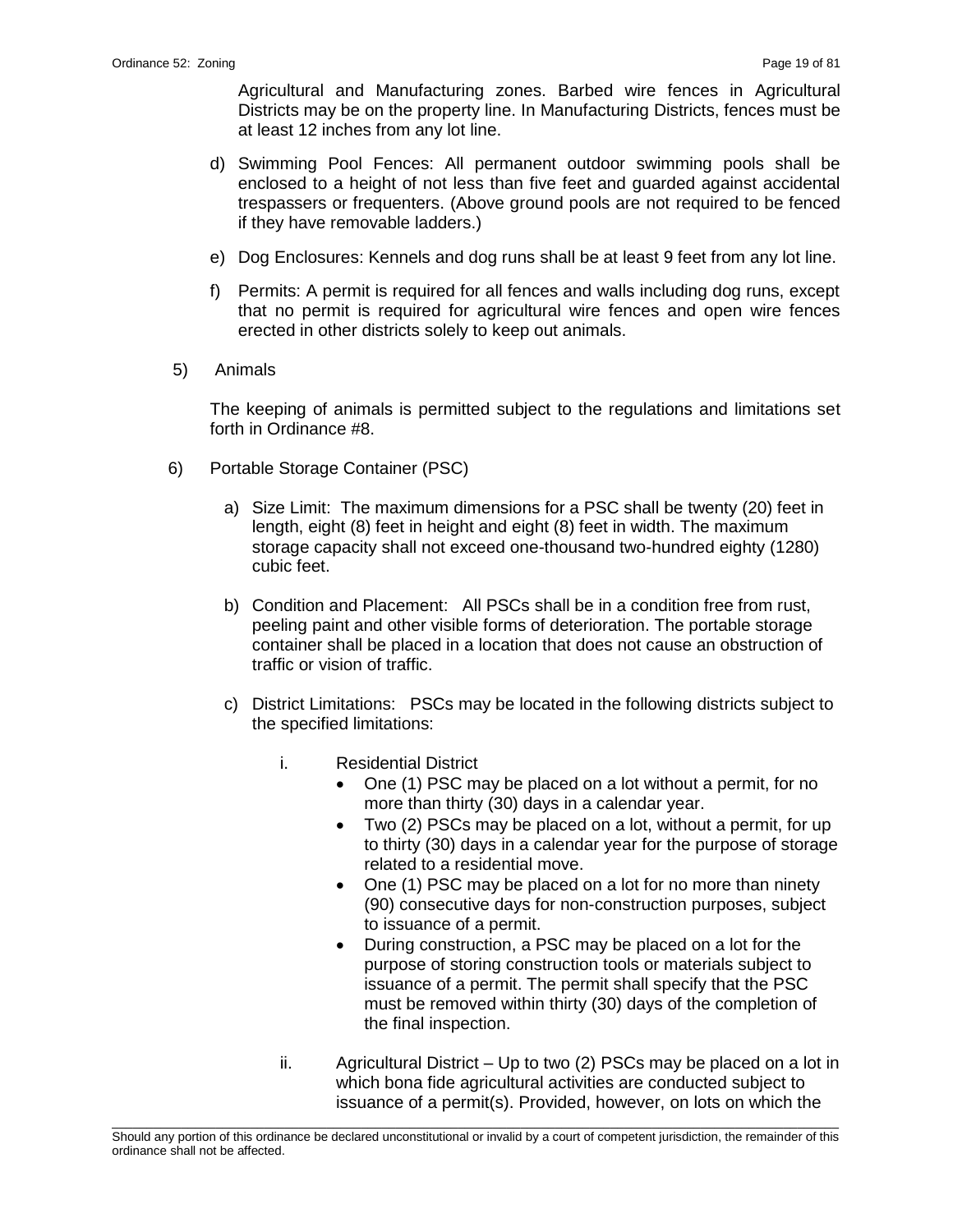Agricultural and Manufacturing zones. Barbed wire fences in Agricultural Districts may be on the property line. In Manufacturing Districts, fences must be at least 12 inches from any lot line.

d) Swimming Pool Fences: All permanent outdoor swimming pools shall be enclosed to a height of not less than five feet and guarded against accidental trespassers or frequenters. (Above ground pools are not required to be fenced if they have removable ladders.)

e) Dog Enclosures: Kennels and dog runs shall be at least 9 feet from any lot line.

f) Permits: A permit is required for all fences and walls including dog runs, except that no permit is required for agricultural wire fences and open wire fences erected in other districts solely to keep out animals.

5) Animals

The keeping of animals is permitted subject to the regulations and limitations set forth in Ordinance #8.

6) Portable Storage Container (PSC)

a) Size Limit: The maximum dimensions for a PSC shall be twenty (20) feet in length, eight (8) feet in height and eight (8) feet in width. The maximum storage capacity shall not exceed one-thousand two-hundred eighty (1280) cubic feet.

b) Condition and Placement: All PSCs shall be in a condition free from rust, peeling paint and other visible forms of deterioration. The portable storage container shall be placed in a location that does not cause an obstruction of traffic or vision of traffic.

c) District Limitations: PSCs may be located in the following districts subject to the specified limitations:

i. Residential District
   - One (1) PSC may be placed on a lot without a permit, for no more than thirty (30) days in a calendar year.
   - Two (2) PSCs may be placed on a lot, without a permit, for up to thirty (30) days in a calendar year for the purpose of storage related to a residential move.
   - One (1) PSC may be placed on a lot for no more than ninety (90) consecutive days for non-construction purposes, subject to issuance of a permit.
   - During construction, a PSC may be placed on a lot for the purpose of storing construction tools or materials subject to issuance of a permit. The permit shall specify that the PSC must be removed within thirty (30) days of the completion of the final inspection.

ii. Agricultural District – Up to two (2) PSCs may be placed on a lot in which bona fide agricultural activities are conducted subject to issuance of a permit(s). Provided, however, on lots on which the

Should any portion of this ordinance be declared unconstitutional or invalid by a court of competent jurisdiction, the remainder of this ordinance shall not be affected.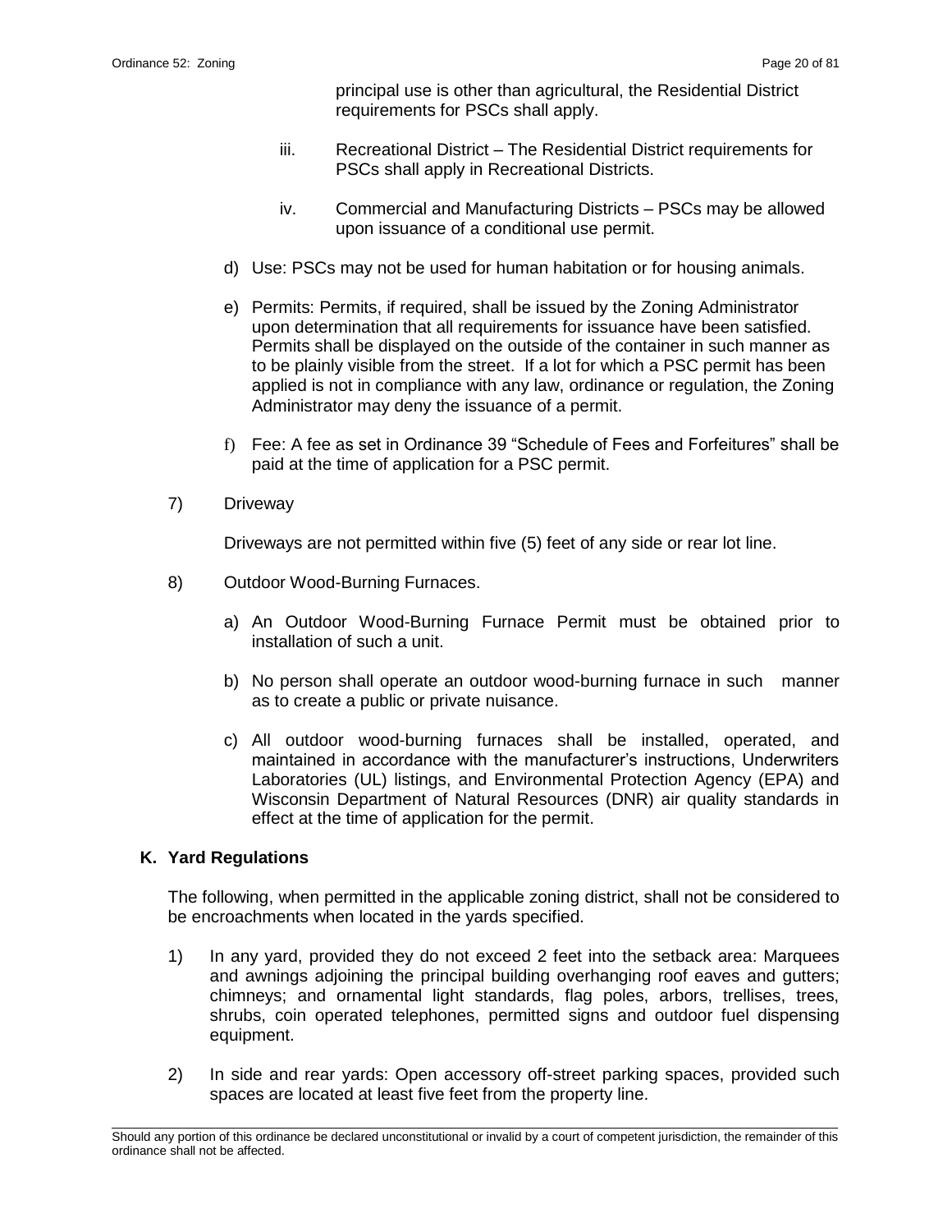principal use is other than agricultural, the Residential District requirements for PSCs shall apply.

iii. Recreational District – The Residential District requirements for PSCs shall apply in Recreational Districts.

iv. Commercial and Manufacturing Districts – PSCs may be allowed upon issuance of a conditional use permit.

d) Use: PSCs may not be used for human habitation or for housing animals.

e) Permits: Permits, if required, shall be issued by the Zoning Administrator upon determination that all requirements for issuance have been satisfied. Permits shall be displayed on the outside of the container in such manner as to be plainly visible from the street. If a lot for which a PSC permit has been applied is not in compliance with any law, ordinance or regulation, the Zoning Administrator may deny the issuance of a permit.

f) Fee: A fee as set in Ordinance 39 "Schedule of Fees and Forfeitures" shall be paid at the time of application for a PSC permit.

7) Driveway

Driveways are not permitted within five (5) feet of any side or rear lot line.

8) Outdoor Wood-Burning Furnaces.

a) An Outdoor Wood-Burning Furnace Permit must be obtained prior to installation of such a unit.

b) No person shall operate an outdoor wood-burning furnace in such manner as to create a public or private nuisance.

c) All outdoor wood-burning furnaces shall be installed, operated, and maintained in accordance with the manufacturer's instructions, Underwriters Laboratories (UL) listings, and Environmental Protection Agency (EPA) and Wisconsin Department of Natural Resources (DNR) air quality standards in effect at the time of application for the permit.

## K. Yard Regulations

The following, when permitted in the applicable zoning district, shall not be considered to be encroachments when located in the yards specified.

1) In any yard, provided they do not exceed 2 feet into the setback area: Marquees and awnings adjoining the principal building overhanging roof eaves and gutters; chimneys; and ornamental light standards, flag poles, arbors, trellises, trees, shrubs, coin operated telephones, permitted signs and outdoor fuel dispensing equipment.

2) In side and rear yards: Open accessory off-street parking spaces, provided such spaces are located at least five feet from the property line.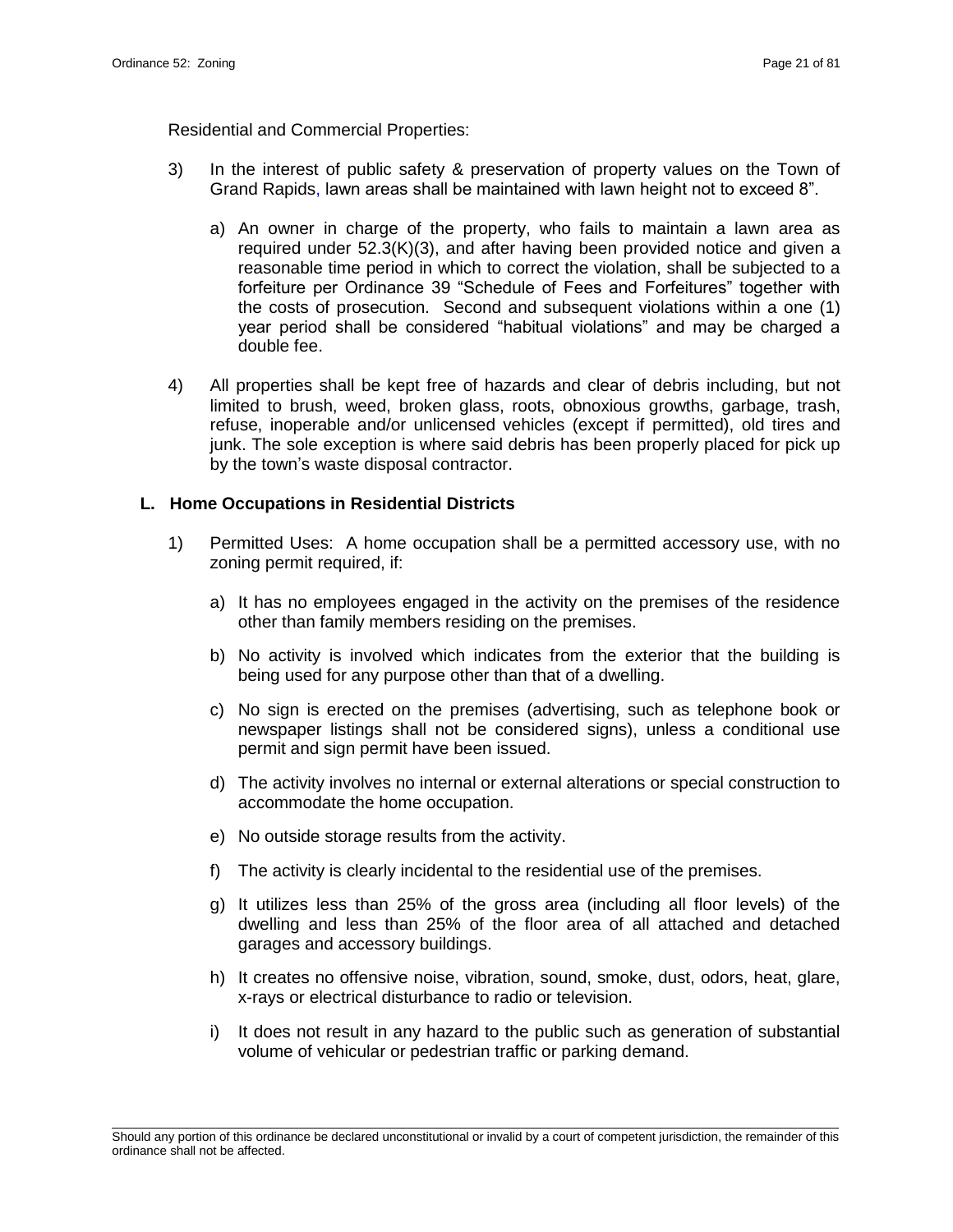Residential and Commercial Properties:

3) In the interest of public safety & preservation of property values on the Town of Grand Rapids, lawn areas shall be maintained with lawn height not to exceed 8".

   a) An owner in charge of the property, who fails to maintain a lawn area as required under 52.3(K)(3), and after having been provided notice and given a reasonable time period in which to correct the violation, shall be subjected to a forfeiture per Ordinance 39 "Schedule of Fees and Forfeitures" together with the costs of prosecution. Second and subsequent violations within a one (1) year period shall be considered "habitual violations" and may be charged a double fee.

4) All properties shall be kept free of hazards and clear of debris including, but not limited to brush, weed, broken glass, roots, obnoxious growths, garbage, trash, refuse, inoperable and/or unlicensed vehicles (except if permitted), old tires and junk. The sole exception is where said debris has been properly placed for pick up by the town's waste disposal contractor.

**L. Home Occupations in Residential Districts**

1) Permitted Uses: A home occupation shall be a permitted accessory use, with no zoning permit required, if:

   a) It has no employees engaged in the activity on the premises of the residence other than family members residing on the premises.

   b) No activity is involved which indicates from the exterior that the building is being used for any purpose other than that of a dwelling.

   c) No sign is erected on the premises (advertising, such as telephone book or newspaper listings shall not be considered signs), unless a conditional use permit and sign permit have been issued.

   d) The activity involves no internal or external alterations or special construction to accommodate the home occupation.

   e) No outside storage results from the activity.

   f) The activity is clearly incidental to the residential use of the premises.

   g) It utilizes less than 25% of the gross area (including all floor levels) of the dwelling and less than 25% of the floor area of all attached and detached garages and accessory buildings.

   h) It creates no offensive noise, vibration, sound, smoke, dust, odors, heat, glare, x-rays or electrical disturbance to radio or television.

   i) It does not result in any hazard to the public such as generation of substantial volume of vehicular or pedestrian traffic or parking demand.

Should any portion of this ordinance be declared unconstitutional or invalid by a court of competent jurisdiction, the remainder of this ordinance shall not be affected.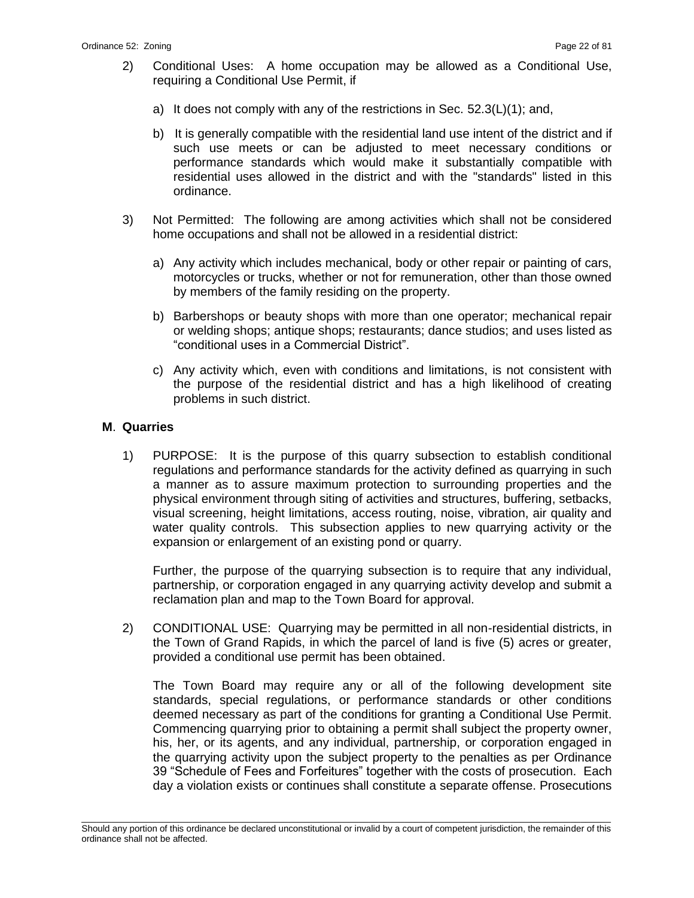2) Conditional Uses: A home occupation may be allowed as a Conditional Use, requiring a Conditional Use Permit, if

   a) It does not comply with any of the restrictions in Sec. 52.3(L)(1); and,

   b) It is generally compatible with the residential land use intent of the district and if such use meets or can be adjusted to meet necessary conditions or performance standards which would make it substantially compatible with residential uses allowed in the district and with the "standards" listed in this ordinance.

3) Not Permitted: The following are among activities which shall not be considered home occupations and shall not be allowed in a residential district:

   a) Any activity which includes mechanical, body or other repair or painting of cars, motorcycles or trucks, whether or not for remuneration, other than those owned by members of the family residing on the property.

   b) Barbershops or beauty shops with more than one operator; mechanical repair or welding shops; antique shops; restaurants; dance studios; and uses listed as "conditional uses in a Commercial District".

   c) Any activity which, even with conditions and limitations, is not consistent with the purpose of the residential district and has a high likelihood of creating problems in such district.

### M. Quarries

1) PURPOSE: It is the purpose of this quarry subsection to establish conditional regulations and performance standards for the activity defined as quarrying in such a manner as to assure maximum protection to surrounding properties and the physical environment through siting of activities and structures, buffering, setbacks, visual screening, height limitations, access routing, noise, vibration, air quality and water quality controls. This subsection applies to new quarrying activity or the expansion or enlargement of an existing pond or quarry.

   Further, the purpose of the quarrying subsection is to require that any individual, partnership, or corporation engaged in any quarrying activity develop and submit a reclamation plan and map to the Town Board for approval.

2) CONDITIONAL USE: Quarrying may be permitted in all non-residential districts, in the Town of Grand Rapids, in which the parcel of land is five (5) acres or greater, provided a conditional use permit has been obtained.

   The Town Board may require any or all of the following development site standards, special regulations, or performance standards or other conditions deemed necessary as part of the conditions for granting a Conditional Use Permit. Commencing quarrying prior to obtaining a permit shall subject the property owner, his, her, or its agents, and any individual, partnership, or corporation engaged in the quarrying activity upon the subject property to the penalties as per Ordinance 39 "Schedule of Fees and Forfeitures" together with the costs of prosecution. Each day a violation exists or continues shall constitute a separate offense. Prosecutions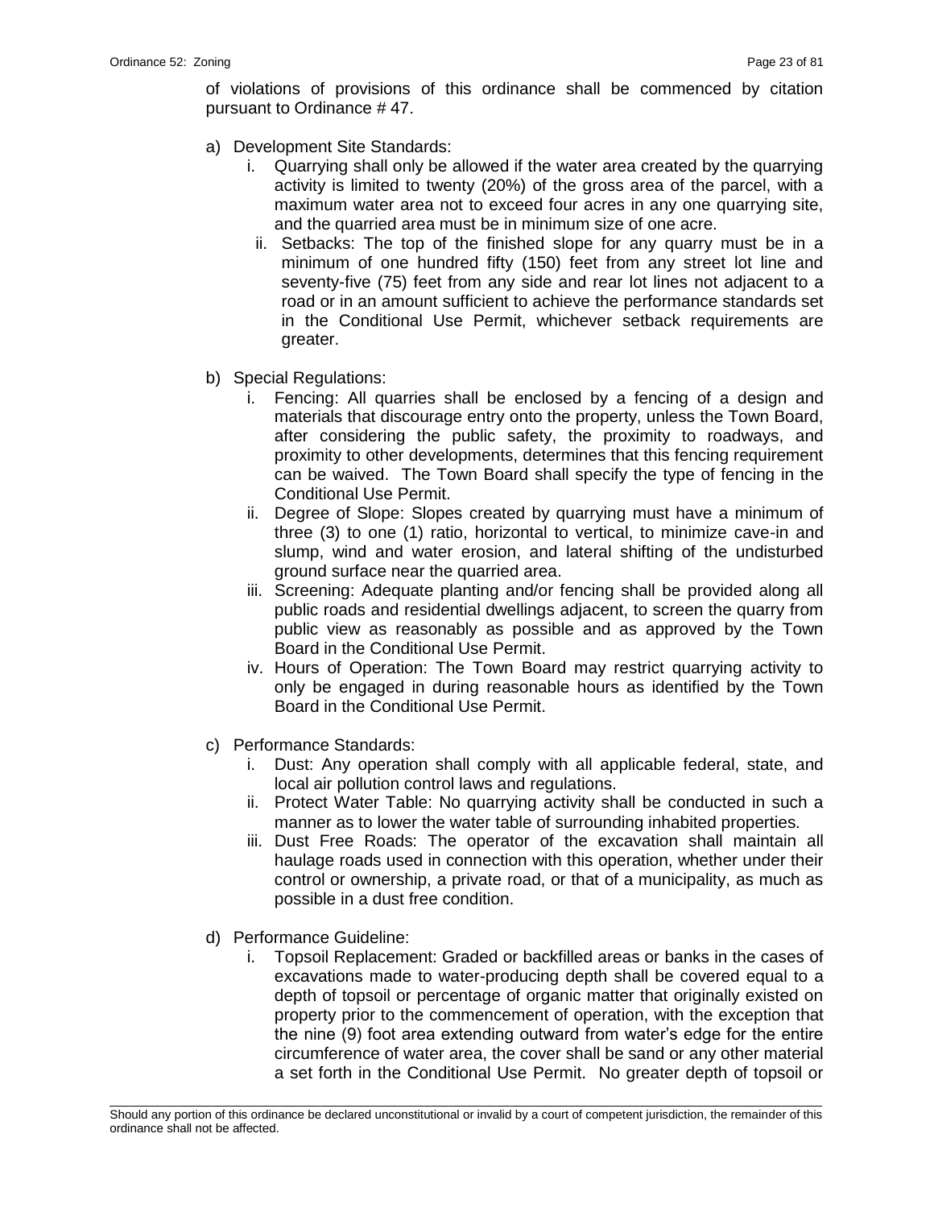of violations of provisions of this ordinance shall be commenced by citation pursuant to Ordinance # 47.

a) Development Site Standards:
   i. Quarrying shall only be allowed if the water area created by the quarrying activity is limited to twenty (20%) of the gross area of the parcel, with a maximum water area not to exceed four acres in any one quarrying site, and the quarried area must be in minimum size of one acre.
   ii. Setbacks: The top of the finished slope for any quarry must be in a minimum of one hundred fifty (150) feet from any street lot line and seventy-five (75) feet from any side and rear lot lines not adjacent to a road or in an amount sufficient to achieve the performance standards set in the Conditional Use Permit, whichever setback requirements are greater.

b) Special Regulations:
   i. Fencing: All quarries shall be enclosed by a fencing of a design and materials that discourage entry onto the property, unless the Town Board, after considering the public safety, the proximity to roadways, and proximity to other developments, determines that this fencing requirement can be waived. The Town Board shall specify the type of fencing in the Conditional Use Permit.
   ii. Degree of Slope: Slopes created by quarrying must have a minimum of three (3) to one (1) ratio, horizontal to vertical, to minimize cave-in and slump, wind and water erosion, and lateral shifting of the undisturbed ground surface near the quarried area.
   iii. Screening: Adequate planting and/or fencing shall be provided along all public roads and residential dwellings adjacent, to screen the quarry from public view as reasonably as possible and as approved by the Town Board in the Conditional Use Permit.
   iv. Hours of Operation: The Town Board may restrict quarrying activity to only be engaged in during reasonable hours as identified by the Town Board in the Conditional Use Permit.

c) Performance Standards:
   i. Dust: Any operation shall comply with all applicable federal, state, and local air pollution control laws and regulations.
   ii. Protect Water Table: No quarrying activity shall be conducted in such a manner as to lower the water table of surrounding inhabited properties.
   iii. Dust Free Roads: The operator of the excavation shall maintain all haulage roads used in connection with this operation, whether under their control or ownership, a private road, or that of a municipality, as much as possible in a dust free condition.

d) Performance Guideline:
   i. Topsoil Replacement: Graded or backfilled areas or banks in the cases of excavations made to water-producing depth shall be covered equal to a depth of topsoil or percentage of organic matter that originally existed on property prior to the commencement of operation, with the exception that the nine (9) foot area extending outward from water's edge for the entire circumference of water area, the cover shall be sand or any other material a set forth in the Conditional Use Permit. No greater depth of topsoil or

Should any portion of this ordinance be declared unconstitutional or invalid by a court of competent jurisdiction, the remainder of this ordinance shall not be affected.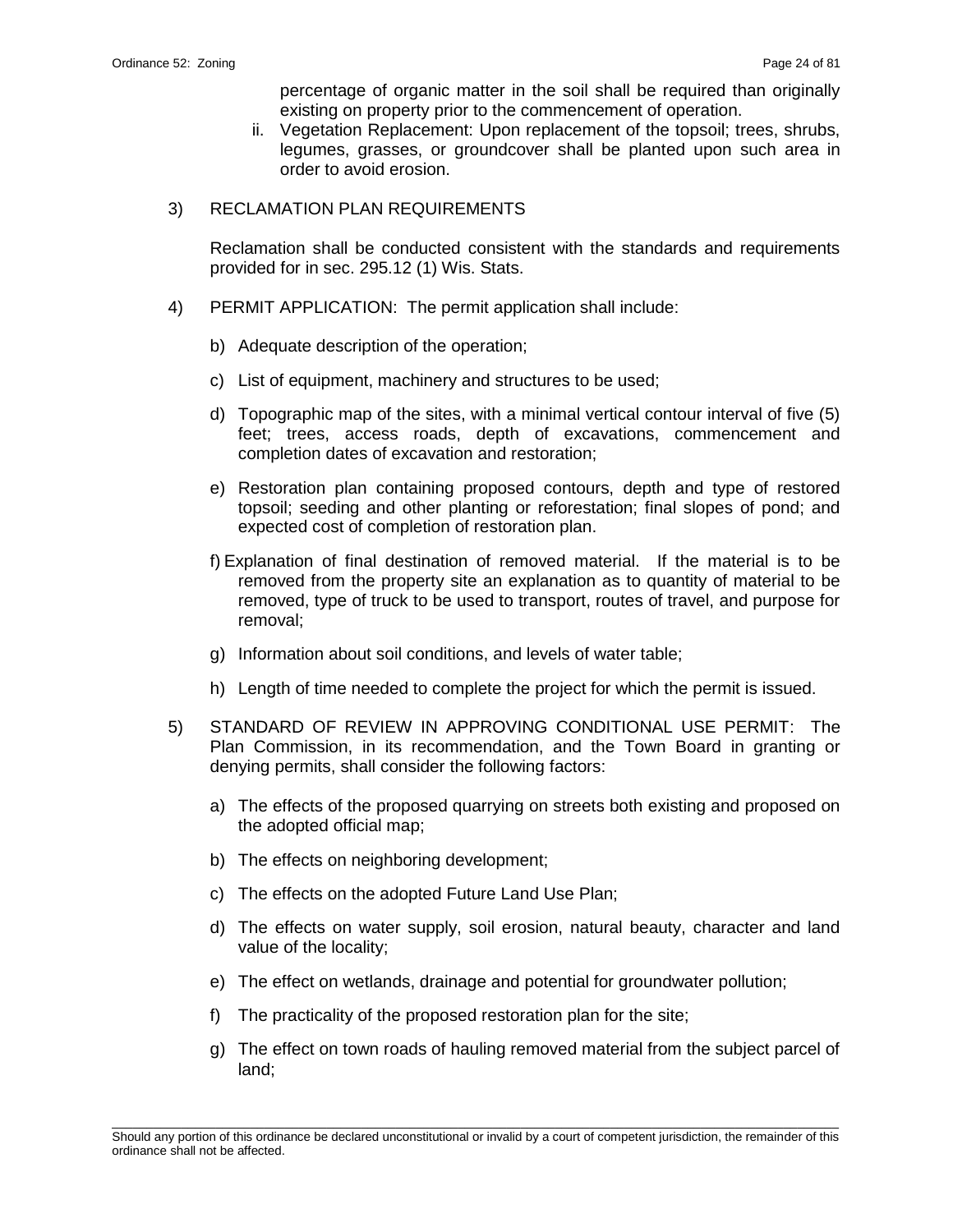percentage of organic matter in the soil shall be required than originally existing on property prior to the commencement of operation.

ii. Vegetation Replacement: Upon replacement of the topsoil; trees, shrubs, legumes, grasses, or groundcover shall be planted upon such area in order to avoid erosion.

3) RECLAMATION PLAN REQUIREMENTS

Reclamation shall be conducted consistent with the standards and requirements provided for in sec. 295.12 (1) Wis. Stats.

4) PERMIT APPLICATION: The permit application shall include:

b) Adequate description of the operation;

c) List of equipment, machinery and structures to be used;

d) Topographic map of the sites, with a minimal vertical contour interval of five (5) feet; trees, access roads, depth of excavations, commencement and completion dates of excavation and restoration;

e) Restoration plan containing proposed contours, depth and type of restored topsoil; seeding and other planting or reforestation; final slopes of pond; and expected cost of completion of restoration plan.

f) Explanation of final destination of removed material. If the material is to be removed from the property site an explanation as to quantity of material to be removed, type of truck to be used to transport, routes of travel, and purpose for removal;

g) Information about soil conditions, and levels of water table;

h) Length of time needed to complete the project for which the permit is issued.

5) STANDARD OF REVIEW IN APPROVING CONDITIONAL USE PERMIT: The Plan Commission, in its recommendation, and the Town Board in granting or denying permits, shall consider the following factors:

a) The effects of the proposed quarrying on streets both existing and proposed on the adopted official map;

b) The effects on neighboring development;

c) The effects on the adopted Future Land Use Plan;

d) The effects on water supply, soil erosion, natural beauty, character and land value of the locality;

e) The effect on wetlands, drainage and potential for groundwater pollution;

f) The practicality of the proposed restoration plan for the site;

g) The effect on town roads of hauling removed material from the subject parcel of land;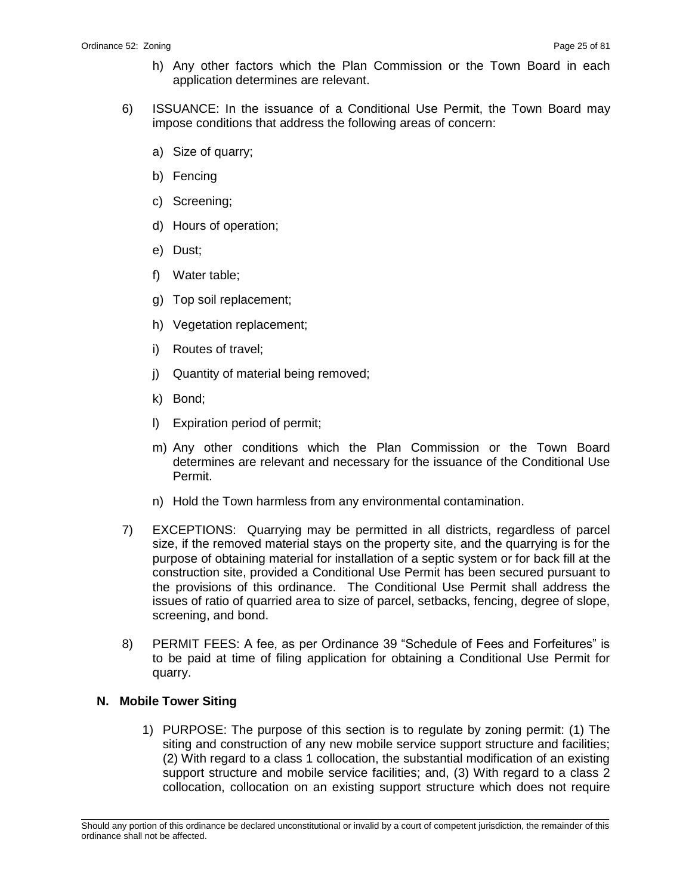h) Any other factors which the Plan Commission or the Town Board in each application determines are relevant.

6) ISSUANCE: In the issuance of a Conditional Use Permit, the Town Board may impose conditions that address the following areas of concern:

   a) Size of quarry;

   b) Fencing

   c) Screening;

   d) Hours of operation;

   e) Dust;

   f) Water table;

   g) Top soil replacement;

   h) Vegetation replacement;

   i) Routes of travel;

   j) Quantity of material being removed;

   k) Bond;

   l) Expiration period of permit;

   m) Any other conditions which the Plan Commission or the Town Board determines are relevant and necessary for the issuance of the Conditional Use Permit.

   n) Hold the Town harmless from any environmental contamination.

7) EXCEPTIONS: Quarrying may be permitted in all districts, regardless of parcel size, if the removed material stays on the property site, and the quarrying is for the purpose of obtaining material for installation of a septic system or for back fill at the construction site, provided a Conditional Use Permit has been secured pursuant to the provisions of this ordinance. The Conditional Use Permit shall address the issues of ratio of quarried area to size of parcel, setbacks, fencing, degree of slope, screening, and bond.

8) PERMIT FEES: A fee, as per Ordinance 39 “Schedule of Fees and Forfeitures” is to be paid at time of filing application for obtaining a Conditional Use Permit for quarry.

### N. Mobile Tower Siting

1) PURPOSE: The purpose of this section is to regulate by zoning permit: (1) The siting and construction of any new mobile service support structure and facilities; (2) With regard to a class 1 collocation, the substantial modification of an existing support structure and mobile service facilities; and, (3) With regard to a class 2 collocation, collocation on an existing support structure which does not require

Should any portion of this ordinance be declared unconstitutional or invalid by a court of competent jurisdiction, the remainder of this ordinance shall not be affected.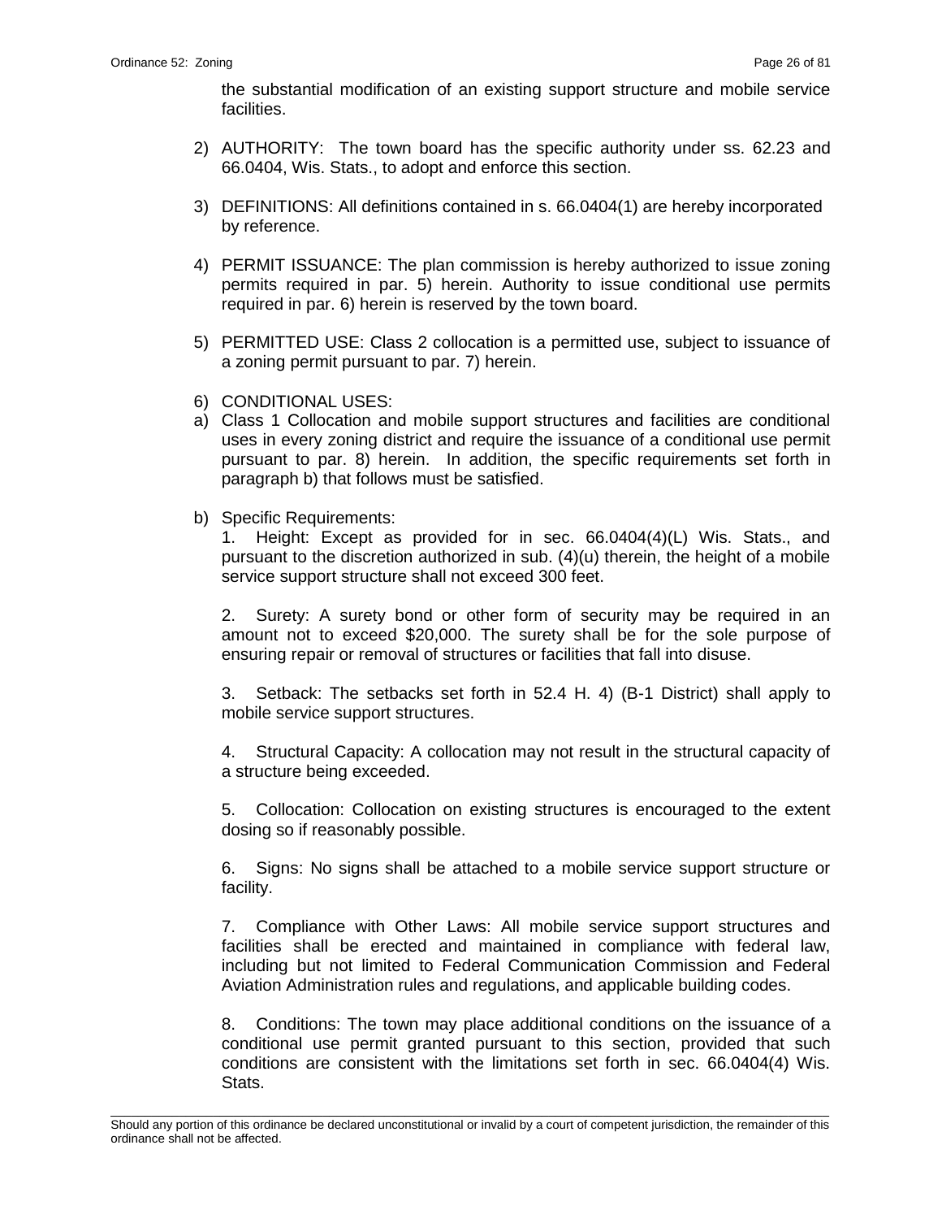the substantial modification of an existing support structure and mobile service facilities.

2) AUTHORITY: The town board has the specific authority under ss. 62.23 and 66.0404, Wis. Stats., to adopt and enforce this section.

3) DEFINITIONS: All definitions contained in s. 66.0404(1) are hereby incorporated by reference.

4) PERMIT ISSUANCE: The plan commission is hereby authorized to issue zoning permits required in par. 5) herein. Authority to issue conditional use permits required in par. 6) herein is reserved by the town board.

5) PERMITTED USE: Class 2 collocation is a permitted use, subject to issuance of a zoning permit pursuant to par. 7) herein.

6) CONDITIONAL USES:

a) Class 1 Collocation and mobile support structures and facilities are conditional uses in every zoning district and require the issuance of a conditional use permit pursuant to par. 8) herein. In addition, the specific requirements set forth in paragraph b) that follows must be satisfied.

b) Specific Requirements:

1. Height: Except as provided for in sec. 66.0404(4)(L) Wis. Stats., and pursuant to the discretion authorized in sub. (4)(u) therein, the height of a mobile service support structure shall not exceed 300 feet.

2. Surety: A surety bond or other form of security may be required in an amount not to exceed $20,000. The surety shall be for the sole purpose of ensuring repair or removal of structures or facilities that fall into disuse.

3. Setback: The setbacks set forth in 52.4 H. 4) (B-1 District) shall apply to mobile service support structures.

4. Structural Capacity: A collocation may not result in the structural capacity of a structure being exceeded.

5. Collocation: Collocation on existing structures is encouraged to the extent dosing so if reasonably possible.

6. Signs: No signs shall be attached to a mobile service support structure or facility.

7. Compliance with Other Laws: All mobile service support structures and facilities shall be erected and maintained in compliance with federal law, including but not limited to Federal Communication Commission and Federal Aviation Administration rules and regulations, and applicable building codes.

8. Conditions: The town may place additional conditions on the issuance of a conditional use permit granted pursuant to this section, provided that such conditions are consistent with the limitations set forth in sec. 66.0404(4) Wis. Stats.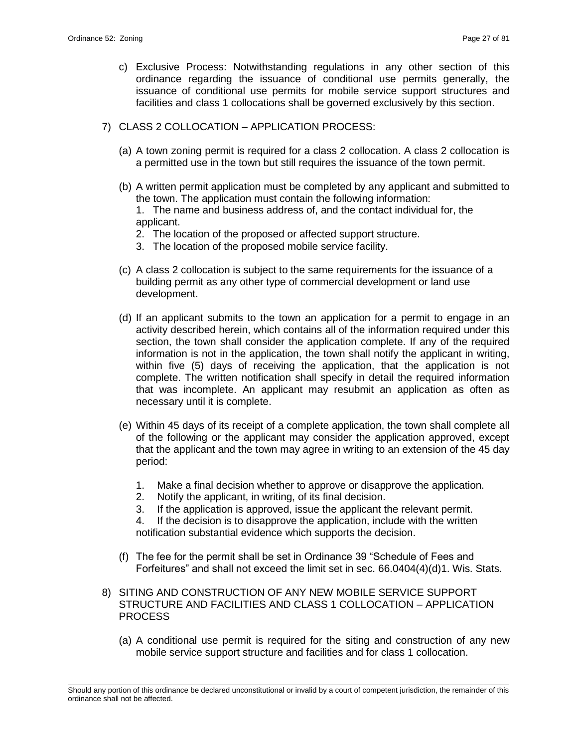c) Exclusive Process: Notwithstanding regulations in any other section of this ordinance regarding the issuance of conditional use permits generally, the issuance of conditional use permits for mobile service support structures and facilities and class 1 collocations shall be governed exclusively by this section.

7) CLASS 2 COLLOCATION – APPLICATION PROCESS:

(a) A town zoning permit is required for a class 2 collocation. A class 2 collocation is a permitted use in the town but still requires the issuance of the town permit.

(b) A written permit application must be completed by any applicant and submitted to the town. The application must contain the following information:
1. The name and business address of, and the contact individual for, the applicant.
2. The location of the proposed or affected support structure.
3. The location of the proposed mobile service facility.

(c) A class 2 collocation is subject to the same requirements for the issuance of a building permit as any other type of commercial development or land use development.

(d) If an applicant submits to the town an application for a permit to engage in an activity described herein, which contains all of the information required under this section, the town shall consider the application complete. If any of the required information is not in the application, the town shall notify the applicant in writing, within five (5) days of receiving the application, that the application is not complete. The written notification shall specify in detail the required information that was incomplete. An applicant may resubmit an application as often as necessary until it is complete.

(e) Within 45 days of its receipt of a complete application, the town shall complete all of the following or the applicant may consider the application approved, except that the applicant and the town may agree in writing to an extension of the 45 day period:

1. Make a final decision whether to approve or disapprove the application.
2. Notify the applicant, in writing, of its final decision.
3. If the application is approved, issue the applicant the relevant permit.
4. If the decision is to disapprove the application, include with the written notification substantial evidence which supports the decision.

(f) The fee for the permit shall be set in Ordinance 39 "Schedule of Fees and Forfeitures" and shall not exceed the limit set in sec. 66.0404(4)(d)1. Wis. Stats.

8) SITING AND CONSTRUCTION OF ANY NEW MOBILE SERVICE SUPPORT STRUCTURE AND FACILITIES AND CLASS 1 COLLOCATION – APPLICATION PROCESS

(a) A conditional use permit is required for the siting and construction of any new mobile service support structure and facilities and for class 1 collocation.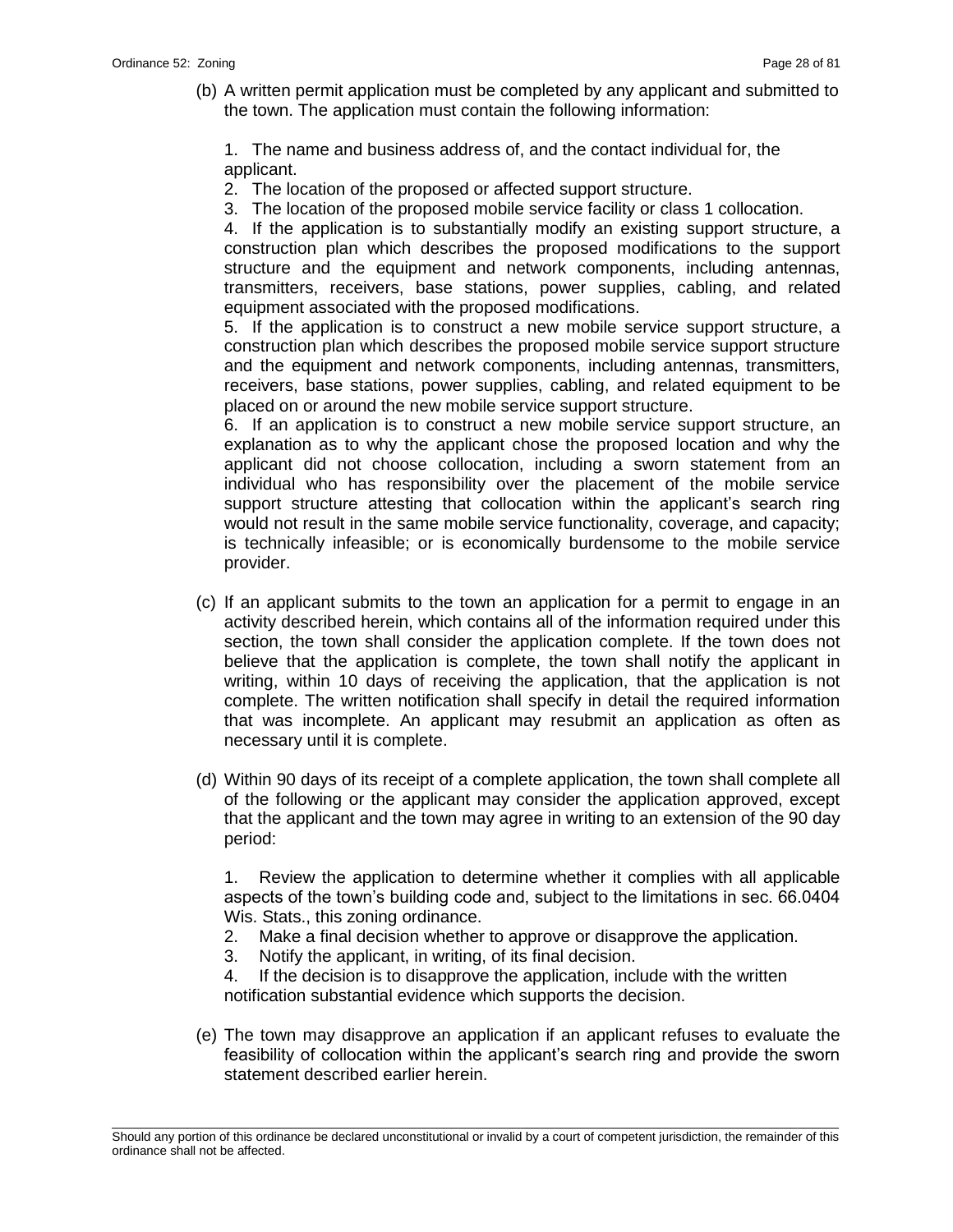(b) A written permit application must be completed by any applicant and submitted to the town. The application must contain the following information:

1. The name and business address of, and the contact individual for, the applicant.
2. The location of the proposed or affected support structure.
3. The location of the proposed mobile service facility or class 1 collocation.
4. If the application is to substantially modify an existing support structure, a construction plan which describes the proposed modifications to the support structure and the equipment and network components, including antennas, transmitters, receivers, base stations, power supplies, cabling, and related equipment associated with the proposed modifications.
5. If the application is to construct a new mobile service support structure, a construction plan which describes the proposed mobile service support structure and the equipment and network components, including antennas, transmitters, receivers, base stations, power supplies, cabling, and related equipment to be placed on or around the new mobile service support structure.
6. If an application is to construct a new mobile service support structure, an explanation as to why the applicant chose the proposed location and why the applicant did not choose collocation, including a sworn statement from an individual who has responsibility over the placement of the mobile service support structure attesting that collocation within the applicant's search ring would not result in the same mobile service functionality, coverage, and capacity; is technically infeasible; or is economically burdensome to the mobile service provider.

(c) If an applicant submits to the town an application for a permit to engage in an activity described herein, which contains all of the information required under this section, the town shall consider the application complete. If the town does not believe that the application is complete, the town shall notify the applicant in writing, within 10 days of receiving the application, that the application is not complete. The written notification shall specify in detail the required information that was incomplete. An applicant may resubmit an application as often as necessary until it is complete.

(d) Within 90 days of its receipt of a complete application, the town shall complete all of the following or the applicant may consider the application approved, except that the applicant and the town may agree in writing to an extension of the 90 day period:

1. Review the application to determine whether it complies with all applicable aspects of the town's building code and, subject to the limitations in sec. 66.0404 Wis. Stats., this zoning ordinance.
2. Make a final decision whether to approve or disapprove the application.
3. Notify the applicant, in writing, of its final decision.
4. If the decision is to disapprove the application, include with the written notification substantial evidence which supports the decision.

(e) The town may disapprove an application if an applicant refuses to evaluate the feasibility of collocation within the applicant's search ring and provide the sworn statement described earlier herein.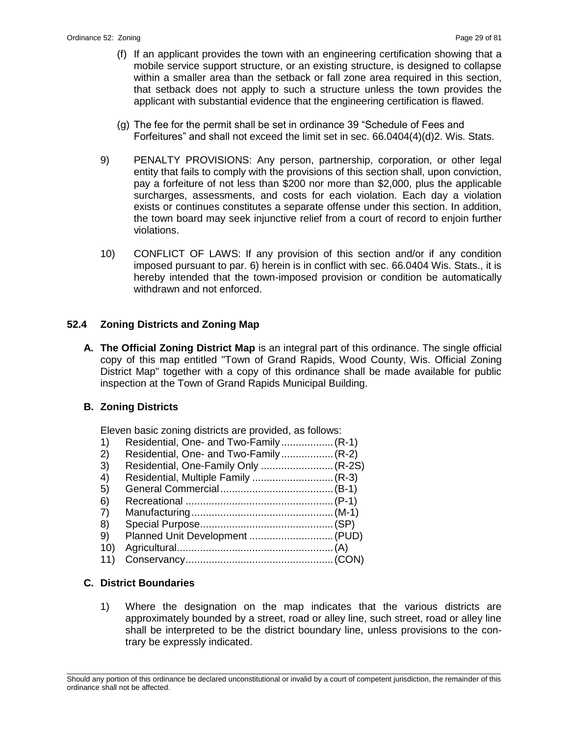(f) If an applicant provides the town with an engineering certification showing that a mobile service support structure, or an existing structure, is designed to collapse within a smaller area than the setback or fall zone area required in this section, that setback does not apply to such a structure unless the town provides the applicant with substantial evidence that the engineering certification is flawed.

(g) The fee for the permit shall be set in ordinance 39 "Schedule of Fees and Forfeitures" and shall not exceed the limit set in sec. 66.0404(4)(d)2. Wis. Stats.

9) PENALTY PROVISIONS: Any person, partnership, corporation, or other legal entity that fails to comply with the provisions of this section shall, upon conviction, pay a forfeiture of not less than $200 nor more than $2,000, plus the applicable surcharges, assessments, and costs for each violation. Each day a violation exists or continues constitutes a separate offense under this section. In addition, the town board may seek injunctive relief from a court of record to enjoin further violations.

10) CONFLICT OF LAWS: If any provision of this section and/or if any condition imposed pursuant to par. 6) herein is in conflict with sec. 66.0404 Wis. Stats., it is hereby intended that the town-imposed provision or condition be automatically withdrawn and not enforced.

## 52.4 Zoning Districts and Zoning Map

**A. The Official Zoning District Map** is an integral part of this ordinance. The single official copy of this map entitled "Town of Grand Rapids, Wood County, Wis. Official Zoning District Map" together with a copy of this ordinance shall be made available for public inspection at the Town of Grand Rapids Municipal Building.

**B. Zoning Districts**

Eleven basic zoning districts are provided, as follows:

1) Residential, One- and Two-Family..................(R-1)
2) Residential, One- and Two-Family..................(R-2)
3) Residential, One-Family Only .........................(R-2S)
4) Residential, Multiple Family ............................(R-3)
5) General Commercial.......................................(B-1)
6) Recreational ...................................................(P-1)
7) Manufacturing.................................................(M-1)
8) Special Purpose..............................................(SP)
9) Planned Unit Development .............................(PUD)
10) Agricultural......................................................(A)
11) Conservancy...................................................(CON)

**C. District Boundaries**

1) Where the designation on the map indicates that the various districts are approximately bounded by a street, road or alley line, such street, road or alley line shall be interpreted to be the district boundary line, unless provisions to the contrary be expressly indicated.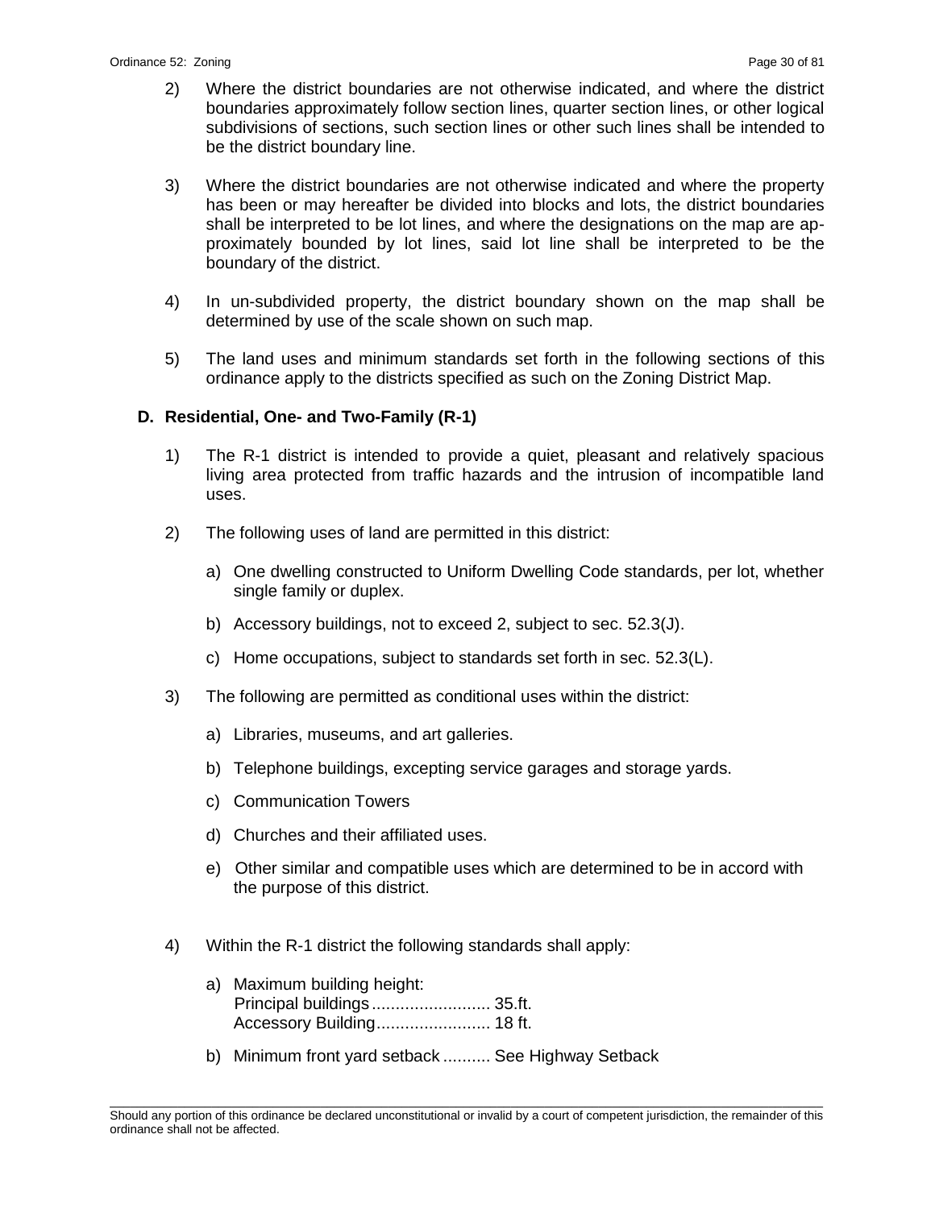2) Where the district boundaries are not otherwise indicated, and where the district boundaries approximately follow section lines, quarter section lines, or other logical subdivisions of sections, such section lines or other such lines shall be intended to be the district boundary line.

3) Where the district boundaries are not otherwise indicated and where the property has been or may hereafter be divided into blocks and lots, the district boundaries shall be interpreted to be lot lines, and where the designations on the map are approximately bounded by lot lines, said lot line shall be interpreted to be the boundary of the district.

4) In un-subdivided property, the district boundary shown on the map shall be determined by use of the scale shown on such map.

5) The land uses and minimum standards set forth in the following sections of this ordinance apply to the districts specified as such on the Zoning District Map.

### D. Residential, One- and Two-Family (R-1)

1) The R-1 district is intended to provide a quiet, pleasant and relatively spacious living area protected from traffic hazards and the intrusion of incompatible land uses.

2) The following uses of land are permitted in this district:

   a) One dwelling constructed to Uniform Dwelling Code standards, per lot, whether single family or duplex.

   b) Accessory buildings, not to exceed 2, subject to sec. 52.3(J).

   c) Home occupations, subject to standards set forth in sec. 52.3(L).

3) The following are permitted as conditional uses within the district:

   a) Libraries, museums, and art galleries.

   b) Telephone buildings, excepting service garages and storage yards.

   c) Communication Towers

   d) Churches and their affiliated uses.

   e) Other similar and compatible uses which are determined to be in accord with the purpose of this district.

4) Within the R-1 district the following standards shall apply:

   a) Maximum building height:
      Principal buildings ......................... 35.ft.
      Accessory Building........................ 18 ft.

   b) Minimum front yard setback .......... See Highway Setback

Should any portion of this ordinance be declared unconstitutional or invalid by a court of competent jurisdiction, the remainder of this ordinance shall not be affected.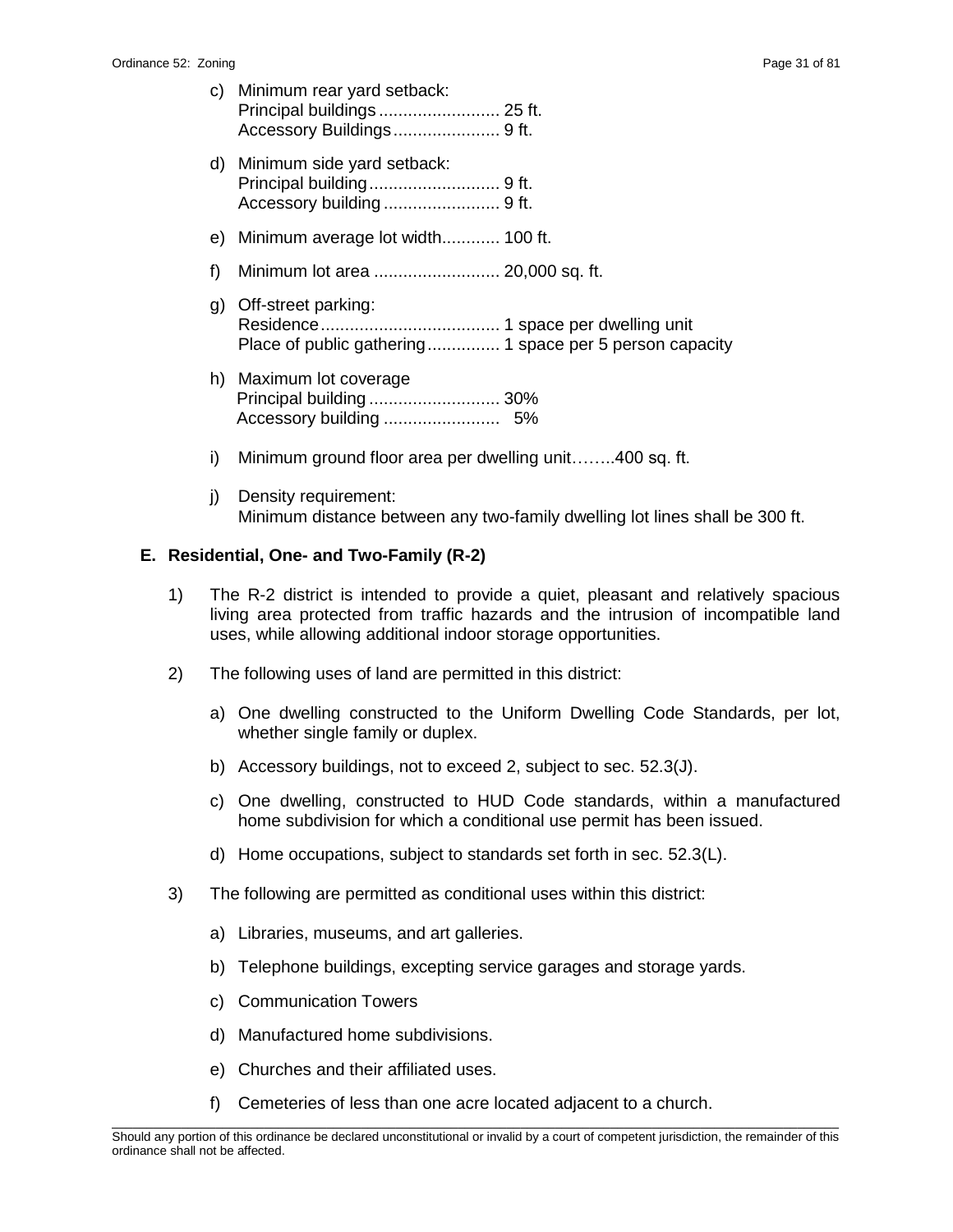c) Minimum rear yard setback:
   Principal buildings ......................... 25 ft.
   Accessory Buildings...................... 9 ft.

d) Minimum side yard setback:
   Principal building........................... 9 ft.
   Accessory building ........................ 9 ft.

e) Minimum average lot width............ 100 ft.

f) Minimum lot area .......................... 20,000 sq. ft.

g) Off-street parking:
   Residence..................................... 1 space per dwelling unit
   Place of public gathering............... 1 space per 5 person capacity

h) Maximum lot coverage
   Principal building ........................... 30%
   Accessory building ........................ 5%

i) Minimum ground floor area per dwelling unit……..400 sq. ft.

j) Density requirement:
   Minimum distance between any two-family dwelling lot lines shall be 300 ft.

**E. Residential, One- and Two-Family (R-2)**

1) The R-2 district is intended to provide a quiet, pleasant and relatively spacious living area protected from traffic hazards and the intrusion of incompatible land uses, while allowing additional indoor storage opportunities.

2) The following uses of land are permitted in this district:

   a) One dwelling constructed to the Uniform Dwelling Code Standards, per lot, whether single family or duplex.

   b) Accessory buildings, not to exceed 2, subject to sec. 52.3(J).

   c) One dwelling, constructed to HUD Code standards, within a manufactured home subdivision for which a conditional use permit has been issued.

   d) Home occupations, subject to standards set forth in sec. 52.3(L).

3) The following are permitted as conditional uses within this district:

   a) Libraries, museums, and art galleries.

   b) Telephone buildings, excepting service garages and storage yards.

   c) Communication Towers

   d) Manufactured home subdivisions.

   e) Churches and their affiliated uses.

   f) Cemeteries of less than one acre located adjacent to a church.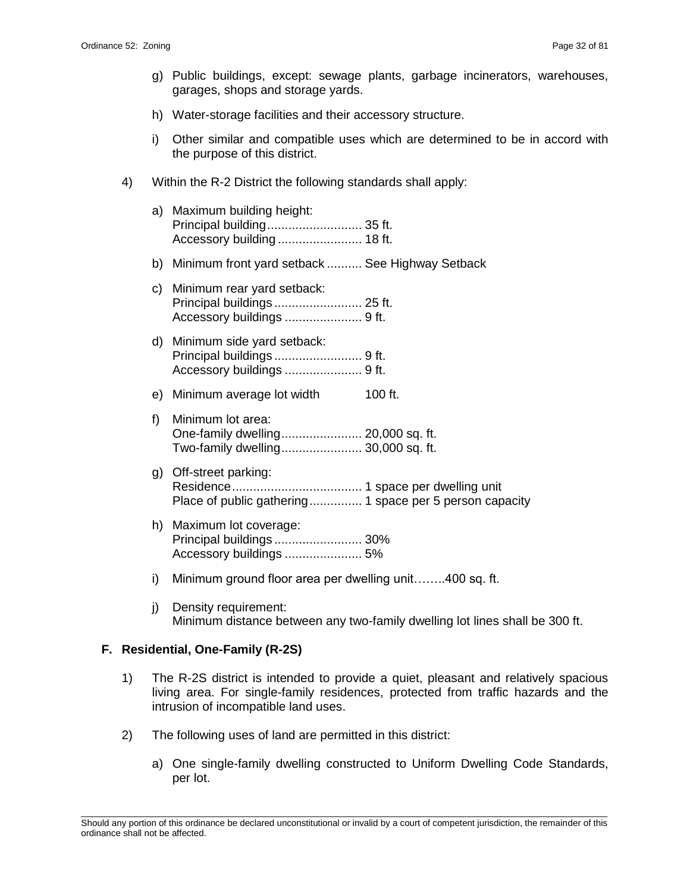g) Public buildings, except: sewage plants, garbage incinerators, warehouses, garages, shops and storage yards.

h) Water-storage facilities and their accessory structure.

i) Other similar and compatible uses which are determined to be in accord with the purpose of this district.

4) Within the R-2 District the following standards shall apply:

a) Maximum building height:
Principal building........................... 35 ft.
Accessory building ........................ 18 ft.

b) Minimum front yard setback .......... See Highway Setback

c) Minimum rear yard setback:
Principal buildings ......................... 25 ft.
Accessory buildings ...................... 9 ft.

d) Minimum side yard setback:
Principal buildings ......................... 9 ft.
Accessory buildings ...................... 9 ft.

e) Minimum average lot width 100 ft.

f) Minimum lot area:
One-family dwelling....................... 20,000 sq. ft.
Two-family dwelling....................... 30,000 sq. ft.

g) Off-street parking:
Residence..................................... 1 space per dwelling unit
Place of public gathering............... 1 space per 5 person capacity

h) Maximum lot coverage:
Principal buildings ......................... 30%
Accessory buildings ...................... 5%

i) Minimum ground floor area per dwelling unit……..400 sq. ft.

j) Density requirement:
Minimum distance between any two-family dwelling lot lines shall be 300 ft.

**F. Residential, One-Family (R-2S)**

1) The R-2S district is intended to provide a quiet, pleasant and relatively spacious living area. For single-family residences, protected from traffic hazards and the intrusion of incompatible land uses.

2) The following uses of land are permitted in this district:

a) One single-family dwelling constructed to Uniform Dwelling Code Standards, per lot.

Should any portion of this ordinance be declared unconstitutional or invalid by a court of competent jurisdiction, the remainder of this ordinance shall not be affected.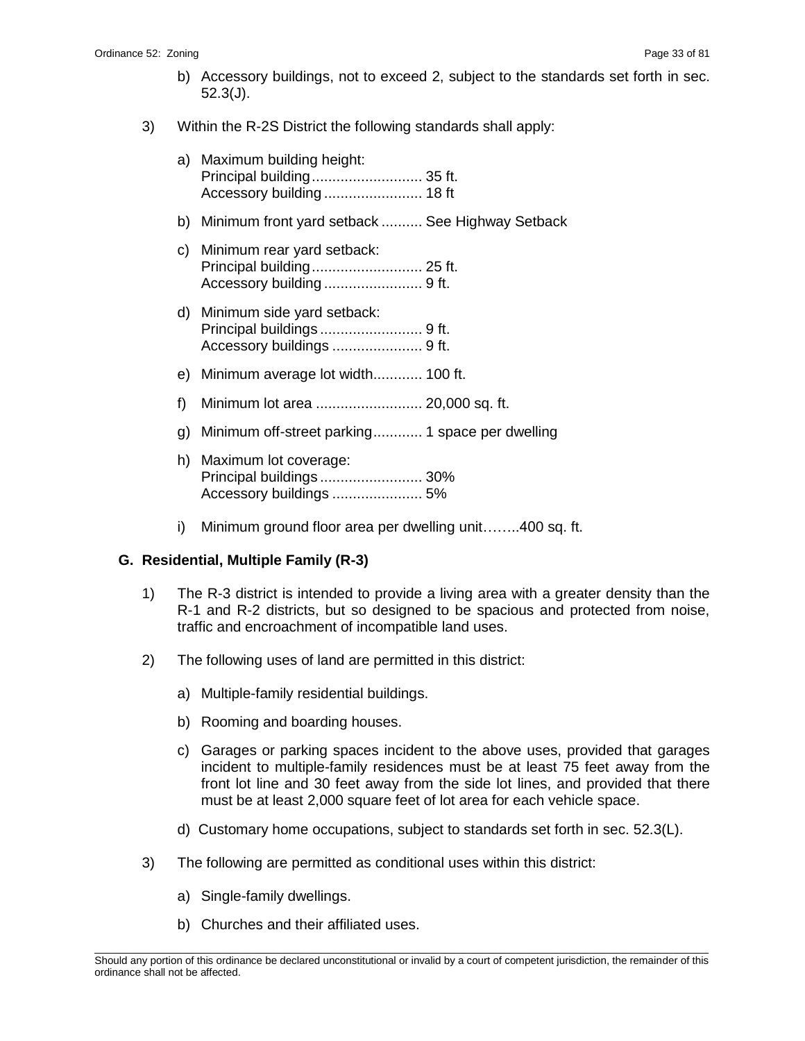b) Accessory buildings, not to exceed 2, subject to the standards set forth in sec. 52.3(J).

3) Within the R-2S District the following standards shall apply:

   a) Maximum building height:
      Principal building........................... 35 ft.
      Accessory building........................ 18 ft

   b) Minimum front yard setback .......... See Highway Setback

   c) Minimum rear yard setback:
      Principal building........................... 25 ft.
      Accessory building........................ 9 ft.

   d) Minimum side yard setback:
      Principal buildings......................... 9 ft.
      Accessory buildings ...................... 9 ft.

   e) Minimum average lot width............ 100 ft.

   f) Minimum lot area .......................... 20,000 sq. ft.

   g) Minimum off-street parking............ 1 space per dwelling

   h) Maximum lot coverage:
      Principal buildings......................... 30%
      Accessory buildings ...................... 5%

   i) Minimum ground floor area per dwelling unit……..400 sq. ft.

**G. Residential, Multiple Family (R-3)**

1) The R-3 district is intended to provide a living area with a greater density than the R-1 and R-2 districts, but so designed to be spacious and protected from noise, traffic and encroachment of incompatible land uses.

2) The following uses of land are permitted in this district:

   a) Multiple-family residential buildings.

   b) Rooming and boarding houses.

   c) Garages or parking spaces incident to the above uses, provided that garages incident to multiple-family residences must be at least 75 feet away from the front lot line and 30 feet away from the side lot lines, and provided that there must be at least 2,000 square feet of lot area for each vehicle space.

   d) Customary home occupations, subject to standards set forth in sec. 52.3(L).

3) The following are permitted as conditional uses within this district:

   a) Single-family dwellings.

   b) Churches and their affiliated uses.

Should any portion of this ordinance be declared unconstitutional or invalid by a court of competent jurisdiction, the remainder of this ordinance shall not be affected.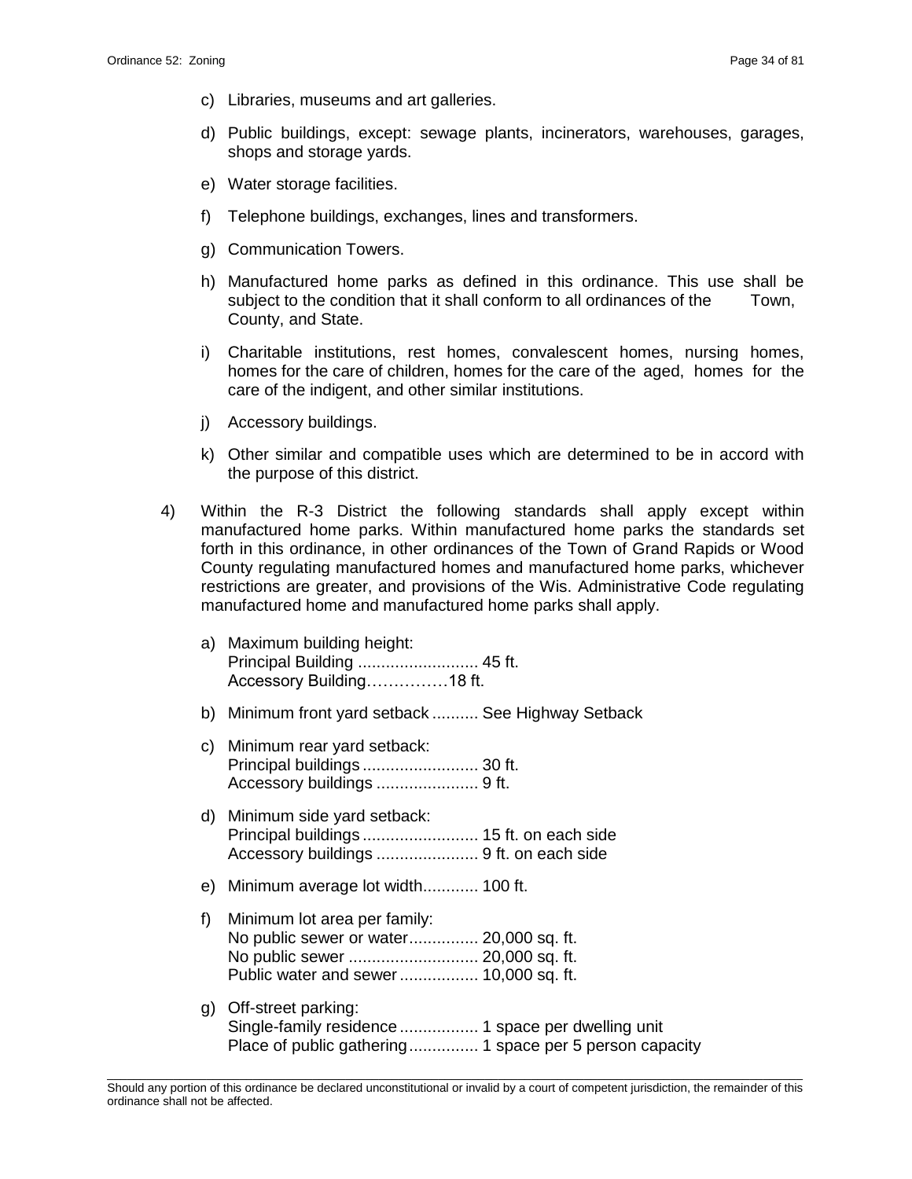c) Libraries, museums and art galleries.

d) Public buildings, except: sewage plants, incinerators, warehouses, garages, shops and storage yards.

e) Water storage facilities.

f) Telephone buildings, exchanges, lines and transformers.

g) Communication Towers.

h) Manufactured home parks as defined in this ordinance. This use shall be subject to the condition that it shall conform to all ordinances of the Town, County, and State.

i) Charitable institutions, rest homes, convalescent homes, nursing homes, homes for the care of children, homes for the care of the aged, homes for the care of the indigent, and other similar institutions.

j) Accessory buildings.

k) Other similar and compatible uses which are determined to be in accord with the purpose of this district.

4) Within the R-3 District the following standards shall apply except within manufactured home parks. Within manufactured home parks the standards set forth in this ordinance, in other ordinances of the Town of Grand Rapids or Wood County regulating manufactured homes and manufactured home parks, whichever restrictions are greater, and provisions of the Wis. Administrative Code regulating manufactured home and manufactured home parks shall apply.

   a) Maximum building height:
      Principal Building .......................... 45 ft.
      Accessory Building……………18 ft.

   b) Minimum front yard setback .......... See Highway Setback

   c) Minimum rear yard setback:
      Principal buildings ......................... 30 ft.
      Accessory buildings ...................... 9 ft.

   d) Minimum side yard setback:
      Principal buildings ......................... 15 ft. on each side
      Accessory buildings ...................... 9 ft. on each side

   e) Minimum average lot width............ 100 ft.

   f) Minimum lot area per family:
      No public sewer or water............... 20,000 sq. ft.
      No public sewer ............................ 20,000 sq. ft.
      Public water and sewer ................. 10,000 sq. ft.

   g) Off-street parking:
      Single-family residence ................. 1 space per dwelling unit
      Place of public gathering............... 1 space per 5 person capacity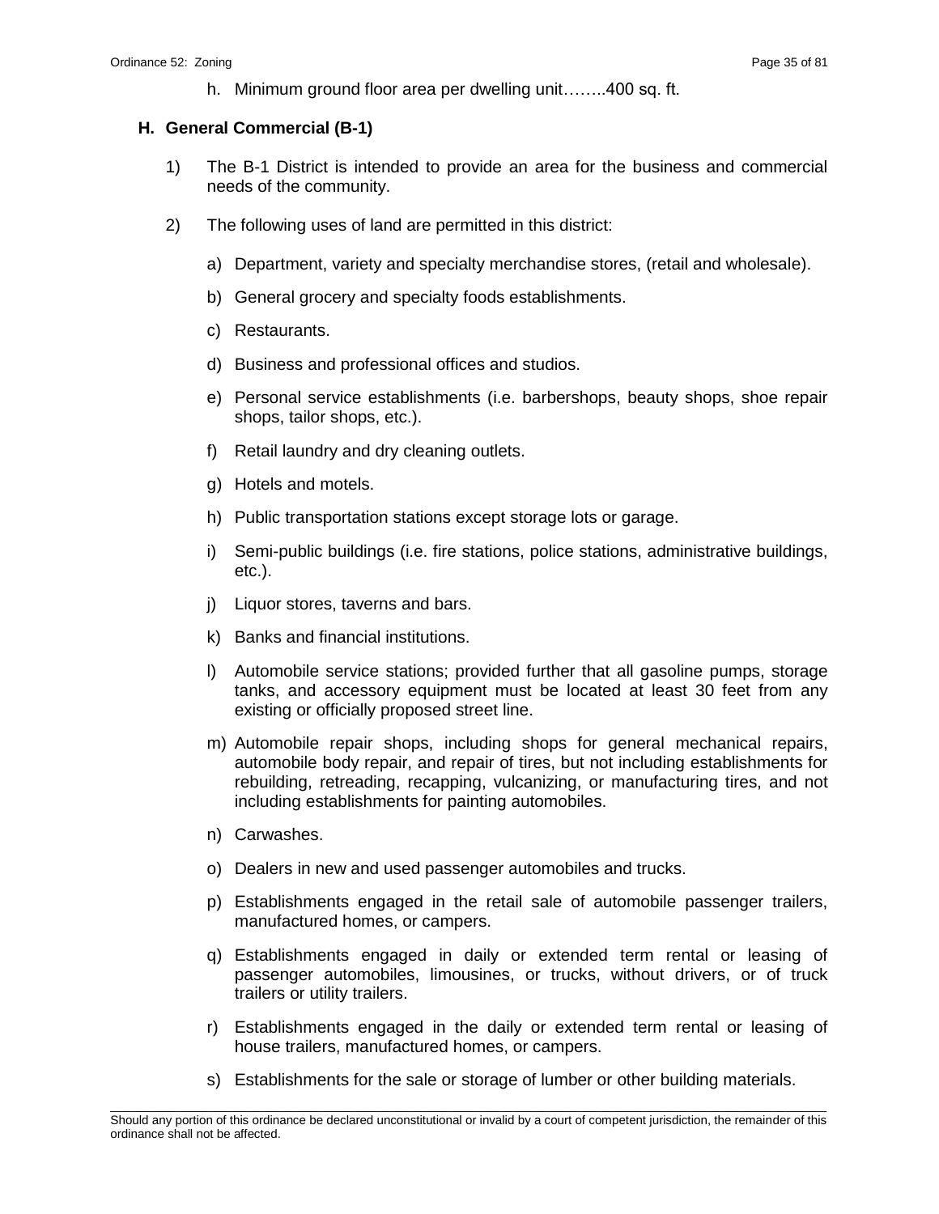h. Minimum ground floor area per dwelling unit……..400 sq. ft.

## H. General Commercial (B-1)

1) The B-1 District is intended to provide an area for the business and commercial needs of the community.

2) The following uses of land are permitted in this district:

   a) Department, variety and specialty merchandise stores, (retail and wholesale).

   b) General grocery and specialty foods establishments.

   c) Restaurants.

   d) Business and professional offices and studios.

   e) Personal service establishments (i.e. barbershops, beauty shops, shoe repair shops, tailor shops, etc.).

   f) Retail laundry and dry cleaning outlets.

   g) Hotels and motels.

   h) Public transportation stations except storage lots or garage.

   i) Semi-public buildings (i.e. fire stations, police stations, administrative buildings, etc.).

   j) Liquor stores, taverns and bars.

   k) Banks and financial institutions.

   l) Automobile service stations; provided further that all gasoline pumps, storage tanks, and accessory equipment must be located at least 30 feet from any existing or officially proposed street line.

   m) Automobile repair shops, including shops for general mechanical repairs, automobile body repair, and repair of tires, but not including establishments for rebuilding, retreading, recapping, vulcanizing, or manufacturing tires, and not including establishments for painting automobiles.

   n) Carwashes.

   o) Dealers in new and used passenger automobiles and trucks.

   p) Establishments engaged in the retail sale of automobile passenger trailers, manufactured homes, or campers.

   q) Establishments engaged in daily or extended term rental or leasing of passenger automobiles, limousines, or trucks, without drivers, or of truck trailers or utility trailers.

   r) Establishments engaged in the daily or extended term rental or leasing of house trailers, manufactured homes, or campers.

   s) Establishments for the sale or storage of lumber or other building materials.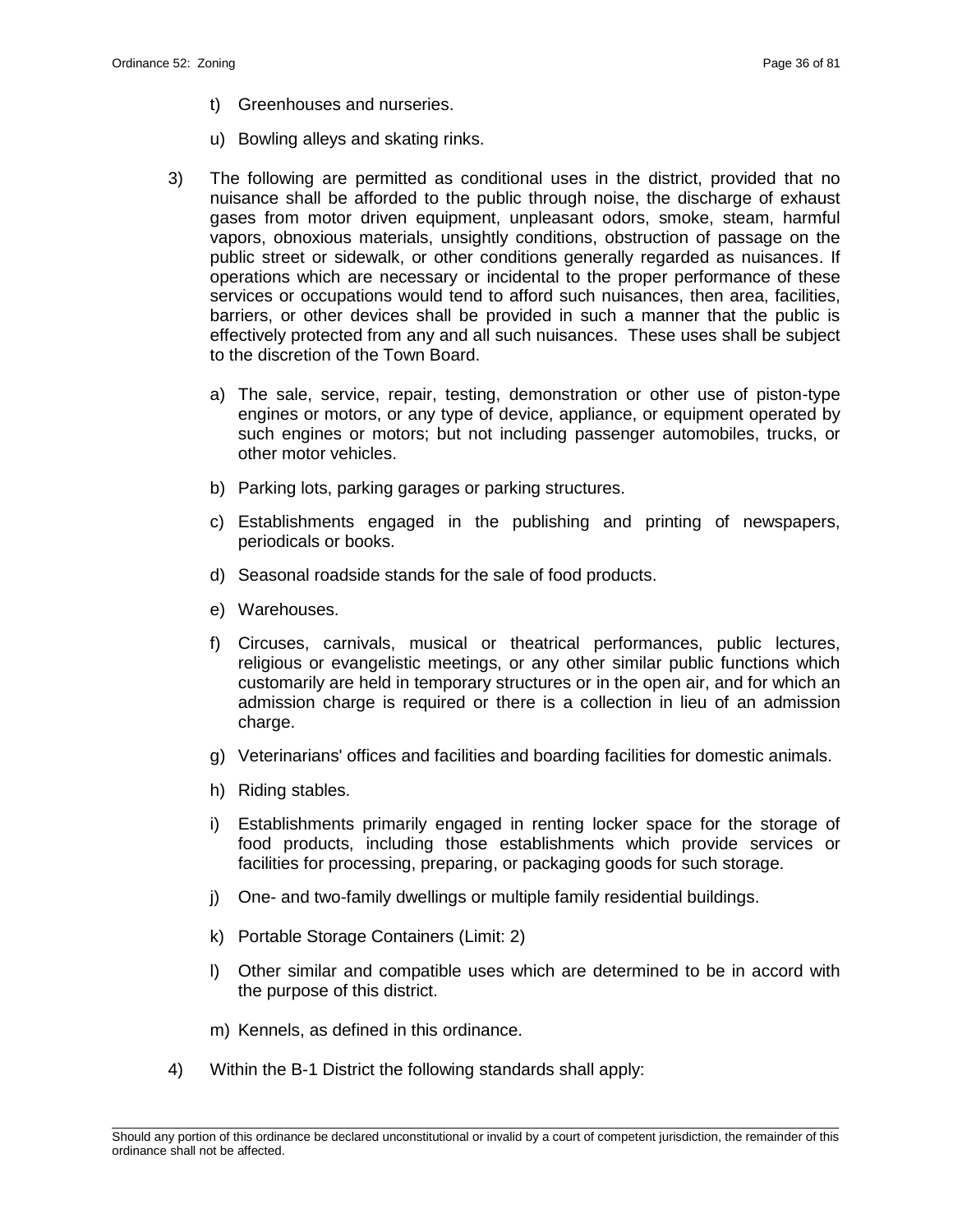t) Greenhouses and nurseries.

u) Bowling alleys and skating rinks.

3) The following are permitted as conditional uses in the district, provided that no nuisance shall be afforded to the public through noise, the discharge of exhaust gases from motor driven equipment, unpleasant odors, smoke, steam, harmful vapors, obnoxious materials, unsightly conditions, obstruction of passage on the public street or sidewalk, or other conditions generally regarded as nuisances. If operations which are necessary or incidental to the proper performance of these services or occupations would tend to afford such nuisances, then area, facilities, barriers, or other devices shall be provided in such a manner that the public is effectively protected from any and all such nuisances. These uses shall be subject to the discretion of the Town Board.

   a) The sale, service, repair, testing, demonstration or other use of piston-type engines or motors, or any type of device, appliance, or equipment operated by such engines or motors; but not including passenger automobiles, trucks, or other motor vehicles.

   b) Parking lots, parking garages or parking structures.

   c) Establishments engaged in the publishing and printing of newspapers, periodicals or books.

   d) Seasonal roadside stands for the sale of food products.

   e) Warehouses.

   f) Circuses, carnivals, musical or theatrical performances, public lectures, religious or evangelistic meetings, or any other similar public functions which customarily are held in temporary structures or in the open air, and for which an admission charge is required or there is a collection in lieu of an admission charge.

   g) Veterinarians' offices and facilities and boarding facilities for domestic animals.

   h) Riding stables.

   i) Establishments primarily engaged in renting locker space for the storage of food products, including those establishments which provide services or facilities for processing, preparing, or packaging goods for such storage.

   j) One- and two-family dwellings or multiple family residential buildings.

   k) Portable Storage Containers (Limit: 2)

   l) Other similar and compatible uses which are determined to be in accord with the purpose of this district.

   m) Kennels, as defined in this ordinance.

4) Within the B-1 District the following standards shall apply: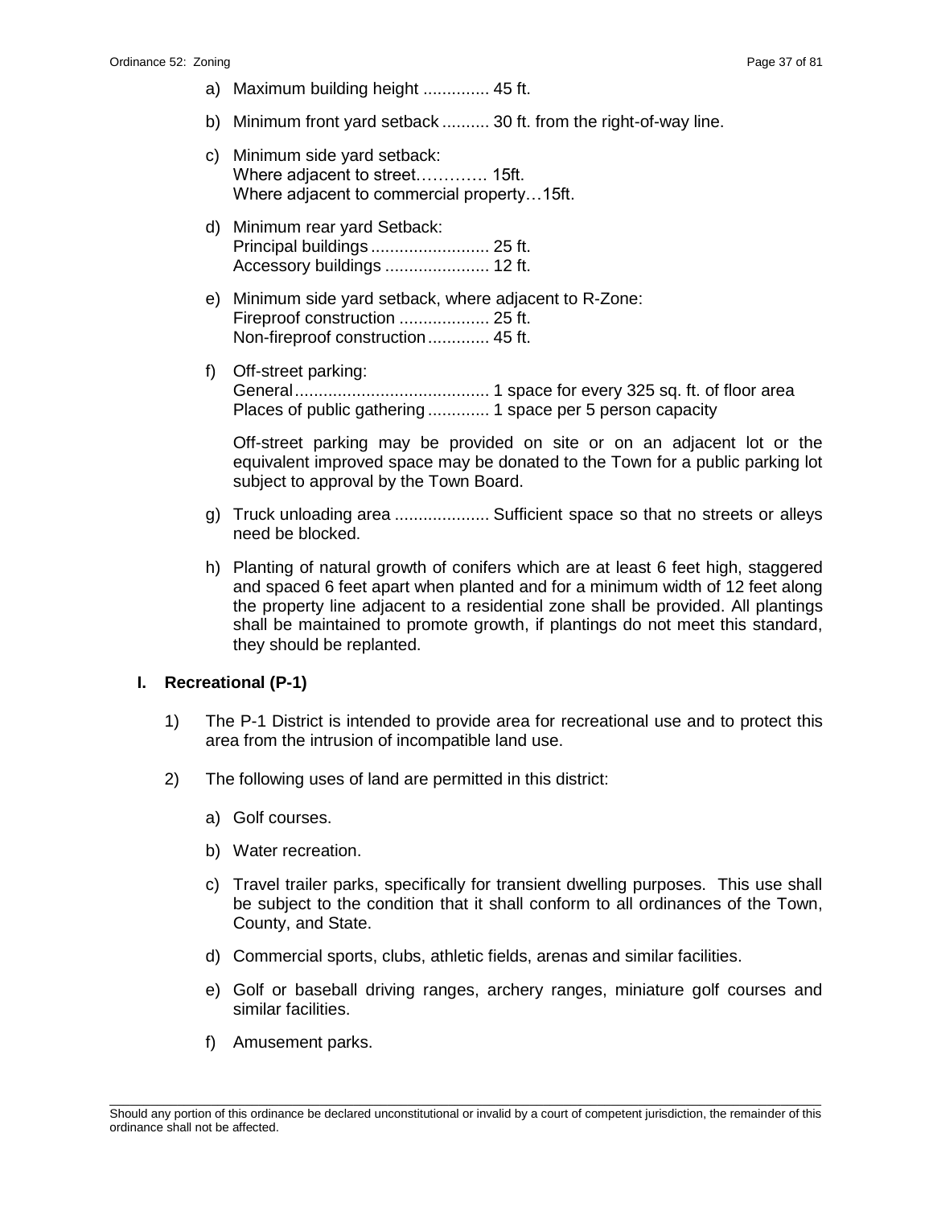a) Maximum building height .............. 45 ft.

b) Minimum front yard setback .......... 30 ft. from the right-of-way line.

c) Minimum side yard setback:
Where adjacent to street…………. 15ft.
Where adjacent to commercial property…15ft.

d) Minimum rear yard Setback:
Principal buildings ......................... 25 ft.
Accessory buildings ...................... 12 ft.

e) Minimum side yard setback, where adjacent to R-Zone:
Fireproof construction ................... 25 ft.
Non-fireproof construction............. 45 ft.

f) Off-street parking:
General......................................... 1 space for every 325 sq. ft. of floor area
Places of public gathering ............. 1 space per 5 person capacity

Off-street parking may be provided on site or on an adjacent lot or the equivalent improved space may be donated to the Town for a public parking lot subject to approval by the Town Board.

g) Truck unloading area .................... Sufficient space so that no streets or alleys need be blocked.

h) Planting of natural growth of conifers which are at least 6 feet high, staggered and spaced 6 feet apart when planted and for a minimum width of 12 feet along the property line adjacent to a residential zone shall be provided. All plantings shall be maintained to promote growth, if plantings do not meet this standard, they should be replanted.

## I. Recreational (P-1)

1) The P-1 District is intended to provide area for recreational use and to protect this area from the intrusion of incompatible land use.

2) The following uses of land are permitted in this district:

a) Golf courses.

b) Water recreation.

c) Travel trailer parks, specifically for transient dwelling purposes. This use shall be subject to the condition that it shall conform to all ordinances of the Town, County, and State.

d) Commercial sports, clubs, athletic fields, arenas and similar facilities.

e) Golf or baseball driving ranges, archery ranges, miniature golf courses and similar facilities.

f) Amusement parks.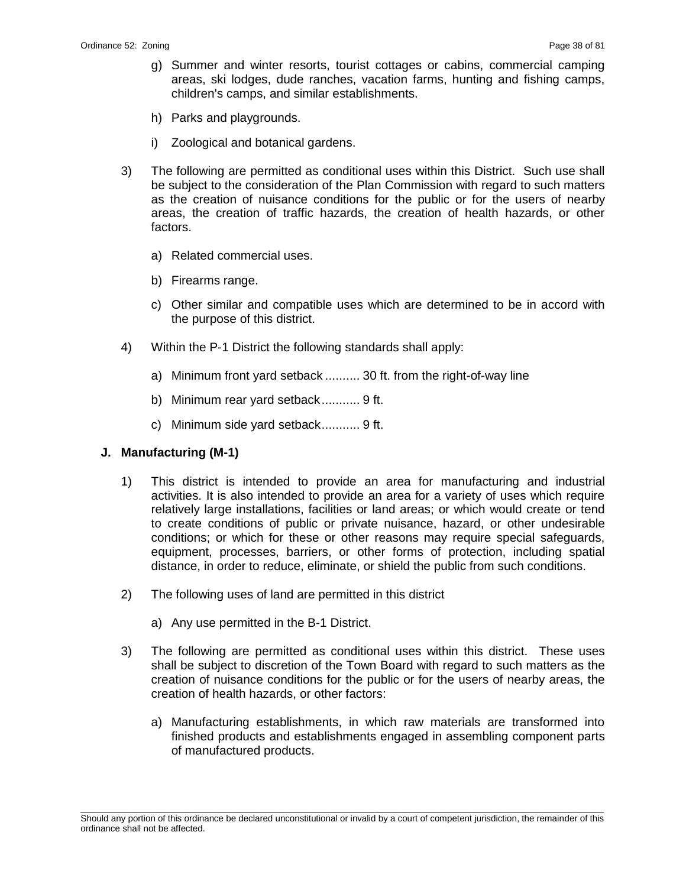g) Summer and winter resorts, tourist cottages or cabins, commercial camping areas, ski lodges, dude ranches, vacation farms, hunting and fishing camps, children's camps, and similar establishments.

h) Parks and playgrounds.

i) Zoological and botanical gardens.

3) The following are permitted as conditional uses within this District. Such use shall be subject to the consideration of the Plan Commission with regard to such matters as the creation of nuisance conditions for the public or for the users of nearby areas, the creation of traffic hazards, the creation of health hazards, or other factors.

   a) Related commercial uses.

   b) Firearms range.

   c) Other similar and compatible uses which are determined to be in accord with the purpose of this district.

4) Within the P-1 District the following standards shall apply:

   a) Minimum front yard setback .......... 30 ft. from the right-of-way line

   b) Minimum rear yard setback........... 9 ft.

   c) Minimum side yard setback........... 9 ft.

### J. Manufacturing (M-1)

1) This district is intended to provide an area for manufacturing and industrial activities. It is also intended to provide an area for a variety of uses which require relatively large installations, facilities or land areas; or which would create or tend to create conditions of public or private nuisance, hazard, or other undesirable conditions; or which for these or other reasons may require special safeguards, equipment, processes, barriers, or other forms of protection, including spatial distance, in order to reduce, eliminate, or shield the public from such conditions.

2) The following uses of land are permitted in this district

   a) Any use permitted in the B-1 District.

3) The following are permitted as conditional uses within this district. These uses shall be subject to discretion of the Town Board with regard to such matters as the creation of nuisance conditions for the public or for the users of nearby areas, the creation of health hazards, or other factors:

   a) Manufacturing establishments, in which raw materials are transformed into finished products and establishments engaged in assembling component parts of manufactured products.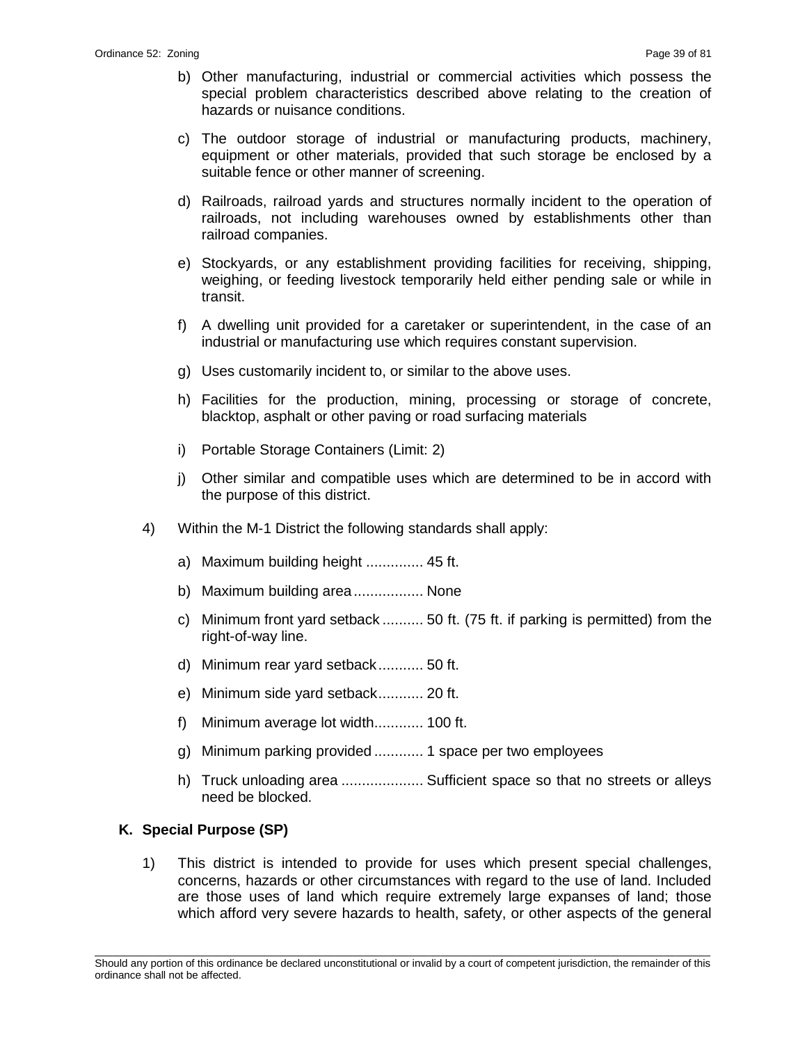b) Other manufacturing, industrial or commercial activities which possess the special problem characteristics described above relating to the creation of hazards or nuisance conditions.

c) The outdoor storage of industrial or manufacturing products, machinery, equipment or other materials, provided that such storage be enclosed by a suitable fence or other manner of screening.

d) Railroads, railroad yards and structures normally incident to the operation of railroads, not including warehouses owned by establishments other than railroad companies.

e) Stockyards, or any establishment providing facilities for receiving, shipping, weighing, or feeding livestock temporarily held either pending sale or while in transit.

f) A dwelling unit provided for a caretaker or superintendent, in the case of an industrial or manufacturing use which requires constant supervision.

g) Uses customarily incident to, or similar to the above uses.

h) Facilities for the production, mining, processing or storage of concrete, blacktop, asphalt or other paving or road surfacing materials

i) Portable Storage Containers (Limit: 2)

j) Other similar and compatible uses which are determined to be in accord with the purpose of this district.

4) Within the M-1 District the following standards shall apply:

a) Maximum building height .............. 45 ft.

b) Maximum building area ................. None

c) Minimum front yard setback .......... 50 ft. (75 ft. if parking is permitted) from the right-of-way line.

d) Minimum rear yard setback........... 50 ft.

e) Minimum side yard setback........... 20 ft.

f) Minimum average lot width............ 100 ft.

g) Minimum parking provided ............ 1 space per two employees

h) Truck unloading area .................... Sufficient space so that no streets or alleys need be blocked.

**K. Special Purpose (SP)**

1) This district is intended to provide for uses which present special challenges, concerns, hazards or other circumstances with regard to the use of land. Included are those uses of land which require extremely large expanses of land; those which afford very severe hazards to health, safety, or other aspects of the general

Should any portion of this ordinance be declared unconstitutional or invalid by a court of competent jurisdiction, the remainder of this ordinance shall not be affected.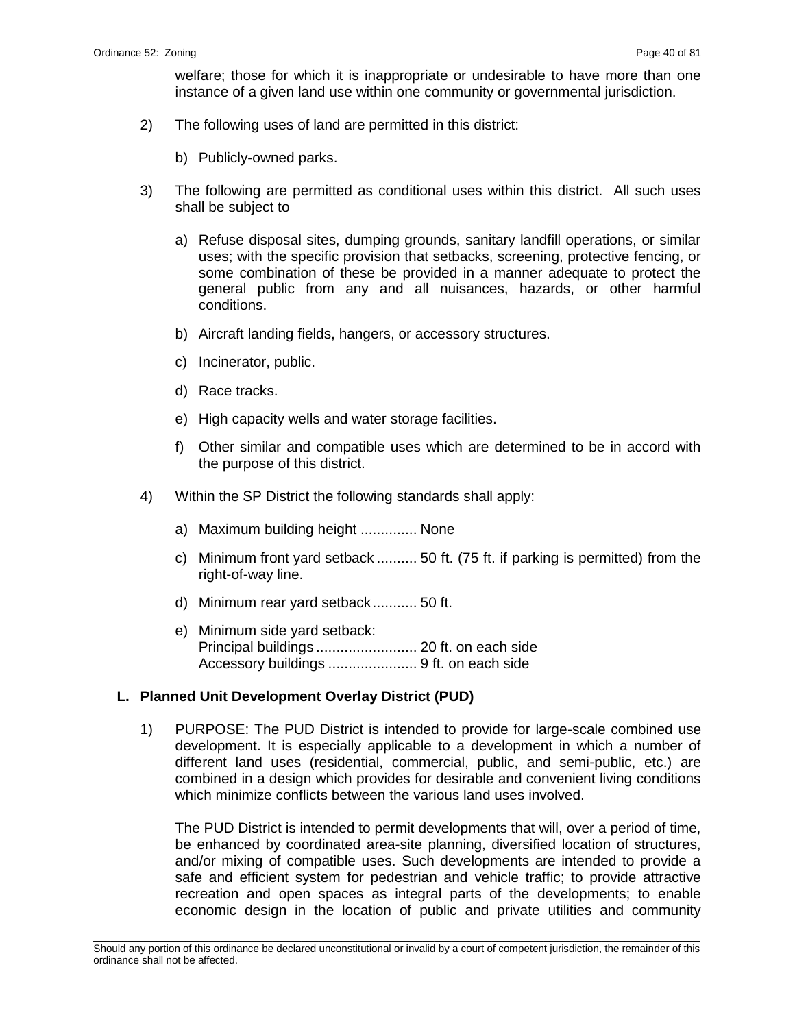welfare; those for which it is inappropriate or undesirable to have more than one instance of a given land use within one community or governmental jurisdiction.

2) The following uses of land are permitted in this district:

   b) Publicly-owned parks.

3) The following are permitted as conditional uses within this district. All such uses shall be subject to

   a) Refuse disposal sites, dumping grounds, sanitary landfill operations, or similar uses; with the specific provision that setbacks, screening, protective fencing, or some combination of these be provided in a manner adequate to protect the general public from any and all nuisances, hazards, or other harmful conditions.

   b) Aircraft landing fields, hangers, or accessory structures.

   c) Incinerator, public.

   d) Race tracks.

   e) High capacity wells and water storage facilities.

   f) Other similar and compatible uses which are determined to be in accord with the purpose of this district.

4) Within the SP District the following standards shall apply:

   a) Maximum building height .............. None

   c) Minimum front yard setback .......... 50 ft. (75 ft. if parking is permitted) from the right-of-way line.

   d) Minimum rear yard setback ........... 50 ft.

   e) Minimum side yard setback:
      Principal buildings ......................... 20 ft. on each side
      Accessory buildings ...................... 9 ft. on each side

### L. Planned Unit Development Overlay District (PUD)

1) PURPOSE: The PUD District is intended to provide for large-scale combined use development. It is especially applicable to a development in which a number of different land uses (residential, commercial, public, and semi-public, etc.) are combined in a design which provides for desirable and convenient living conditions which minimize conflicts between the various land uses involved.

   The PUD District is intended to permit developments that will, over a period of time, be enhanced by coordinated area-site planning, diversified location of structures, and/or mixing of compatible uses. Such developments are intended to provide a safe and efficient system for pedestrian and vehicle traffic; to provide attractive recreation and open spaces as integral parts of the developments; to enable economic design in the location of public and private utilities and community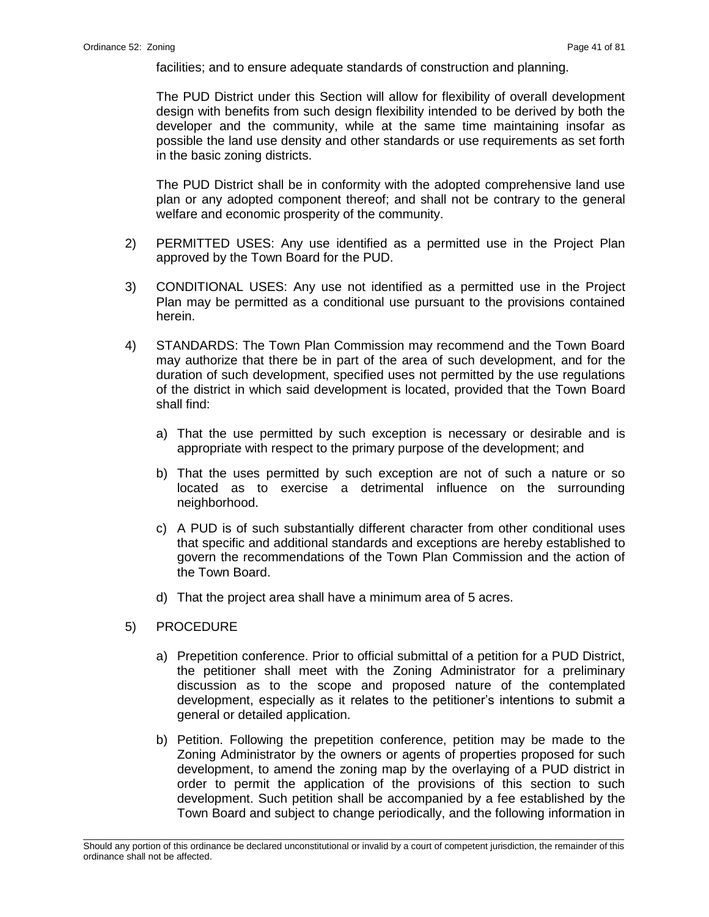facilities; and to ensure adequate standards of construction and planning.

The PUD District under this Section will allow for flexibility of overall development design with benefits from such design flexibility intended to be derived by both the developer and the community, while at the same time maintaining insofar as possible the land use density and other standards or use requirements as set forth in the basic zoning districts.

The PUD District shall be in conformity with the adopted comprehensive land use plan or any adopted component thereof; and shall not be contrary to the general welfare and economic prosperity of the community.

2) PERMITTED USES: Any use identified as a permitted use in the Project Plan approved by the Town Board for the PUD.

3) CONDITIONAL USES: Any use not identified as a permitted use in the Project Plan may be permitted as a conditional use pursuant to the provisions contained herein.

4) STANDARDS: The Town Plan Commission may recommend and the Town Board may authorize that there be in part of the area of such development, and for the duration of such development, specified uses not permitted by the use regulations of the district in which said development is located, provided that the Town Board shall find:

   a) That the use permitted by such exception is necessary or desirable and is appropriate with respect to the primary purpose of the development; and

   b) That the uses permitted by such exception are not of such a nature or so located as to exercise a detrimental influence on the surrounding neighborhood.

   c) A PUD is of such substantially different character from other conditional uses that specific and additional standards and exceptions are hereby established to govern the recommendations of the Town Plan Commission and the action of the Town Board.

   d) That the project area shall have a minimum area of 5 acres.

5) PROCEDURE

   a) Prepetition conference. Prior to official submittal of a petition for a PUD District, the petitioner shall meet with the Zoning Administrator for a preliminary discussion as to the scope and proposed nature of the contemplated development, especially as it relates to the petitioner's intentions to submit a general or detailed application.

   b) Petition. Following the prepetition conference, petition may be made to the Zoning Administrator by the owners or agents of properties proposed for such development, to amend the zoning map by the overlaying of a PUD district in order to permit the application of the provisions of this section to such development. Such petition shall be accompanied by a fee established by the Town Board and subject to change periodically, and the following information in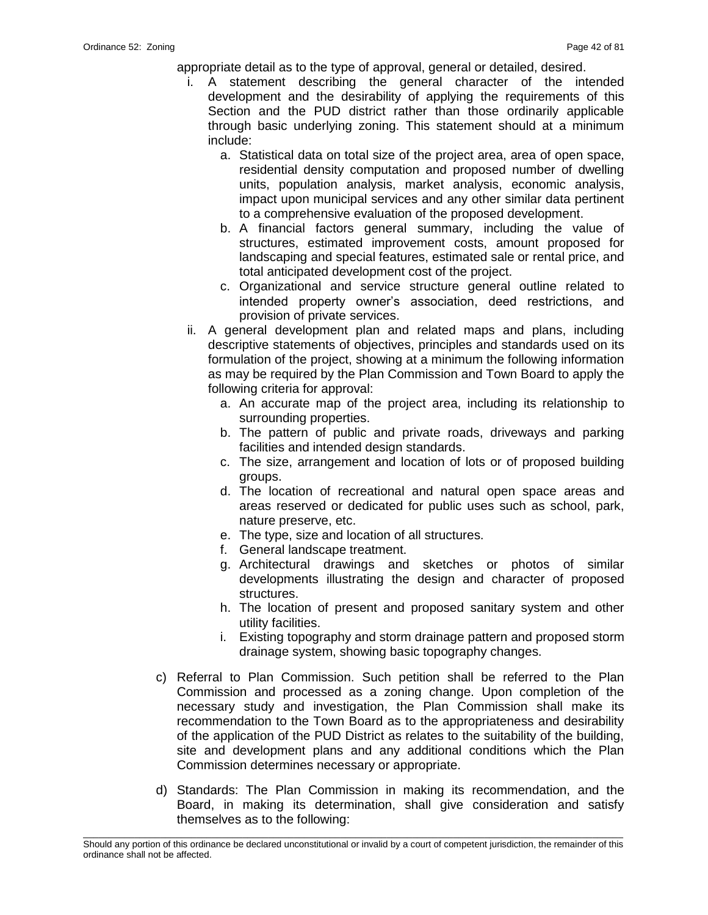appropriate detail as to the type of approval, general or detailed, desired.

i. A statement describing the general character of the intended development and the desirability of applying the requirements of this Section and the PUD district rather than those ordinarily applicable through basic underlying zoning. This statement should at a minimum include:

   a. Statistical data on total size of the project area, area of open space, residential density computation and proposed number of dwelling units, population analysis, market analysis, economic analysis, impact upon municipal services and any other similar data pertinent to a comprehensive evaluation of the proposed development.
   b. A financial factors general summary, including the value of structures, estimated improvement costs, amount proposed for landscaping and special features, estimated sale or rental price, and total anticipated development cost of the project.
   c. Organizational and service structure general outline related to intended property owner's association, deed restrictions, and provision of private services.

ii. A general development plan and related maps and plans, including descriptive statements of objectives, principles and standards used on its formulation of the project, showing at a minimum the following information as may be required by the Plan Commission and Town Board to apply the following criteria for approval:

   a. An accurate map of the project area, including its relationship to surrounding properties.
   b. The pattern of public and private roads, driveways and parking facilities and intended design standards.
   c. The size, arrangement and location of lots or of proposed building groups.
   d. The location of recreational and natural open space areas and areas reserved or dedicated for public uses such as school, park, nature preserve, etc.
   e. The type, size and location of all structures.
   f. General landscape treatment.
   g. Architectural drawings and sketches or photos of similar developments illustrating the design and character of proposed structures.
   h. The location of present and proposed sanitary system and other utility facilities.
   i. Existing topography and storm drainage pattern and proposed storm drainage system, showing basic topography changes.

c) Referral to Plan Commission. Such petition shall be referred to the Plan Commission and processed as a zoning change. Upon completion of the necessary study and investigation, the Plan Commission shall make its recommendation to the Town Board as to the appropriateness and desirability of the application of the PUD District as relates to the suitability of the building, site and development plans and any additional conditions which the Plan Commission determines necessary or appropriate.

d) Standards: The Plan Commission in making its recommendation, and the Board, in making its determination, shall give consideration and satisfy themselves as to the following: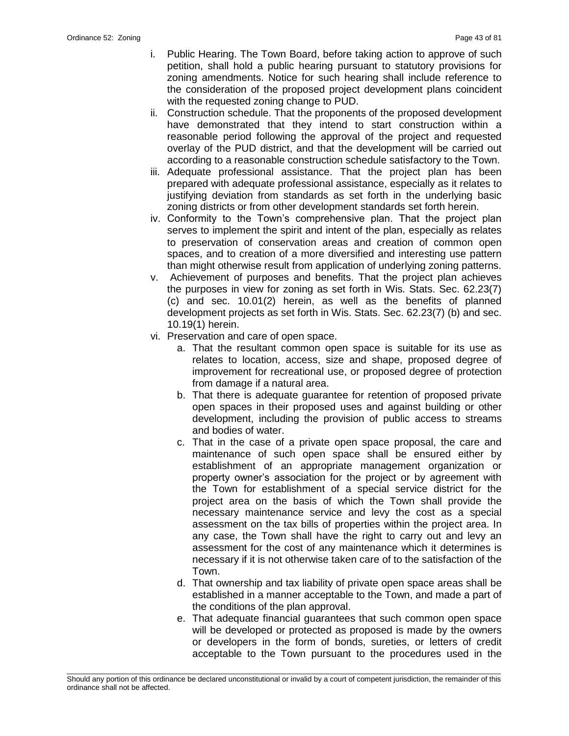i. Public Hearing. The Town Board, before taking action to approve of such petition, shall hold a public hearing pursuant to statutory provisions for zoning amendments. Notice for such hearing shall include reference to the consideration of the proposed project development plans coincident with the requested zoning change to PUD.

ii. Construction schedule. That the proponents of the proposed development have demonstrated that they intend to start construction within a reasonable period following the approval of the project and requested overlay of the PUD district, and that the development will be carried out according to a reasonable construction schedule satisfactory to the Town.

iii. Adequate professional assistance. That the project plan has been prepared with adequate professional assistance, especially as it relates to justifying deviation from standards as set forth in the underlying basic zoning districts or from other development standards set forth herein.

iv. Conformity to the Town's comprehensive plan. That the project plan serves to implement the spirit and intent of the plan, especially as relates to preservation of conservation areas and creation of common open spaces, and to creation of a more diversified and interesting use pattern than might otherwise result from application of underlying zoning patterns.

v. Achievement of purposes and benefits. That the project plan achieves the purposes in view for zoning as set forth in Wis. Stats. Sec. 62.23(7) (c) and sec. 10.01(2) herein, as well as the benefits of planned development projects as set forth in Wis. Stats. Sec. 62.23(7) (b) and sec. 10.19(1) herein.

vi. Preservation and care of open space.

   a. That the resultant common open space is suitable for its use as relates to location, access, size and shape, proposed degree of improvement for recreational use, or proposed degree of protection from damage if a natural area.

   b. That there is adequate guarantee for retention of proposed private open spaces in their proposed uses and against building or other development, including the provision of public access to streams and bodies of water.

   c. That in the case of a private open space proposal, the care and maintenance of such open space shall be ensured either by establishment of an appropriate management organization or property owner's association for the project or by agreement with the Town for establishment of a special service district for the project area on the basis of which the Town shall provide the necessary maintenance service and levy the cost as a special assessment on the tax bills of properties within the project area. In any case, the Town shall have the right to carry out and levy an assessment for the cost of any maintenance which it determines is necessary if it is not otherwise taken care of to the satisfaction of the Town.

   d. That ownership and tax liability of private open space areas shall be established in a manner acceptable to the Town, and made a part of the conditions of the plan approval.

   e. That adequate financial guarantees that such common open space will be developed or protected as proposed is made by the owners or developers in the form of bonds, sureties, or letters of credit acceptable to the Town pursuant to the procedures used in the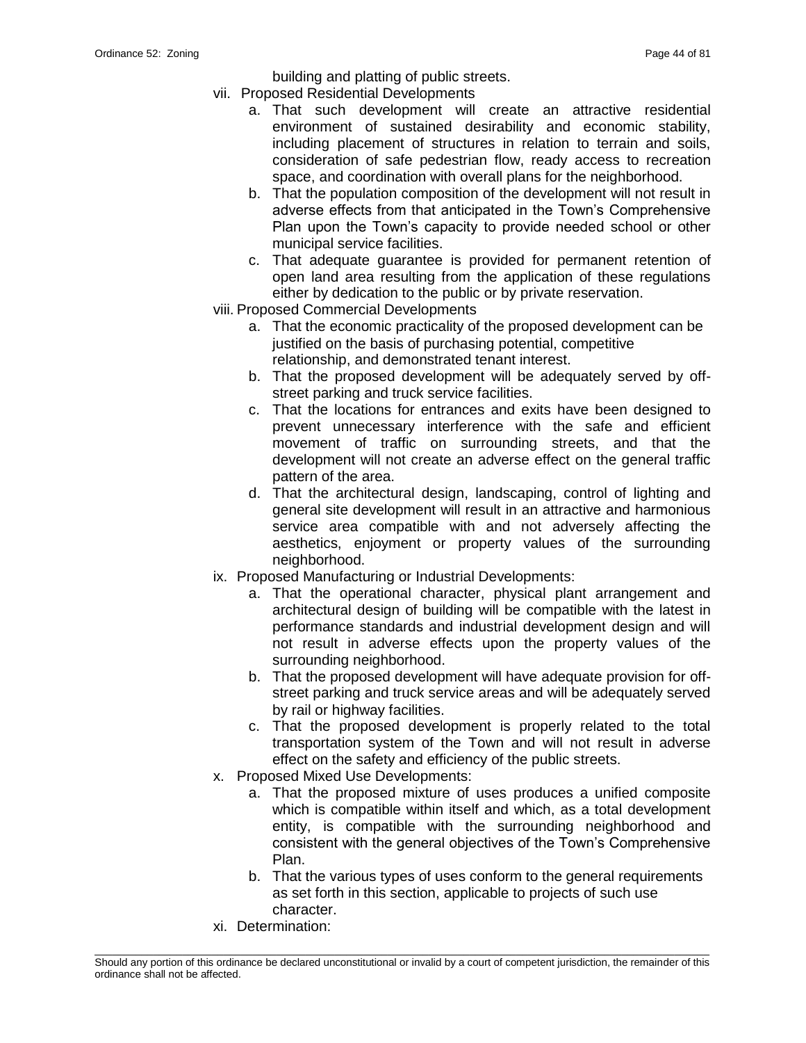building and platting of public streets.

vii. Proposed Residential Developments
   a. That such development will create an attractive residential environment of sustained desirability and economic stability, including placement of structures in relation to terrain and soils, consideration of safe pedestrian flow, ready access to recreation space, and coordination with overall plans for the neighborhood.
   b. That the population composition of the development will not result in adverse effects from that anticipated in the Town's Comprehensive Plan upon the Town's capacity to provide needed school or other municipal service facilities.
   c. That adequate guarantee is provided for permanent retention of open land area resulting from the application of these regulations either by dedication to the public or by private reservation.

viii. Proposed Commercial Developments
   a. That the economic practicality of the proposed development can be justified on the basis of purchasing potential, competitive relationship, and demonstrated tenant interest.
   b. That the proposed development will be adequately served by off-street parking and truck service facilities.
   c. That the locations for entrances and exits have been designed to prevent unnecessary interference with the safe and efficient movement of traffic on surrounding streets, and that the development will not create an adverse effect on the general traffic pattern of the area.
   d. That the architectural design, landscaping, control of lighting and general site development will result in an attractive and harmonious service area compatible with and not adversely affecting the aesthetics, enjoyment or property values of the surrounding neighborhood.

ix. Proposed Manufacturing or Industrial Developments:
   a. That the operational character, physical plant arrangement and architectural design of building will be compatible with the latest in performance standards and industrial development design and will not result in adverse effects upon the property values of the surrounding neighborhood.
   b. That the proposed development will have adequate provision for off-street parking and truck service areas and will be adequately served by rail or highway facilities.
   c. That the proposed development is properly related to the total transportation system of the Town and will not result in adverse effect on the safety and efficiency of the public streets.

x. Proposed Mixed Use Developments:
   a. That the proposed mixture of uses produces a unified composite which is compatible within itself and which, as a total development entity, is compatible with the surrounding neighborhood and consistent with the general objectives of the Town's Comprehensive Plan.
   b. That the various types of uses conform to the general requirements as set forth in this section, applicable to projects of such use character.

xi. Determination: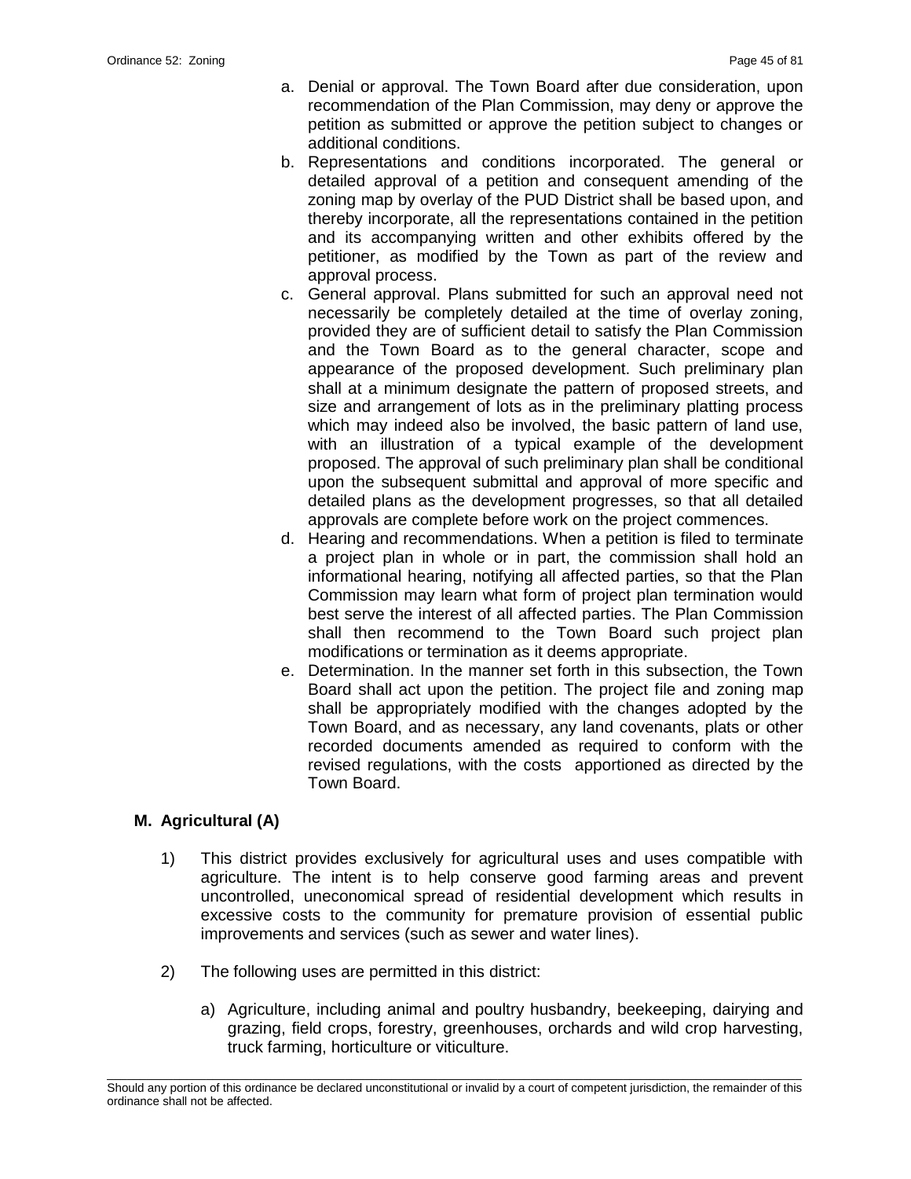a. Denial or approval. The Town Board after due consideration, upon recommendation of the Plan Commission, may deny or approve the petition as submitted or approve the petition subject to changes or additional conditions.
b. Representations and conditions incorporated. The general or detailed approval of a petition and consequent amending of the zoning map by overlay of the PUD District shall be based upon, and thereby incorporate, all the representations contained in the petition and its accompanying written and other exhibits offered by the petitioner, as modified by the Town as part of the review and approval process.
c. General approval. Plans submitted for such an approval need not necessarily be completely detailed at the time of overlay zoning, provided they are of sufficient detail to satisfy the Plan Commission and the Town Board as to the general character, scope and appearance of the proposed development. Such preliminary plan shall at a minimum designate the pattern of proposed streets, and size and arrangement of lots as in the preliminary platting process which may indeed also be involved, the basic pattern of land use, with an illustration of a typical example of the development proposed. The approval of such preliminary plan shall be conditional upon the subsequent submittal and approval of more specific and detailed plans as the development progresses, so that all detailed approvals are complete before work on the project commences.
d. Hearing and recommendations. When a petition is filed to terminate a project plan in whole or in part, the commission shall hold an informational hearing, notifying all affected parties, so that the Plan Commission may learn what form of project plan termination would best serve the interest of all affected parties. The Plan Commission shall then recommend to the Town Board such project plan modifications or termination as it deems appropriate.
e. Determination. In the manner set forth in this subsection, the Town Board shall act upon the petition. The project file and zoning map shall be appropriately modified with the changes adopted by the Town Board, and as necessary, any land covenants, plats or other recorded documents amended as required to conform with the revised regulations, with the costs apportioned as directed by the Town Board.

## M. Agricultural (A)

1) This district provides exclusively for agricultural uses and uses compatible with agriculture. The intent is to help conserve good farming areas and prevent uncontrolled, uneconomical spread of residential development which results in excessive costs to the community for premature provision of essential public improvements and services (such as sewer and water lines).

2) The following uses are permitted in this district:

   a) Agriculture, including animal and poultry husbandry, beekeeping, dairying and grazing, field crops, forestry, greenhouses, orchards and wild crop harvesting, truck farming, horticulture or viticulture.

Should any portion of this ordinance be declared unconstitutional or invalid by a court of competent jurisdiction, the remainder of this ordinance shall not be affected.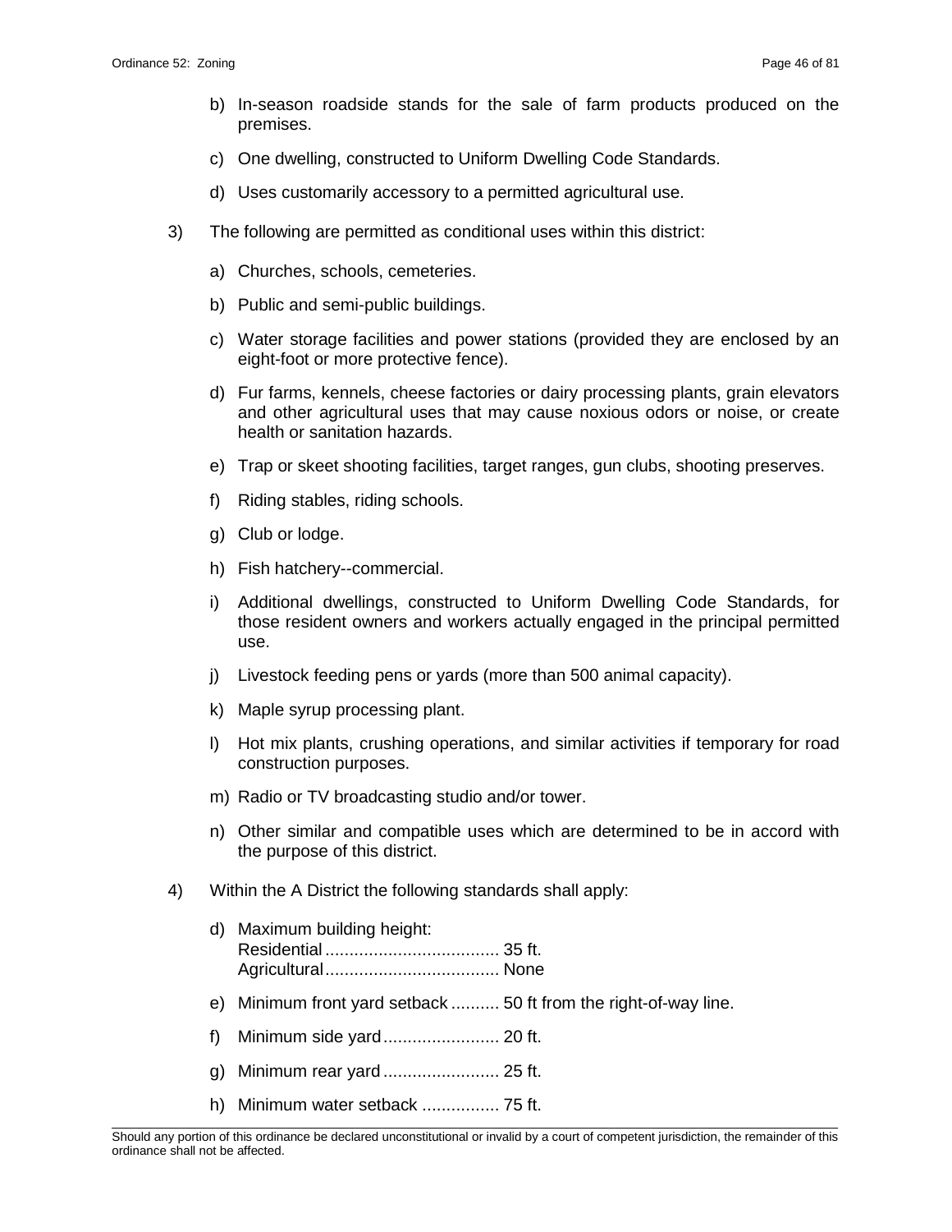b) In-season roadside stands for the sale of farm products produced on the premises.

c) One dwelling, constructed to Uniform Dwelling Code Standards.

d) Uses customarily accessory to a permitted agricultural use.

3) The following are permitted as conditional uses within this district:

a) Churches, schools, cemeteries.

b) Public and semi-public buildings.

c) Water storage facilities and power stations (provided they are enclosed by an eight-foot or more protective fence).

d) Fur farms, kennels, cheese factories or dairy processing plants, grain elevators and other agricultural uses that may cause noxious odors or noise, or create health or sanitation hazards.

e) Trap or skeet shooting facilities, target ranges, gun clubs, shooting preserves.

f) Riding stables, riding schools.

g) Club or lodge.

h) Fish hatchery--commercial.

i) Additional dwellings, constructed to Uniform Dwelling Code Standards, for those resident owners and workers actually engaged in the principal permitted use.

j) Livestock feeding pens or yards (more than 500 animal capacity).

k) Maple syrup processing plant.

l) Hot mix plants, crushing operations, and similar activities if temporary for road construction purposes.

m) Radio or TV broadcasting studio and/or tower.

n) Other similar and compatible uses which are determined to be in accord with the purpose of this district.

4) Within the A District the following standards shall apply:

d) Maximum building height:
Residential .................................... 35 ft.
Agricultural.................................... None

e) Minimum front yard setback .......... 50 ft from the right-of-way line.

f) Minimum side yard........................ 20 ft.

g) Minimum rear yard........................ 25 ft.

h) Minimum water setback ................ 75 ft.

Should any portion of this ordinance be declared unconstitutional or invalid by a court of competent jurisdiction, the remainder of this ordinance shall not be affected.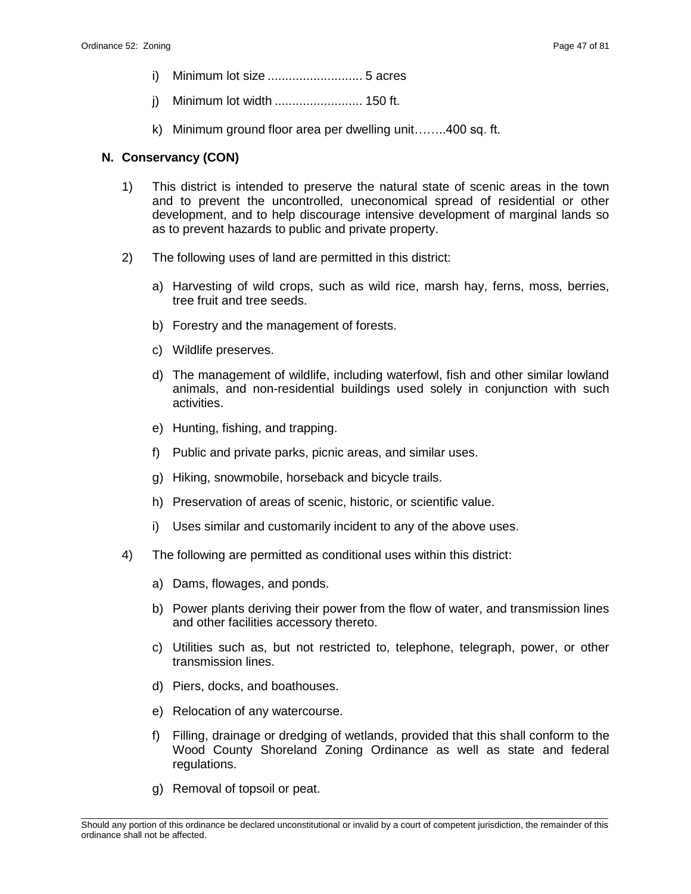i) Minimum lot size .......................... 5 acres

j) Minimum lot width ......................... 150 ft.

k) Minimum ground floor area per dwelling unit……..400 sq. ft.

**N. Conservancy (CON)**

1) This district is intended to preserve the natural state of scenic areas in the town and to prevent the uncontrolled, uneconomical spread of residential or other development, and to help discourage intensive development of marginal lands so as to prevent hazards to public and private property.

2) The following uses of land are permitted in this district:

   a) Harvesting of wild crops, such as wild rice, marsh hay, ferns, moss, berries, tree fruit and tree seeds.

   b) Forestry and the management of forests.

   c) Wildlife preserves.

   d) The management of wildlife, including waterfowl, fish and other similar lowland animals, and non-residential buildings used solely in conjunction with such activities.

   e) Hunting, fishing, and trapping.

   f) Public and private parks, picnic areas, and similar uses.

   g) Hiking, snowmobile, horseback and bicycle trails.

   h) Preservation of areas of scenic, historic, or scientific value.

   i) Uses similar and customarily incident to any of the above uses.

4) The following are permitted as conditional uses within this district:

   a) Dams, flowages, and ponds.

   b) Power plants deriving their power from the flow of water, and transmission lines and other facilities accessory thereto.

   c) Utilities such as, but not restricted to, telephone, telegraph, power, or other transmission lines.

   d) Piers, docks, and boathouses.

   e) Relocation of any watercourse.

   f) Filling, drainage or dredging of wetlands, provided that this shall conform to the Wood County Shoreland Zoning Ordinance as well as state and federal regulations.

   g) Removal of topsoil or peat.

Should any portion of this ordinance be declared unconstitutional or invalid by a court of competent jurisdiction, the remainder of this ordinance shall not be affected.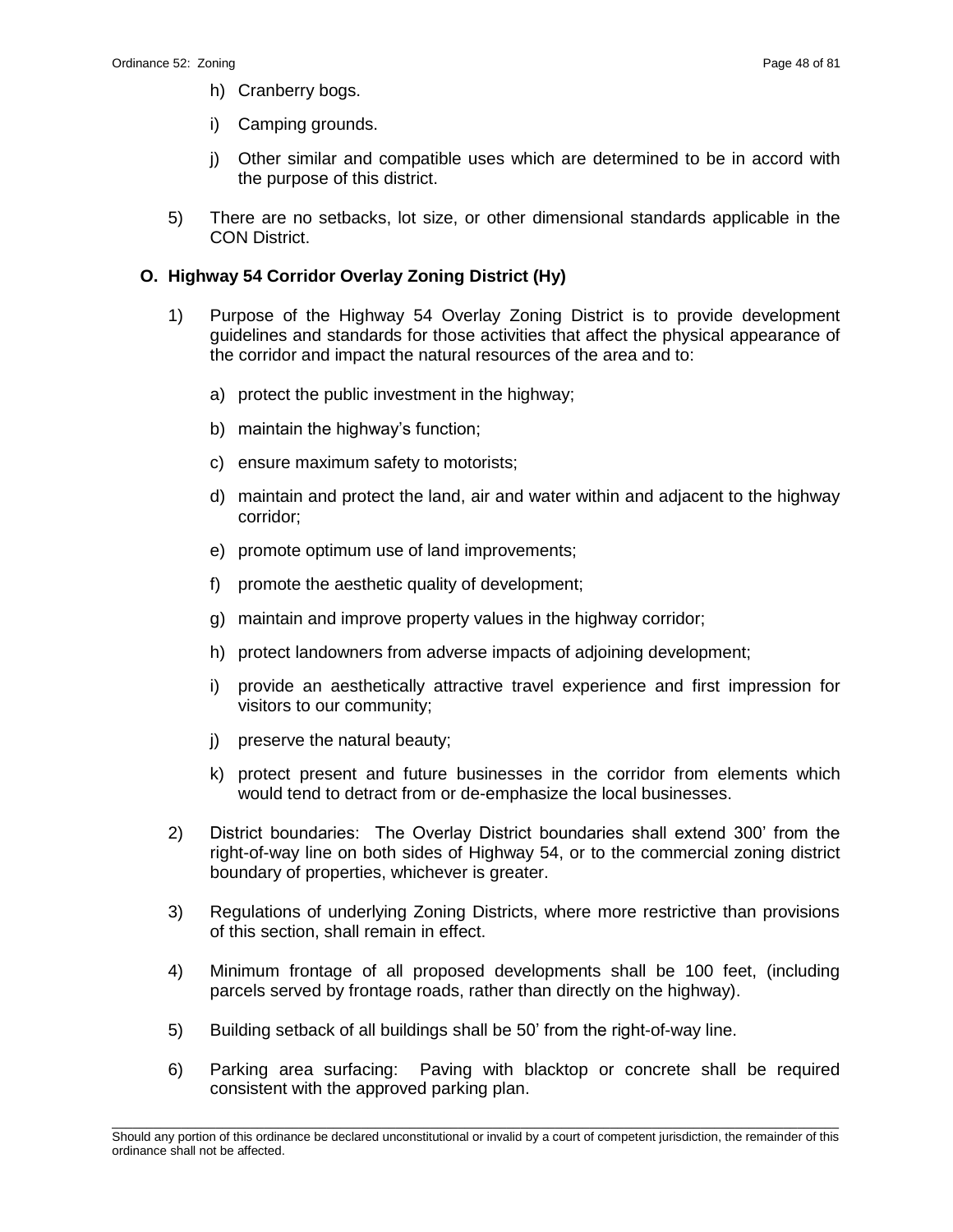h) Cranberry bogs.

i) Camping grounds.

j) Other similar and compatible uses which are determined to be in accord with the purpose of this district.

5) There are no setbacks, lot size, or other dimensional standards applicable in the CON District.

### O. Highway 54 Corridor Overlay Zoning District (Hy)

1) Purpose of the Highway 54 Overlay Zoning District is to provide development guidelines and standards for those activities that affect the physical appearance of the corridor and impact the natural resources of the area and to:

   a) protect the public investment in the highway;

   b) maintain the highway's function;

   c) ensure maximum safety to motorists;

   d) maintain and protect the land, air and water within and adjacent to the highway corridor;

   e) promote optimum use of land improvements;

   f) promote the aesthetic quality of development;

   g) maintain and improve property values in the highway corridor;

   h) protect landowners from adverse impacts of adjoining development;

   i) provide an aesthetically attractive travel experience and first impression for visitors to our community;

   j) preserve the natural beauty;

   k) protect present and future businesses in the corridor from elements which would tend to detract from or de-emphasize the local businesses.

2) District boundaries: The Overlay District boundaries shall extend 300' from the right-of-way line on both sides of Highway 54, or to the commercial zoning district boundary of properties, whichever is greater.

3) Regulations of underlying Zoning Districts, where more restrictive than provisions of this section, shall remain in effect.

4) Minimum frontage of all proposed developments shall be 100 feet, (including parcels served by frontage roads, rather than directly on the highway).

5) Building setback of all buildings shall be 50' from the right-of-way line.

6) Parking area surfacing: Paving with blacktop or concrete shall be required consistent with the approved parking plan.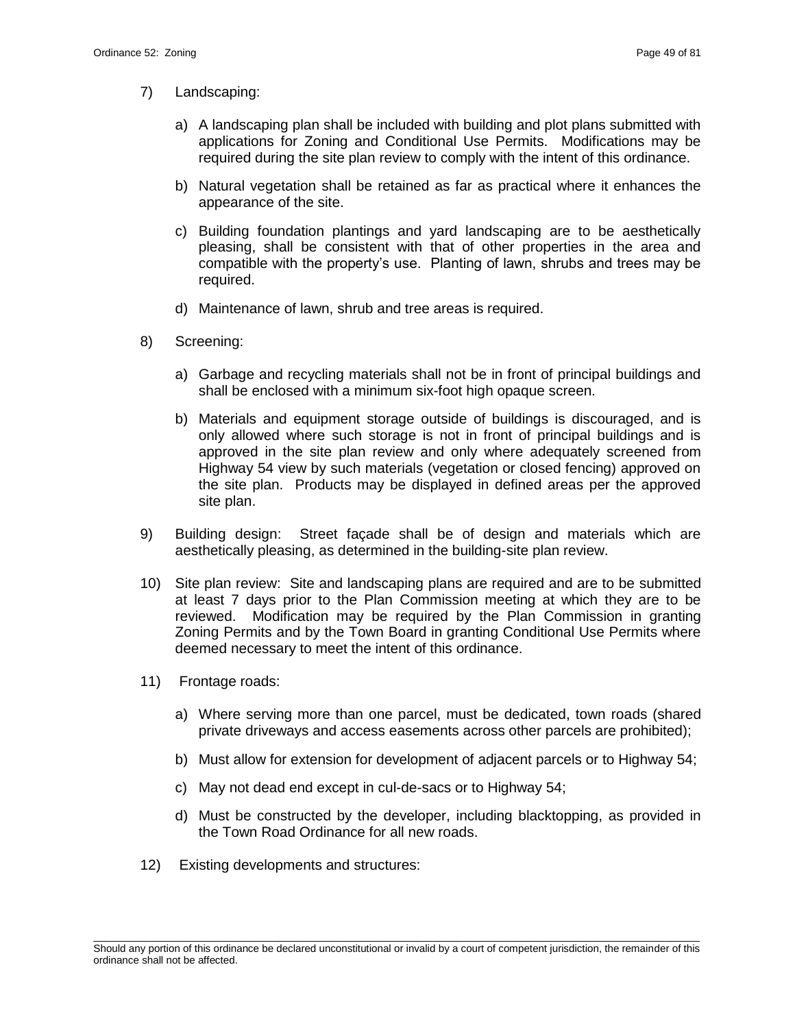7) Landscaping:

   a) A landscaping plan shall be included with building and plot plans submitted with applications for Zoning and Conditional Use Permits. Modifications may be required during the site plan review to comply with the intent of this ordinance.

   b) Natural vegetation shall be retained as far as practical where it enhances the appearance of the site.

   c) Building foundation plantings and yard landscaping are to be aesthetically pleasing, shall be consistent with that of other properties in the area and compatible with the property's use. Planting of lawn, shrubs and trees may be required.

   d) Maintenance of lawn, shrub and tree areas is required.

8) Screening:

   a) Garbage and recycling materials shall not be in front of principal buildings and shall be enclosed with a minimum six-foot high opaque screen.

   b) Materials and equipment storage outside of buildings is discouraged, and is only allowed where such storage is not in front of principal buildings and is approved in the site plan review and only where adequately screened from Highway 54 view by such materials (vegetation or closed fencing) approved on the site plan. Products may be displayed in defined areas per the approved site plan.

9) Building design: Street façade shall be of design and materials which are aesthetically pleasing, as determined in the building-site plan review.

10) Site plan review: Site and landscaping plans are required and are to be submitted at least 7 days prior to the Plan Commission meeting at which they are to be reviewed. Modification may be required by the Plan Commission in granting Zoning Permits and by the Town Board in granting Conditional Use Permits where deemed necessary to meet the intent of this ordinance.

11) Frontage roads:

   a) Where serving more than one parcel, must be dedicated, town roads (shared private driveways and access easements across other parcels are prohibited);

   b) Must allow for extension for development of adjacent parcels or to Highway 54;

   c) May not dead end except in cul-de-sacs or to Highway 54;

   d) Must be constructed by the developer, including blacktopping, as provided in the Town Road Ordinance for all new roads.

12) Existing developments and structures: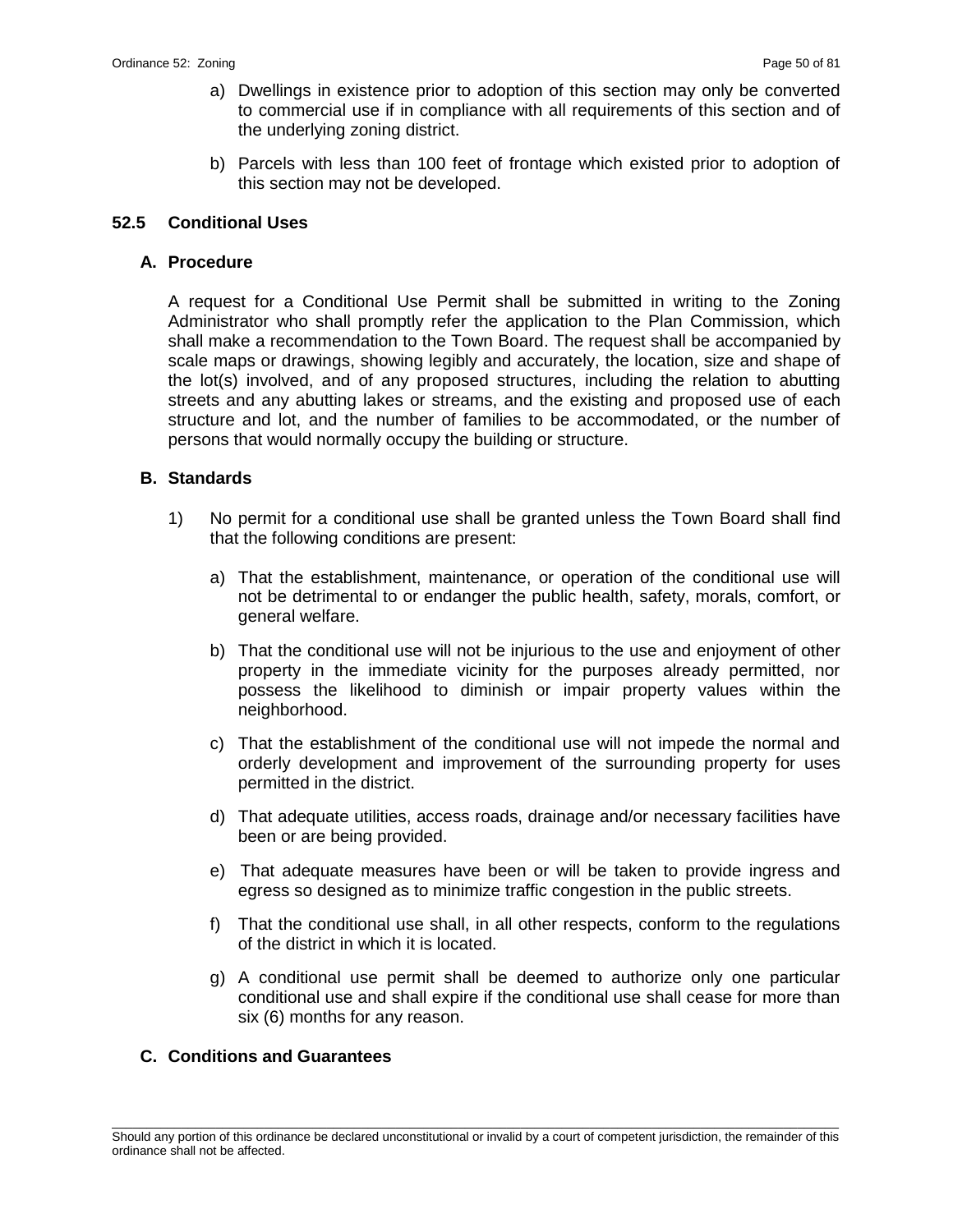a) Dwellings in existence prior to adoption of this section may only be converted to commercial use if in compliance with all requirements of this section and of the underlying zoning district.

b) Parcels with less than 100 feet of frontage which existed prior to adoption of this section may not be developed.

## 52.5 Conditional Uses

### A. Procedure

A request for a Conditional Use Permit shall be submitted in writing to the Zoning Administrator who shall promptly refer the application to the Plan Commission, which shall make a recommendation to the Town Board. The request shall be accompanied by scale maps or drawings, showing legibly and accurately, the location, size and shape of the lot(s) involved, and of any proposed structures, including the relation to abutting streets and any abutting lakes or streams, and the existing and proposed use of each structure and lot, and the number of families to be accommodated, or the number of persons that would normally occupy the building or structure.

### B. Standards

1) No permit for a conditional use shall be granted unless the Town Board shall find that the following conditions are present:

   a) That the establishment, maintenance, or operation of the conditional use will not be detrimental to or endanger the public health, safety, morals, comfort, or general welfare.

   b) That the conditional use will not be injurious to the use and enjoyment of other property in the immediate vicinity for the purposes already permitted, nor possess the likelihood to diminish or impair property values within the neighborhood.

   c) That the establishment of the conditional use will not impede the normal and orderly development and improvement of the surrounding property for uses permitted in the district.

   d) That adequate utilities, access roads, drainage and/or necessary facilities have been or are being provided.

   e) That adequate measures have been or will be taken to provide ingress and egress so designed as to minimize traffic congestion in the public streets.

   f) That the conditional use shall, in all other respects, conform to the regulations of the district in which it is located.

   g) A conditional use permit shall be deemed to authorize only one particular conditional use and shall expire if the conditional use shall cease for more than six (6) months for any reason.

### C. Conditions and Guarantees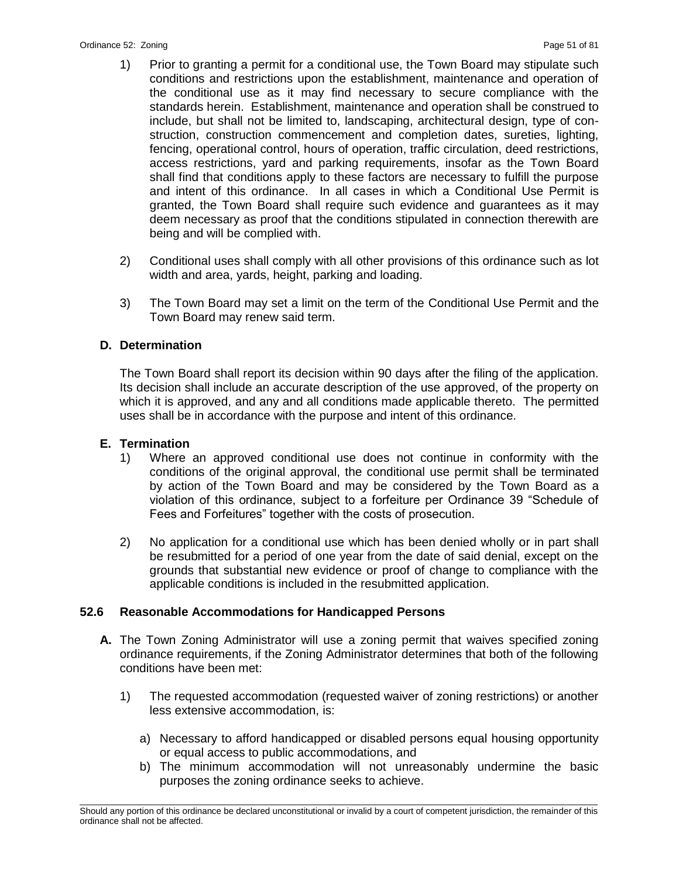1) Prior to granting a permit for a conditional use, the Town Board may stipulate such conditions and restrictions upon the establishment, maintenance and operation of the conditional use as it may find necessary to secure compliance with the standards herein. Establishment, maintenance and operation shall be construed to include, but shall not be limited to, landscaping, architectural design, type of construction, construction commencement and completion dates, sureties, lighting, fencing, operational control, hours of operation, traffic circulation, deed restrictions, access restrictions, yard and parking requirements, insofar as the Town Board shall find that conditions apply to these factors are necessary to fulfill the purpose and intent of this ordinance. In all cases in which a Conditional Use Permit is granted, the Town Board shall require such evidence and guarantees as it may deem necessary as proof that the conditions stipulated in connection therewith are being and will be complied with.

2) Conditional uses shall comply with all other provisions of this ordinance such as lot width and area, yards, height, parking and loading.

3) The Town Board may set a limit on the term of the Conditional Use Permit and the Town Board may renew said term.

### D. Determination

The Town Board shall report its decision within 90 days after the filing of the application. Its decision shall include an accurate description of the use approved, of the property on which it is approved, and any and all conditions made applicable thereto. The permitted uses shall be in accordance with the purpose and intent of this ordinance.

### E. Termination

1) Where an approved conditional use does not continue in conformity with the conditions of the original approval, the conditional use permit shall be terminated by action of the Town Board and may be considered by the Town Board as a violation of this ordinance, subject to a forfeiture per Ordinance 39 "Schedule of Fees and Forfeitures" together with the costs of prosecution.

2) No application for a conditional use which has been denied wholly or in part shall be resubmitted for a period of one year from the date of said denial, except on the grounds that substantial new evidence or proof of change to compliance with the applicable conditions is included in the resubmitted application.

## 52.6 Reasonable Accommodations for Handicapped Persons

**A.** The Town Zoning Administrator will use a zoning permit that waives specified zoning ordinance requirements, if the Zoning Administrator determines that both of the following conditions have been met:

1) The requested accommodation (requested waiver of zoning restrictions) or another less extensive accommodation, is:

   a) Necessary to afford handicapped or disabled persons equal housing opportunity or equal access to public accommodations, and
   b) The minimum accommodation will not unreasonably undermine the basic purposes the zoning ordinance seeks to achieve.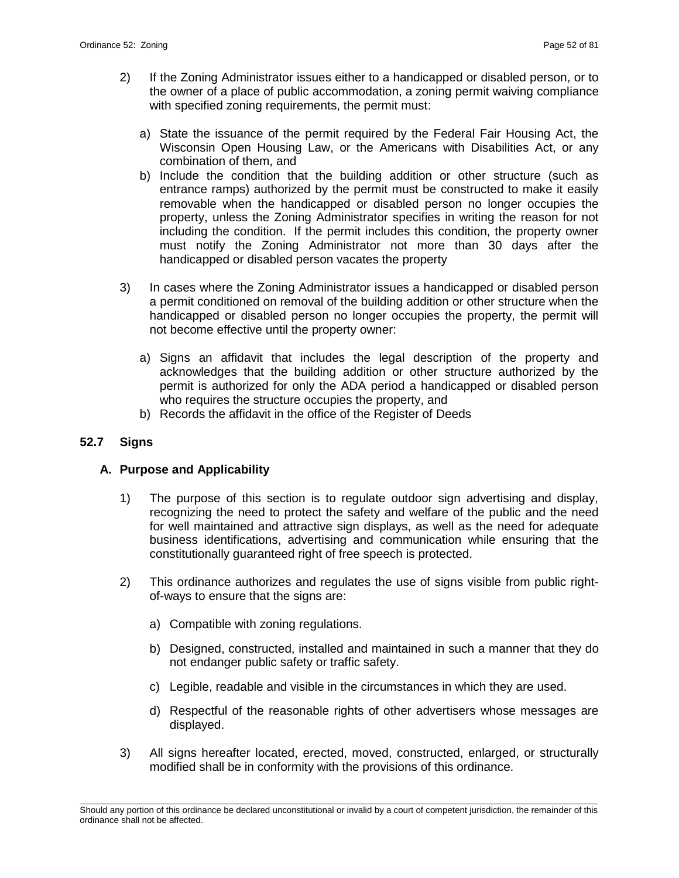2) If the Zoning Administrator issues either to a handicapped or disabled person, or to the owner of a place of public accommodation, a zoning permit waiving compliance with specified zoning requirements, the permit must:

   a) State the issuance of the permit required by the Federal Fair Housing Act, the Wisconsin Open Housing Law, or the Americans with Disabilities Act, or any combination of them, and
   b) Include the condition that the building addition or other structure (such as entrance ramps) authorized by the permit must be constructed to make it easily removable when the handicapped or disabled person no longer occupies the property, unless the Zoning Administrator specifies in writing the reason for not including the condition. If the permit includes this condition, the property owner must notify the Zoning Administrator not more than 30 days after the handicapped or disabled person vacates the property

3) In cases where the Zoning Administrator issues a handicapped or disabled person a permit conditioned on removal of the building addition or other structure when the handicapped or disabled person no longer occupies the property, the permit will not become effective until the property owner:

   a) Signs an affidavit that includes the legal description of the property and acknowledges that the building addition or other structure authorized by the permit is authorized for only the ADA period a handicapped or disabled person who requires the structure occupies the property, and
   b) Records the affidavit in the office of the Register of Deeds

## 52.7 Signs

### A. Purpose and Applicability

1) The purpose of this section is to regulate outdoor sign advertising and display, recognizing the need to protect the safety and welfare of the public and the need for well maintained and attractive sign displays, as well as the need for adequate business identifications, advertising and communication while ensuring that the constitutionally guaranteed right of free speech is protected.

2) This ordinance authorizes and regulates the use of signs visible from public right-of-ways to ensure that the signs are:

   a) Compatible with zoning regulations.

   b) Designed, constructed, installed and maintained in such a manner that they do not endanger public safety or traffic safety.

   c) Legible, readable and visible in the circumstances in which they are used.

   d) Respectful of the reasonable rights of other advertisers whose messages are displayed.

3) All signs hereafter located, erected, moved, constructed, enlarged, or structurally modified shall be in conformity with the provisions of this ordinance.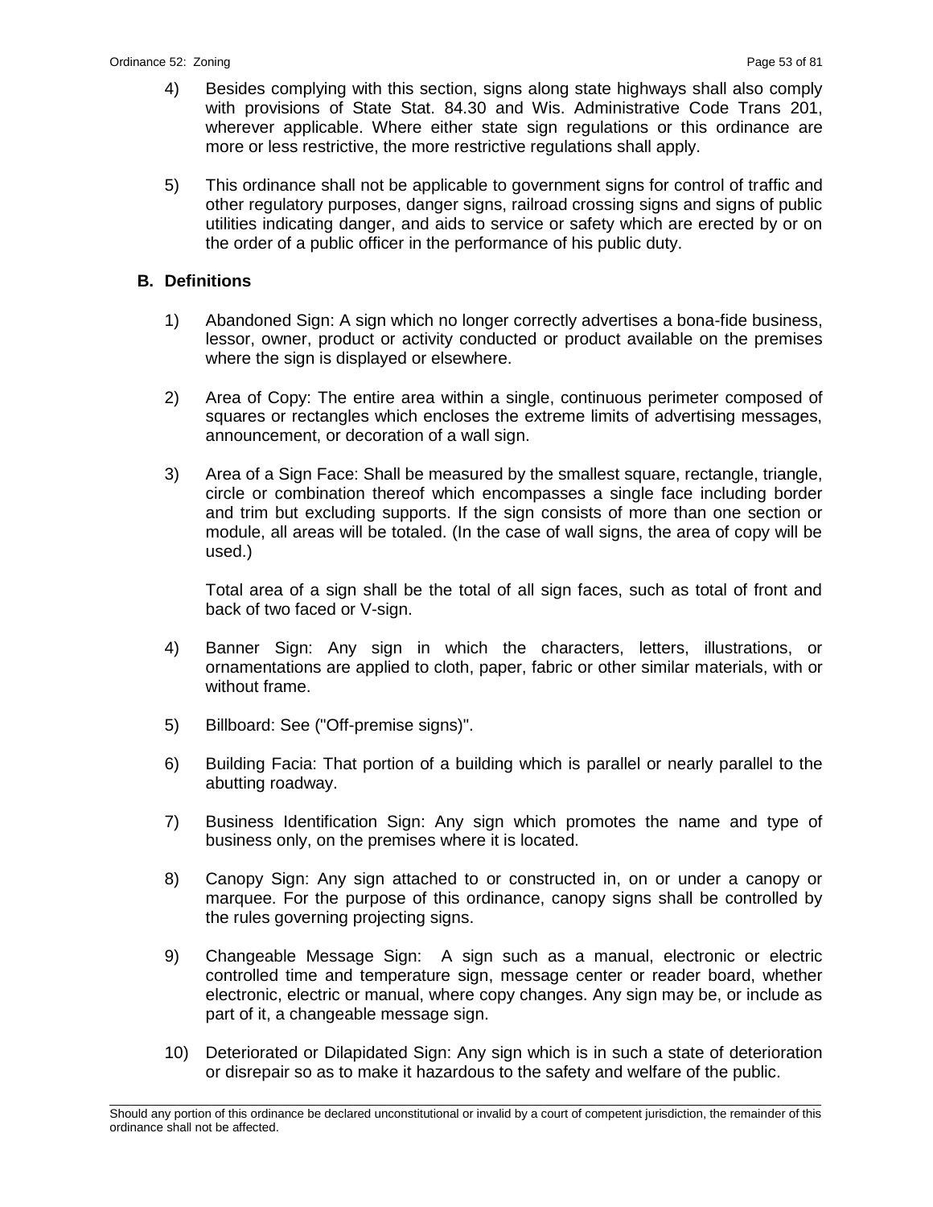4) Besides complying with this section, signs along state highways shall also comply with provisions of State Stat. 84.30 and Wis. Administrative Code Trans 201, wherever applicable. Where either state sign regulations or this ordinance are more or less restrictive, the more restrictive regulations shall apply.

5) This ordinance shall not be applicable to government signs for control of traffic and other regulatory purposes, danger signs, railroad crossing signs and signs of public utilities indicating danger, and aids to service or safety which are erected by or on the order of a public officer in the performance of his public duty.

**B. Definitions**

1) Abandoned Sign: A sign which no longer correctly advertises a bona-fide business, lessor, owner, product or activity conducted or product available on the premises where the sign is displayed or elsewhere.

2) Area of Copy: The entire area within a single, continuous perimeter composed of squares or rectangles which encloses the extreme limits of advertising messages, announcement, or decoration of a wall sign.

3) Area of a Sign Face: Shall be measured by the smallest square, rectangle, triangle, circle or combination thereof which encompasses a single face including border and trim but excluding supports. If the sign consists of more than one section or module, all areas will be totaled. (In the case of wall signs, the area of copy will be used.)

   Total area of a sign shall be the total of all sign faces, such as total of front and back of two faced or V-sign.

4) Banner Sign: Any sign in which the characters, letters, illustrations, or ornamentations are applied to cloth, paper, fabric or other similar materials, with or without frame.

5) Billboard: See ("Off-premise signs)".

6) Building Facia: That portion of a building which is parallel or nearly parallel to the abutting roadway.

7) Business Identification Sign: Any sign which promotes the name and type of business only, on the premises where it is located.

8) Canopy Sign: Any sign attached to or constructed in, on or under a canopy or marquee. For the purpose of this ordinance, canopy signs shall be controlled by the rules governing projecting signs.

9) Changeable Message Sign: A sign such as a manual, electronic or electric controlled time and temperature sign, message center or reader board, whether electronic, electric or manual, where copy changes. Any sign may be, or include as part of it, a changeable message sign.

10) Deteriorated or Dilapidated Sign: Any sign which is in such a state of deterioration or disrepair so as to make it hazardous to the safety and welfare of the public.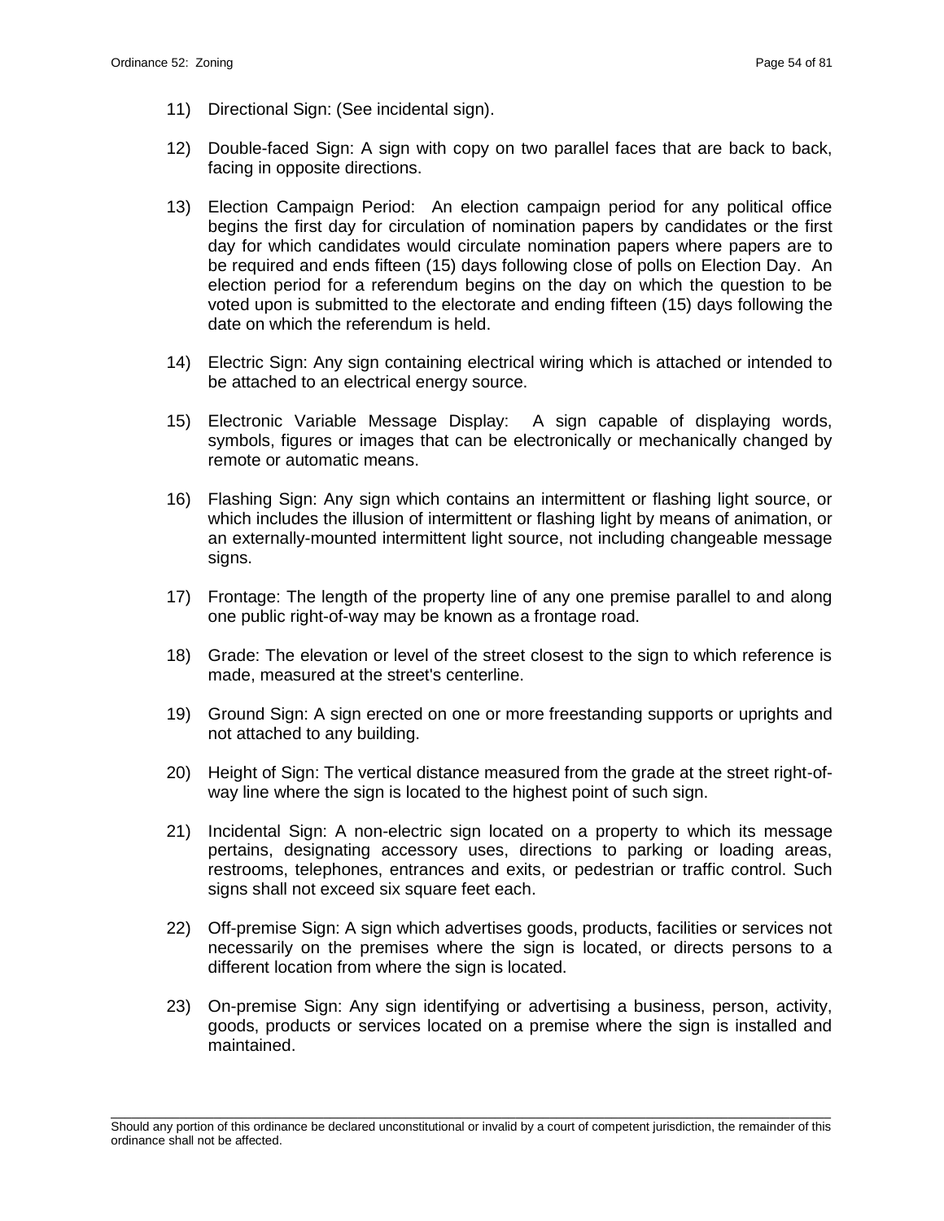11) Directional Sign: (See incidental sign).

12) Double-faced Sign: A sign with copy on two parallel faces that are back to back, facing in opposite directions.

13) Election Campaign Period: An election campaign period for any political office begins the first day for circulation of nomination papers by candidates or the first day for which candidates would circulate nomination papers where papers are to be required and ends fifteen (15) days following close of polls on Election Day. An election period for a referendum begins on the day on which the question to be voted upon is submitted to the electorate and ending fifteen (15) days following the date on which the referendum is held.

14) Electric Sign: Any sign containing electrical wiring which is attached or intended to be attached to an electrical energy source.

15) Electronic Variable Message Display: A sign capable of displaying words, symbols, figures or images that can be electronically or mechanically changed by remote or automatic means.

16) Flashing Sign: Any sign which contains an intermittent or flashing light source, or which includes the illusion of intermittent or flashing light by means of animation, or an externally-mounted intermittent light source, not including changeable message signs.

17) Frontage: The length of the property line of any one premise parallel to and along one public right-of-way may be known as a frontage road.

18) Grade: The elevation or level of the street closest to the sign to which reference is made, measured at the street's centerline.

19) Ground Sign: A sign erected on one or more freestanding supports or uprights and not attached to any building.

20) Height of Sign: The vertical distance measured from the grade at the street right-of-way line where the sign is located to the highest point of such sign.

21) Incidental Sign: A non-electric sign located on a property to which its message pertains, designating accessory uses, directions to parking or loading areas, restrooms, telephones, entrances and exits, or pedestrian or traffic control. Such signs shall not exceed six square feet each.

22) Off-premise Sign: A sign which advertises goods, products, facilities or services not necessarily on the premises where the sign is located, or directs persons to a different location from where the sign is located.

23) On-premise Sign: Any sign identifying or advertising a business, person, activity, goods, products or services located on a premise where the sign is installed and maintained.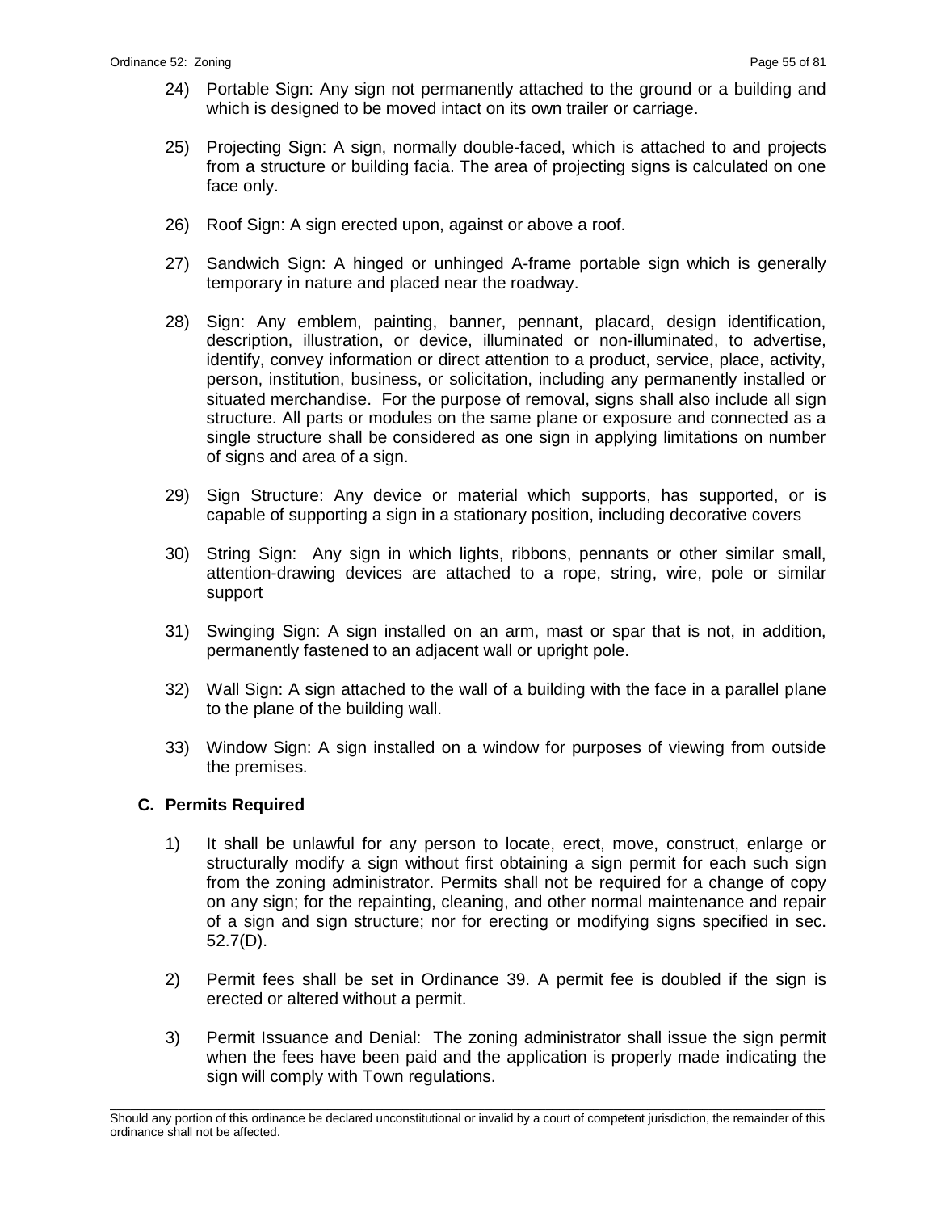24) Portable Sign: Any sign not permanently attached to the ground or a building and which is designed to be moved intact on its own trailer or carriage.

25) Projecting Sign: A sign, normally double-faced, which is attached to and projects from a structure or building facia. The area of projecting signs is calculated on one face only.

26) Roof Sign: A sign erected upon, against or above a roof.

27) Sandwich Sign: A hinged or unhinged A-frame portable sign which is generally temporary in nature and placed near the roadway.

28) Sign: Any emblem, painting, banner, pennant, placard, design identification, description, illustration, or device, illuminated or non-illuminated, to advertise, identify, convey information or direct attention to a product, service, place, activity, person, institution, business, or solicitation, including any permanently installed or situated merchandise. For the purpose of removal, signs shall also include all sign structure. All parts or modules on the same plane or exposure and connected as a single structure shall be considered as one sign in applying limitations on number of signs and area of a sign.

29) Sign Structure: Any device or material which supports, has supported, or is capable of supporting a sign in a stationary position, including decorative covers

30) String Sign: Any sign in which lights, ribbons, pennants or other similar small, attention-drawing devices are attached to a rope, string, wire, pole or similar support

31) Swinging Sign: A sign installed on an arm, mast or spar that is not, in addition, permanently fastened to an adjacent wall or upright pole.

32) Wall Sign: A sign attached to the wall of a building with the face in a parallel plane to the plane of the building wall.

33) Window Sign: A sign installed on a window for purposes of viewing from outside the premises.

## C. Permits Required

1) It shall be unlawful for any person to locate, erect, move, construct, enlarge or structurally modify a sign without first obtaining a sign permit for each such sign from the zoning administrator. Permits shall not be required for a change of copy on any sign; for the repainting, cleaning, and other normal maintenance and repair of a sign and sign structure; nor for erecting or modifying signs specified in sec. 52.7(D).

2) Permit fees shall be set in Ordinance 39. A permit fee is doubled if the sign is erected or altered without a permit.

3) Permit Issuance and Denial: The zoning administrator shall issue the sign permit when the fees have been paid and the application is properly made indicating the sign will comply with Town regulations.

Should any portion of this ordinance be declared unconstitutional or invalid by a court of competent jurisdiction, the remainder of this ordinance shall not be affected.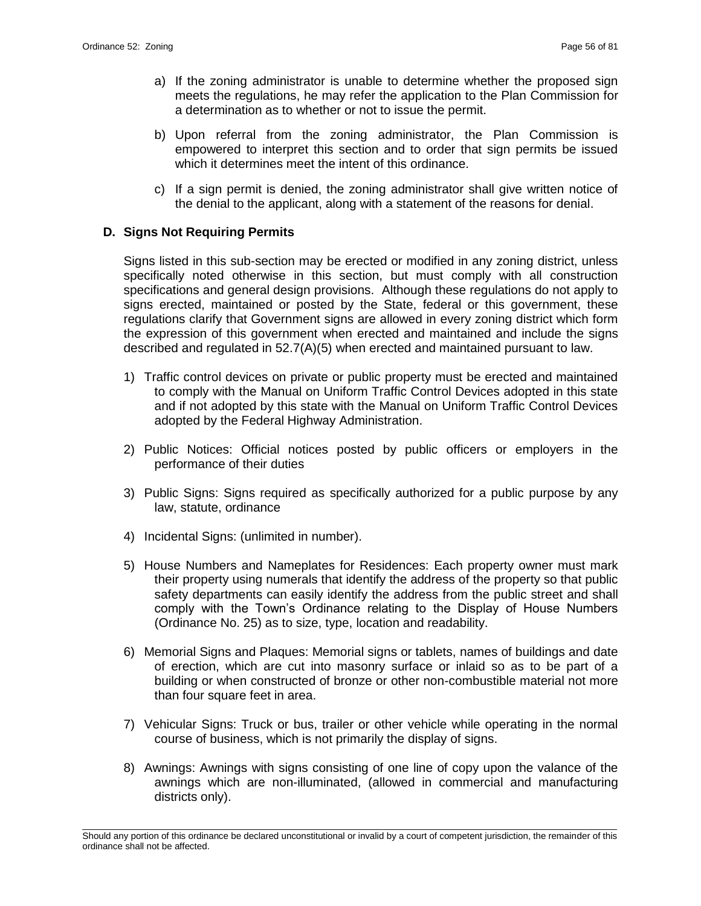a) If the zoning administrator is unable to determine whether the proposed sign meets the regulations, he may refer the application to the Plan Commission for a determination as to whether or not to issue the permit.

b) Upon referral from the zoning administrator, the Plan Commission is empowered to interpret this section and to order that sign permits be issued which it determines meet the intent of this ordinance.

c) If a sign permit is denied, the zoning administrator shall give written notice of the denial to the applicant, along with a statement of the reasons for denial.

### D. Signs Not Requiring Permits

Signs listed in this sub-section may be erected or modified in any zoning district, unless specifically noted otherwise in this section, but must comply with all construction specifications and general design provisions. Although these regulations do not apply to signs erected, maintained or posted by the State, federal or this government, these regulations clarify that Government signs are allowed in every zoning district which form the expression of this government when erected and maintained and include the signs described and regulated in 52.7(A)(5) when erected and maintained pursuant to law.

1) Traffic control devices on private or public property must be erected and maintained to comply with the Manual on Uniform Traffic Control Devices adopted in this state and if not adopted by this state with the Manual on Uniform Traffic Control Devices adopted by the Federal Highway Administration.

2) Public Notices: Official notices posted by public officers or employers in the performance of their duties

3) Public Signs: Signs required as specifically authorized for a public purpose by any law, statute, ordinance

4) Incidental Signs: (unlimited in number).

5) House Numbers and Nameplates for Residences: Each property owner must mark their property using numerals that identify the address of the property so that public safety departments can easily identify the address from the public street and shall comply with the Town's Ordinance relating to the Display of House Numbers (Ordinance No. 25) as to size, type, location and readability.

6) Memorial Signs and Plaques: Memorial signs or tablets, names of buildings and date of erection, which are cut into masonry surface or inlaid so as to be part of a building or when constructed of bronze or other non-combustible material not more than four square feet in area.

7) Vehicular Signs: Truck or bus, trailer or other vehicle while operating in the normal course of business, which is not primarily the display of signs.

8) Awnings: Awnings with signs consisting of one line of copy upon the valance of the awnings which are non-illuminated, (allowed in commercial and manufacturing districts only).

Should any portion of this ordinance be declared unconstitutional or invalid by a court of competent jurisdiction, the remainder of this ordinance shall not be affected.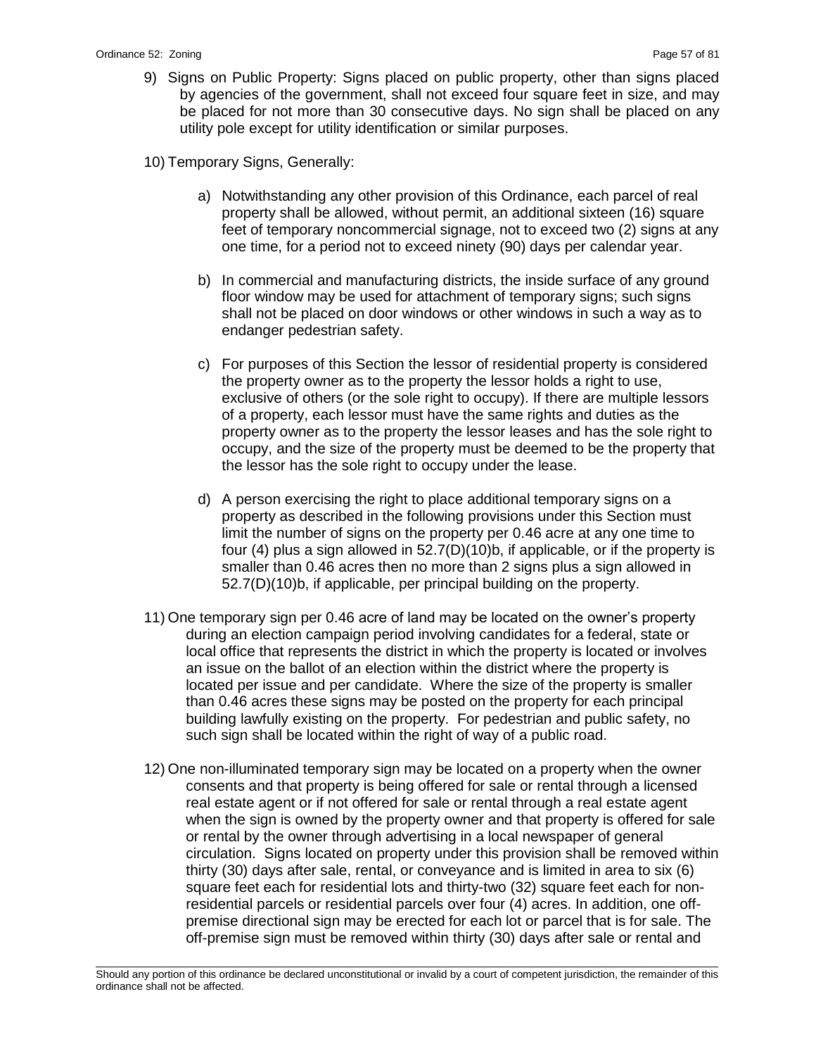9) Signs on Public Property: Signs placed on public property, other than signs placed by agencies of the government, shall not exceed four square feet in size, and may be placed for not more than 30 consecutive days. No sign shall be placed on any utility pole except for utility identification or similar purposes.

10) Temporary Signs, Generally:

  a) Notwithstanding any other provision of this Ordinance, each parcel of real property shall be allowed, without permit, an additional sixteen (16) square feet of temporary noncommercial signage, not to exceed two (2) signs at any one time, for a period not to exceed ninety (90) days per calendar year.

  b) In commercial and manufacturing districts, the inside surface of any ground floor window may be used for attachment of temporary signs; such signs shall not be placed on door windows or other windows in such a way as to endanger pedestrian safety.

  c) For purposes of this Section the lessor of residential property is considered the property owner as to the property the lessor holds a right to use, exclusive of others (or the sole right to occupy). If there are multiple lessors of a property, each lessor must have the same rights and duties as the property owner as to the property the lessor leases and has the sole right to occupy, and the size of the property must be deemed to be the property that the lessor has the sole right to occupy under the lease.

  d) A person exercising the right to place additional temporary signs on a property as described in the following provisions under this Section must limit the number of signs on the property per 0.46 acre at any one time to four (4) plus a sign allowed in 52.7(D)(10)b, if applicable, or if the property is smaller than 0.46 acres then no more than 2 signs plus a sign allowed in 52.7(D)(10)b, if applicable, per principal building on the property.

11) One temporary sign per 0.46 acre of land may be located on the owner's property during an election campaign period involving candidates for a federal, state or local office that represents the district in which the property is located or involves an issue on the ballot of an election within the district where the property is located per issue and per candidate. Where the size of the property is smaller than 0.46 acres these signs may be posted on the property for each principal building lawfully existing on the property. For pedestrian and public safety, no such sign shall be located within the right of way of a public road.

12) One non-illuminated temporary sign may be located on a property when the owner consents and that property is being offered for sale or rental through a licensed real estate agent or if not offered for sale or rental through a real estate agent when the sign is owned by the property owner and that property is offered for sale or rental by the owner through advertising in a local newspaper of general circulation. Signs located on property under this provision shall be removed within thirty (30) days after sale, rental, or conveyance and is limited in area to six (6) square feet each for residential lots and thirty-two (32) square feet each for non-residential parcels or residential parcels over four (4) acres. In addition, one off-premise directional sign may be erected for each lot or parcel that is for sale. The off-premise sign must be removed within thirty (30) days after sale or rental and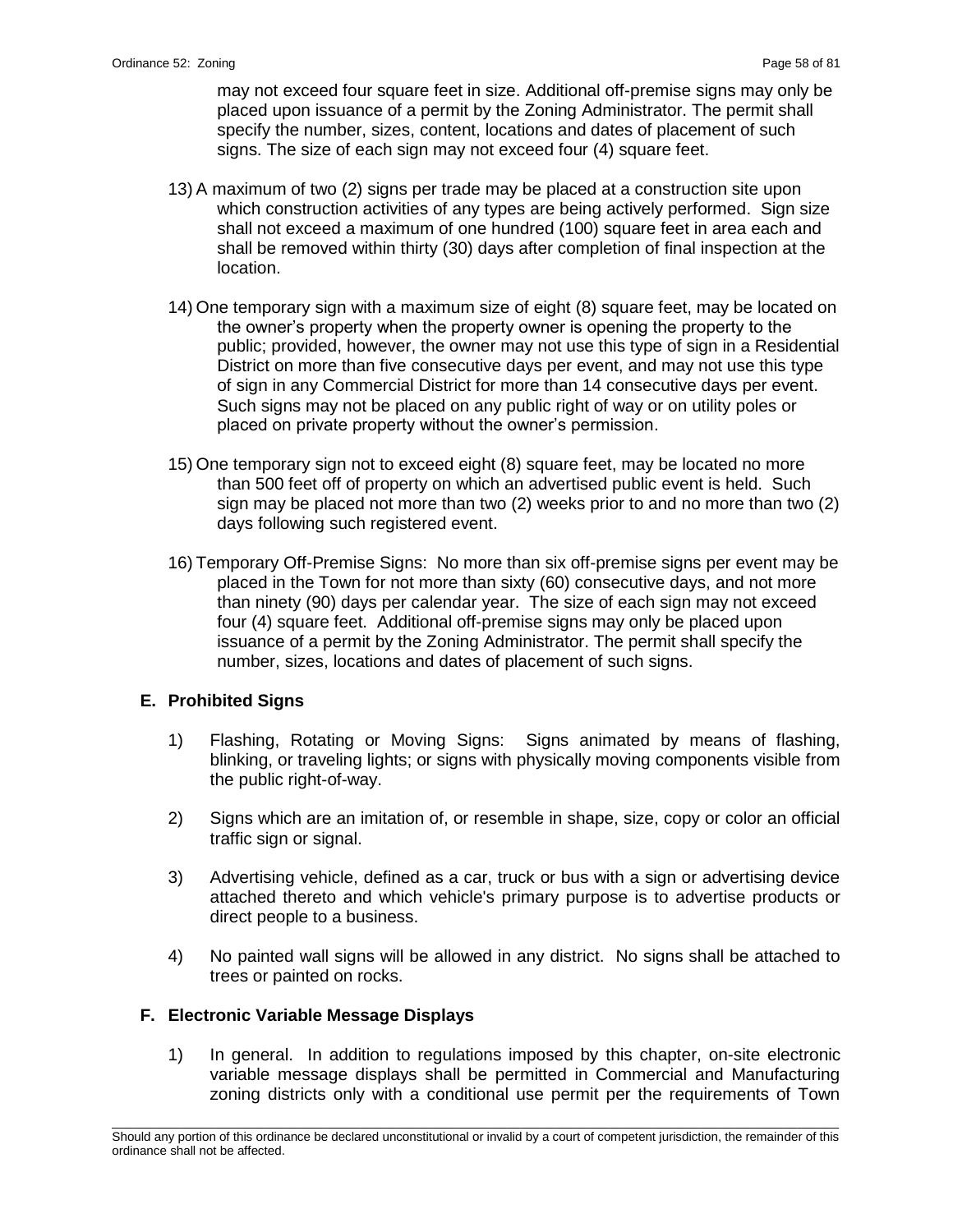may not exceed four square feet in size. Additional off-premise signs may only be placed upon issuance of a permit by the Zoning Administrator. The permit shall specify the number, sizes, content, locations and dates of placement of such signs. The size of each sign may not exceed four (4) square feet.

13) A maximum of two (2) signs per trade may be placed at a construction site upon which construction activities of any types are being actively performed. Sign size shall not exceed a maximum of one hundred (100) square feet in area each and shall be removed within thirty (30) days after completion of final inspection at the location.

14) One temporary sign with a maximum size of eight (8) square feet, may be located on the owner's property when the property owner is opening the property to the public; provided, however, the owner may not use this type of sign in a Residential District on more than five consecutive days per event, and may not use this type of sign in any Commercial District for more than 14 consecutive days per event. Such signs may not be placed on any public right of way or on utility poles or placed on private property without the owner's permission.

15) One temporary sign not to exceed eight (8) square feet, may be located no more than 500 feet off of property on which an advertised public event is held. Such sign may be placed not more than two (2) weeks prior to and no more than two (2) days following such registered event.

16) Temporary Off-Premise Signs: No more than six off-premise signs per event may be placed in the Town for not more than sixty (60) consecutive days, and not more than ninety (90) days per calendar year. The size of each sign may not exceed four (4) square feet. Additional off-premise signs may only be placed upon issuance of a permit by the Zoning Administrator. The permit shall specify the number, sizes, locations and dates of placement of such signs.

### E. Prohibited Signs

1) Flashing, Rotating or Moving Signs: Signs animated by means of flashing, blinking, or traveling lights; or signs with physically moving components visible from the public right-of-way.

2) Signs which are an imitation of, or resemble in shape, size, copy or color an official traffic sign or signal.

3) Advertising vehicle, defined as a car, truck or bus with a sign or advertising device attached thereto and which vehicle's primary purpose is to advertise products or direct people to a business.

4) No painted wall signs will be allowed in any district. No signs shall be attached to trees or painted on rocks.

### F. Electronic Variable Message Displays

1) In general. In addition to regulations imposed by this chapter, on-site electronic variable message displays shall be permitted in Commercial and Manufacturing zoning districts only with a conditional use permit per the requirements of Town

Should any portion of this ordinance be declared unconstitutional or invalid by a court of competent jurisdiction, the remainder of this ordinance shall not be affected.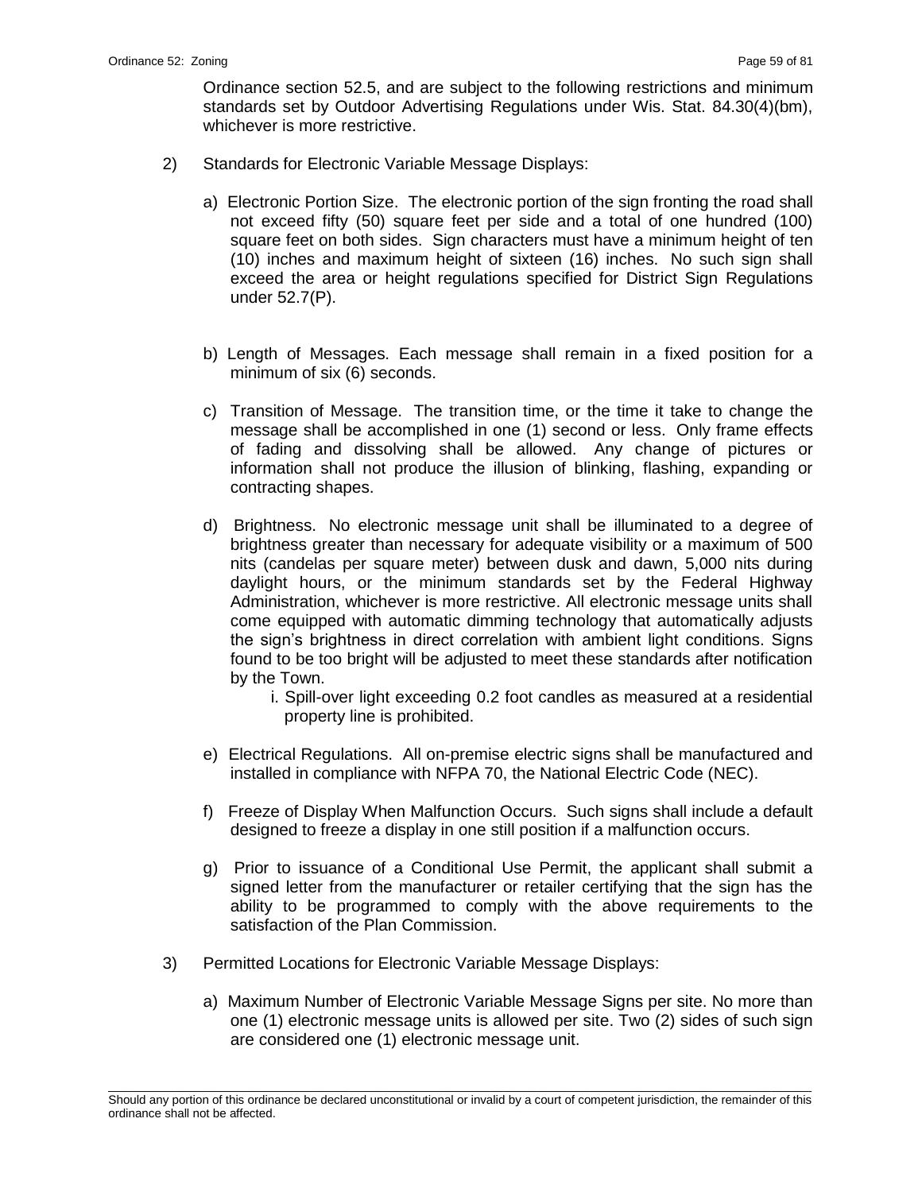Ordinance section 52.5, and are subject to the following restrictions and minimum standards set by Outdoor Advertising Regulations under Wis. Stat. 84.30(4)(bm), whichever is more restrictive.

2) Standards for Electronic Variable Message Displays:

   a) Electronic Portion Size. The electronic portion of the sign fronting the road shall not exceed fifty (50) square feet per side and a total of one hundred (100) square feet on both sides. Sign characters must have a minimum height of ten (10) inches and maximum height of sixteen (16) inches. No such sign shall exceed the area or height regulations specified for District Sign Regulations under 52.7(P).

   b) Length of Messages. Each message shall remain in a fixed position for a minimum of six (6) seconds.

   c) Transition of Message. The transition time, or the time it take to change the message shall be accomplished in one (1) second or less. Only frame effects of fading and dissolving shall be allowed. Any change of pictures or information shall not produce the illusion of blinking, flashing, expanding or contracting shapes.

   d) Brightness. No electronic message unit shall be illuminated to a degree of brightness greater than necessary for adequate visibility or a maximum of 500 nits (candelas per square meter) between dusk and dawn, 5,000 nits during daylight hours, or the minimum standards set by the Federal Highway Administration, whichever is more restrictive. All electronic message units shall come equipped with automatic dimming technology that automatically adjusts the sign's brightness in direct correlation with ambient light conditions. Signs found to be too bright will be adjusted to meet these standards after notification by the Town.

      i. Spill-over light exceeding 0.2 foot candles as measured at a residential property line is prohibited.

   e) Electrical Regulations. All on-premise electric signs shall be manufactured and installed in compliance with NFPA 70, the National Electric Code (NEC).

   f) Freeze of Display When Malfunction Occurs. Such signs shall include a default designed to freeze a display in one still position if a malfunction occurs.

   g) Prior to issuance of a Conditional Use Permit, the applicant shall submit a signed letter from the manufacturer or retailer certifying that the sign has the ability to be programmed to comply with the above requirements to the satisfaction of the Plan Commission.

3) Permitted Locations for Electronic Variable Message Displays:

   a) Maximum Number of Electronic Variable Message Signs per site. No more than one (1) electronic message units is allowed per site. Two (2) sides of such sign are considered one (1) electronic message unit.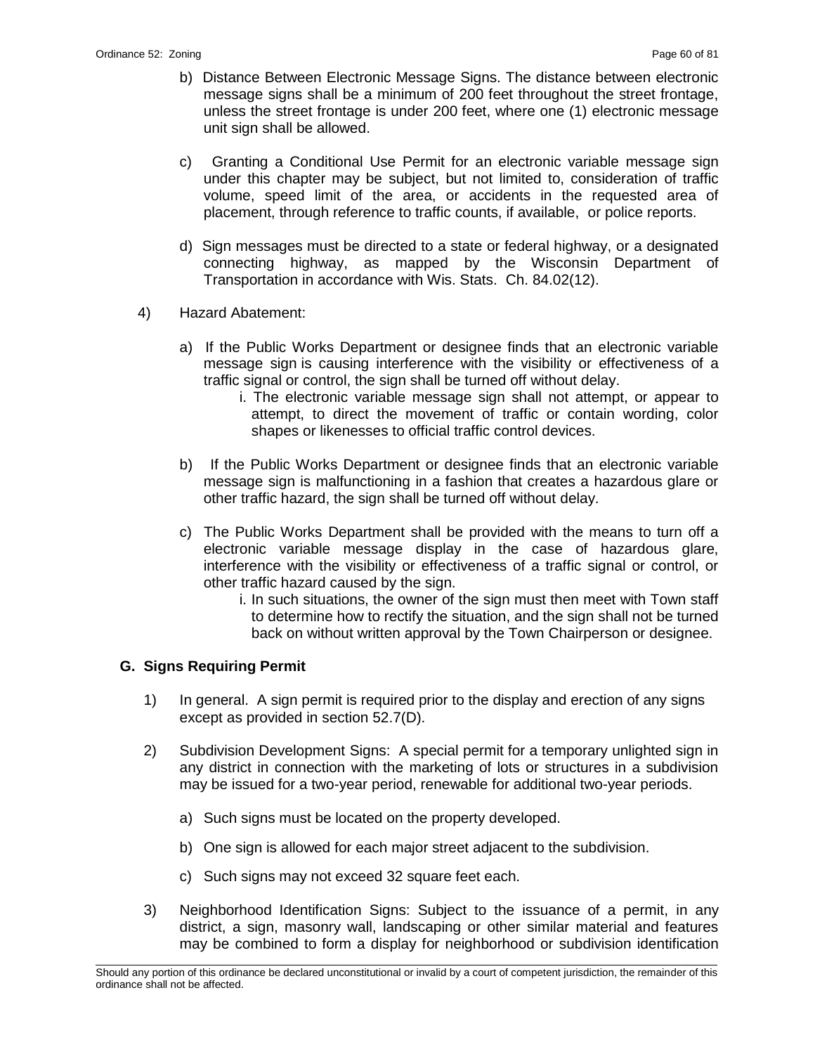b) Distance Between Electronic Message Signs. The distance between electronic message signs shall be a minimum of 200 feet throughout the street frontage, unless the street frontage is under 200 feet, where one (1) electronic message unit sign shall be allowed.

c) Granting a Conditional Use Permit for an electronic variable message sign under this chapter may be subject, but not limited to, consideration of traffic volume, speed limit of the area, or accidents in the requested area of placement, through reference to traffic counts, if available, or police reports.

d) Sign messages must be directed to a state or federal highway, or a designated connecting highway, as mapped by the Wisconsin Department of Transportation in accordance with Wis. Stats. Ch. 84.02(12).

4) Hazard Abatement:

a) If the Public Works Department or designee finds that an electronic variable message sign is causing interference with the visibility or effectiveness of a traffic signal or control, the sign shall be turned off without delay.

   i. The electronic variable message sign shall not attempt, or appear to attempt, to direct the movement of traffic or contain wording, color shapes or likenesses to official traffic control devices.

b) If the Public Works Department or designee finds that an electronic variable message sign is malfunctioning in a fashion that creates a hazardous glare or other traffic hazard, the sign shall be turned off without delay.

c) The Public Works Department shall be provided with the means to turn off a electronic variable message display in the case of hazardous glare, interference with the visibility or effectiveness of a traffic signal or control, or other traffic hazard caused by the sign.

   i. In such situations, the owner of the sign must then meet with Town staff to determine how to rectify the situation, and the sign shall not be turned back on without written approval by the Town Chairperson or designee.

**G. Signs Requiring Permit**

1) In general. A sign permit is required prior to the display and erection of any signs except as provided in section 52.7(D).

2) Subdivision Development Signs: A special permit for a temporary unlighted sign in any district in connection with the marketing of lots or structures in a subdivision may be issued for a two-year period, renewable for additional two-year periods.

a) Such signs must be located on the property developed.

b) One sign is allowed for each major street adjacent to the subdivision.

c) Such signs may not exceed 32 square feet each.

3) Neighborhood Identification Signs: Subject to the issuance of a permit, in any district, a sign, masonry wall, landscaping or other similar material and features may be combined to form a display for neighborhood or subdivision identification

Should any portion of this ordinance be declared unconstitutional or invalid by a court of competent jurisdiction, the remainder of this ordinance shall not be affected.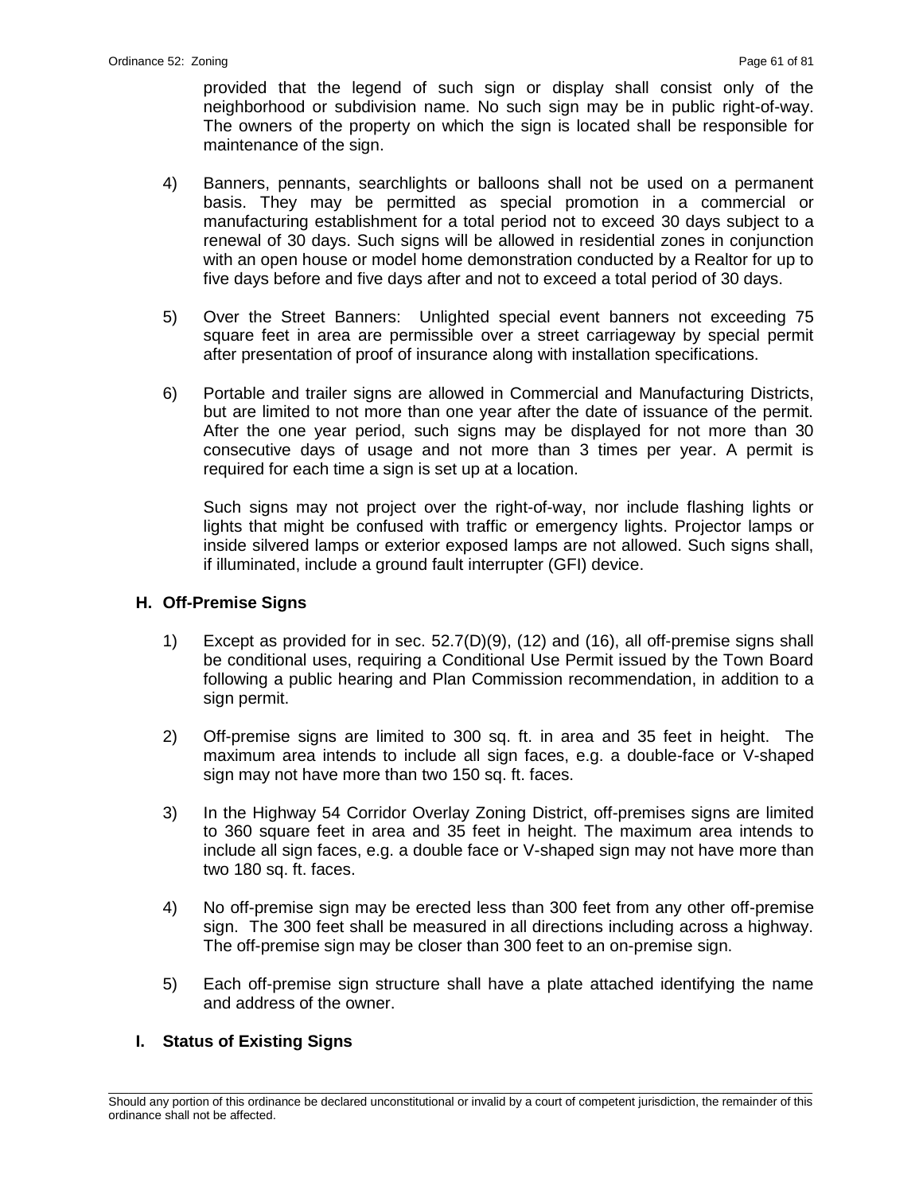provided that the legend of such sign or display shall consist only of the neighborhood or subdivision name. No such sign may be in public right-of-way. The owners of the property on which the sign is located shall be responsible for maintenance of the sign.

4) Banners, pennants, searchlights or balloons shall not be used on a permanent basis. They may be permitted as special promotion in a commercial or manufacturing establishment for a total period not to exceed 30 days subject to a renewal of 30 days. Such signs will be allowed in residential zones in conjunction with an open house or model home demonstration conducted by a Realtor for up to five days before and five days after and not to exceed a total period of 30 days.

5) Over the Street Banners: Unlighted special event banners not exceeding 75 square feet in area are permissible over a street carriageway by special permit after presentation of proof of insurance along with installation specifications.

6) Portable and trailer signs are allowed in Commercial and Manufacturing Districts, but are limited to not more than one year after the date of issuance of the permit. After the one year period, such signs may be displayed for not more than 30 consecutive days of usage and not more than 3 times per year. A permit is required for each time a sign is set up at a location.

   Such signs may not project over the right-of-way, nor include flashing lights or lights that might be confused with traffic or emergency lights. Projector lamps or inside silvered lamps or exterior exposed lamps are not allowed. Such signs shall, if illuminated, include a ground fault interrupter (GFI) device.

## H. Off-Premise Signs

1) Except as provided for in sec. 52.7(D)(9), (12) and (16), all off-premise signs shall be conditional uses, requiring a Conditional Use Permit issued by the Town Board following a public hearing and Plan Commission recommendation, in addition to a sign permit.

2) Off-premise signs are limited to 300 sq. ft. in area and 35 feet in height. The maximum area intends to include all sign faces, e.g. a double-face or V-shaped sign may not have more than two 150 sq. ft. faces.

3) In the Highway 54 Corridor Overlay Zoning District, off-premises signs are limited to 360 square feet in area and 35 feet in height. The maximum area intends to include all sign faces, e.g. a double face or V-shaped sign may not have more than two 180 sq. ft. faces.

4) No off-premise sign may be erected less than 300 feet from any other off-premise sign. The 300 feet shall be measured in all directions including across a highway. The off-premise sign may be closer than 300 feet to an on-premise sign.

5) Each off-premise sign structure shall have a plate attached identifying the name and address of the owner.

## I. Status of Existing Signs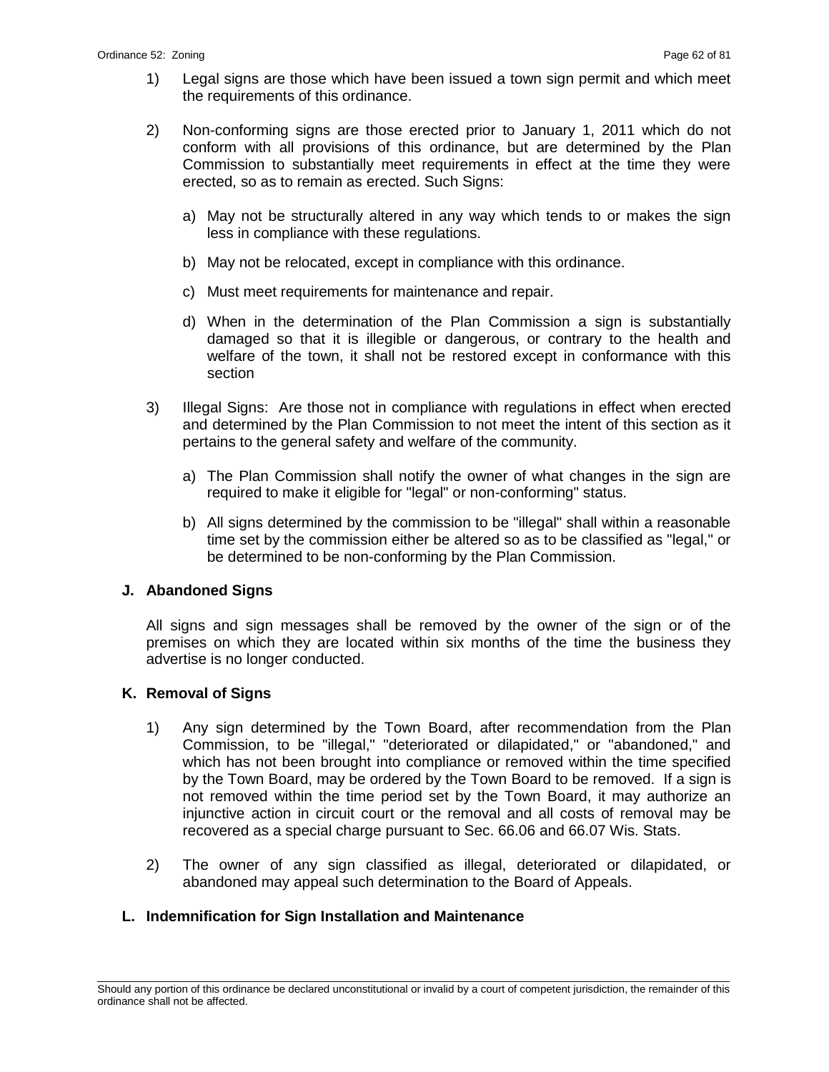1) Legal signs are those which have been issued a town sign permit and which meet the requirements of this ordinance.

2) Non-conforming signs are those erected prior to January 1, 2011 which do not conform with all provisions of this ordinance, but are determined by the Plan Commission to substantially meet requirements in effect at the time they were erected, so as to remain as erected. Such Signs:

   a) May not be structurally altered in any way which tends to or makes the sign less in compliance with these regulations.

   b) May not be relocated, except in compliance with this ordinance.

   c) Must meet requirements for maintenance and repair.

   d) When in the determination of the Plan Commission a sign is substantially damaged so that it is illegible or dangerous, or contrary to the health and welfare of the town, it shall not be restored except in conformance with this section

3) Illegal Signs: Are those not in compliance with regulations in effect when erected and determined by the Plan Commission to not meet the intent of this section as it pertains to the general safety and welfare of the community.

   a) The Plan Commission shall notify the owner of what changes in the sign are required to make it eligible for "legal" or non-conforming" status.

   b) All signs determined by the commission to be "illegal" shall within a reasonable time set by the commission either be altered so as to be classified as "legal," or be determined to be non-conforming by the Plan Commission.

**J. Abandoned Signs**

All signs and sign messages shall be removed by the owner of the sign or of the premises on which they are located within six months of the time the business they advertise is no longer conducted.

**K. Removal of Signs**

1) Any sign determined by the Town Board, after recommendation from the Plan Commission, to be "illegal," "deteriorated or dilapidated," or "abandoned," and which has not been brought into compliance or removed within the time specified by the Town Board, may be ordered by the Town Board to be removed. If a sign is not removed within the time period set by the Town Board, it may authorize an injunctive action in circuit court or the removal and all costs of removal may be recovered as a special charge pursuant to Sec. 66.06 and 66.07 Wis. Stats.

2) The owner of any sign classified as illegal, deteriorated or dilapidated, or abandoned may appeal such determination to the Board of Appeals.

**L. Indemnification for Sign Installation and Maintenance**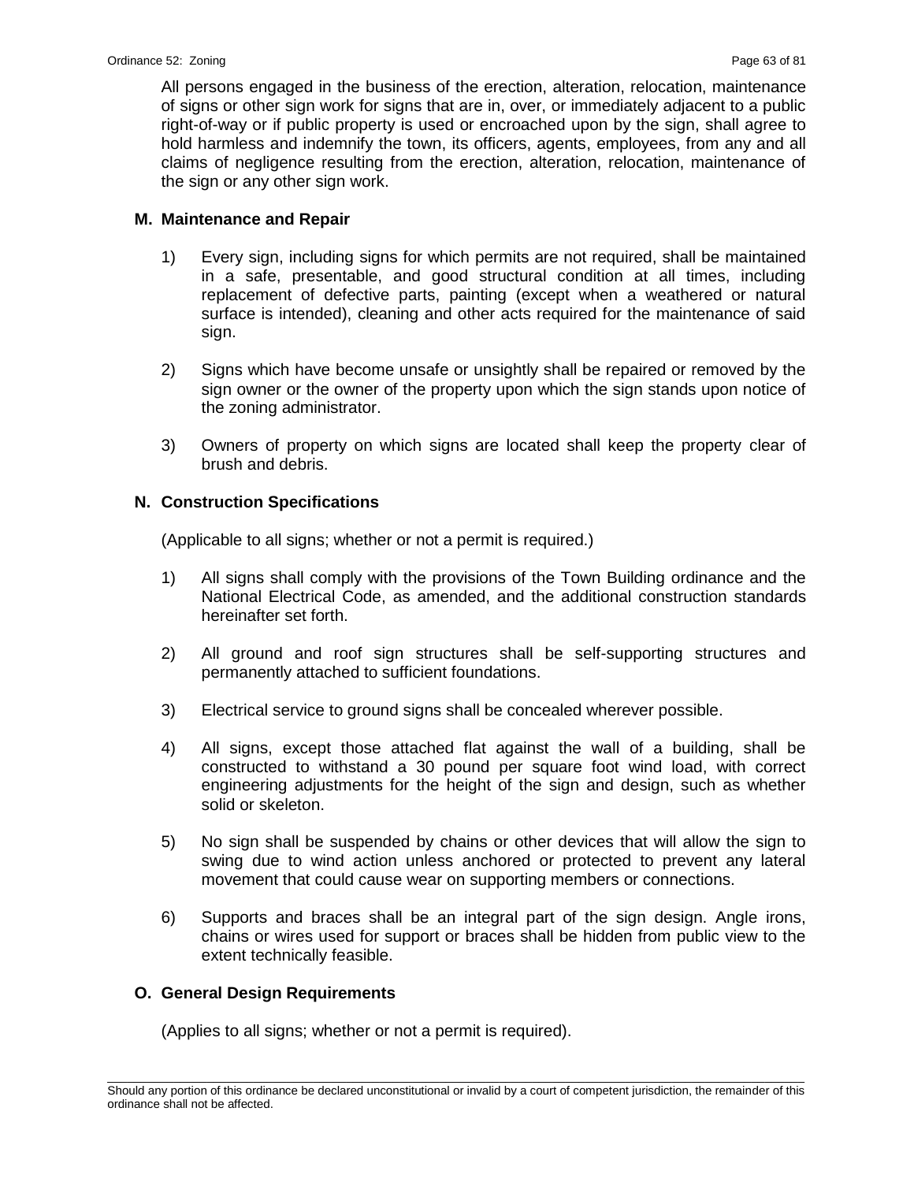All persons engaged in the business of the erection, alteration, relocation, maintenance of signs or other sign work for signs that are in, over, or immediately adjacent to a public right-of-way or if public property is used or encroached upon by the sign, shall agree to hold harmless and indemnify the town, its officers, agents, employees, from any and all claims of negligence resulting from the erection, alteration, relocation, maintenance of the sign or any other sign work.

**M. Maintenance and Repair**

1) Every sign, including signs for which permits are not required, shall be maintained in a safe, presentable, and good structural condition at all times, including replacement of defective parts, painting (except when a weathered or natural surface is intended), cleaning and other acts required for the maintenance of said sign.

2) Signs which have become unsafe or unsightly shall be repaired or removed by the sign owner or the owner of the property upon which the sign stands upon notice of the zoning administrator.

3) Owners of property on which signs are located shall keep the property clear of brush and debris.

**N. Construction Specifications**

(Applicable to all signs; whether or not a permit is required.)

1) All signs shall comply with the provisions of the Town Building ordinance and the National Electrical Code, as amended, and the additional construction standards hereinafter set forth.

2) All ground and roof sign structures shall be self-supporting structures and permanently attached to sufficient foundations.

3) Electrical service to ground signs shall be concealed wherever possible.

4) All signs, except those attached flat against the wall of a building, shall be constructed to withstand a 30 pound per square foot wind load, with correct engineering adjustments for the height of the sign and design, such as whether solid or skeleton.

5) No sign shall be suspended by chains or other devices that will allow the sign to swing due to wind action unless anchored or protected to prevent any lateral movement that could cause wear on supporting members or connections.

6) Supports and braces shall be an integral part of the sign design. Angle irons, chains or wires used for support or braces shall be hidden from public view to the extent technically feasible.

**O. General Design Requirements**

(Applies to all signs; whether or not a permit is required).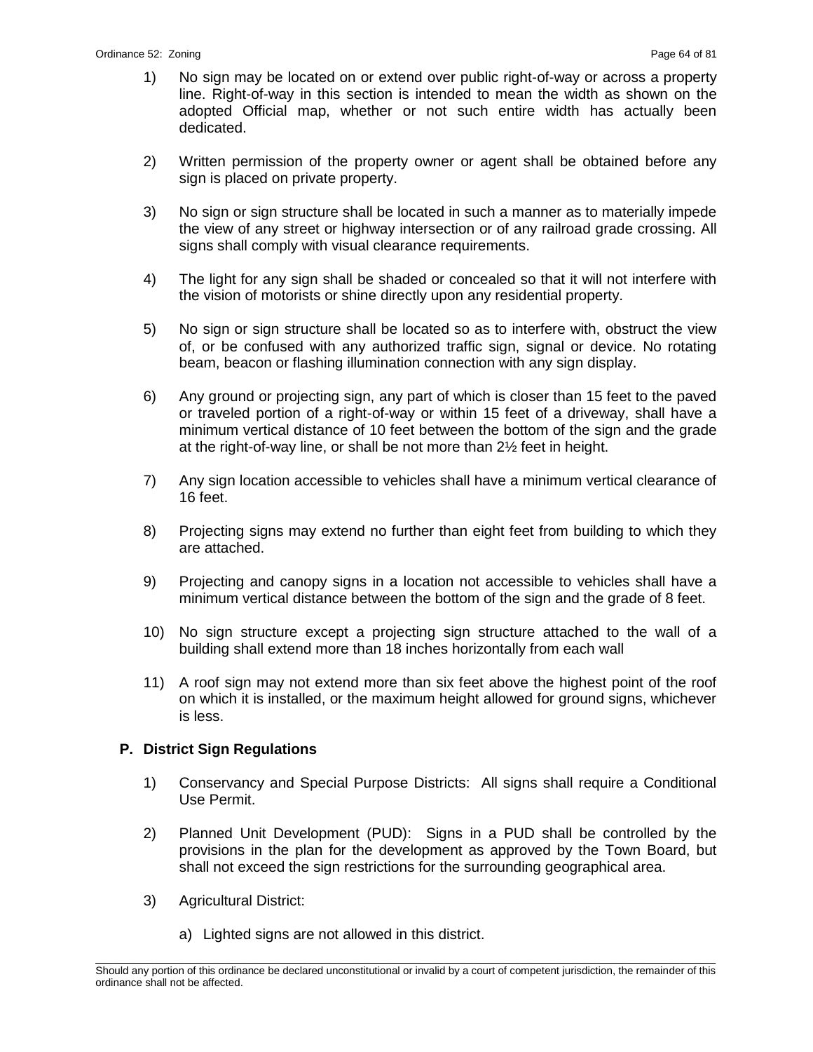1) No sign may be located on or extend over public right-of-way or across a property line. Right-of-way in this section is intended to mean the width as shown on the adopted Official map, whether or not such entire width has actually been dedicated.

2) Written permission of the property owner or agent shall be obtained before any sign is placed on private property.

3) No sign or sign structure shall be located in such a manner as to materially impede the view of any street or highway intersection or of any railroad grade crossing. All signs shall comply with visual clearance requirements.

4) The light for any sign shall be shaded or concealed so that it will not interfere with the vision of motorists or shine directly upon any residential property.

5) No sign or sign structure shall be located so as to interfere with, obstruct the view of, or be confused with any authorized traffic sign, signal or device. No rotating beam, beacon or flashing illumination connection with any sign display.

6) Any ground or projecting sign, any part of which is closer than 15 feet to the paved or traveled portion of a right-of-way or within 15 feet of a driveway, shall have a minimum vertical distance of 10 feet between the bottom of the sign and the grade at the right-of-way line, or shall be not more than 2½ feet in height.

7) Any sign location accessible to vehicles shall have a minimum vertical clearance of 16 feet.

8) Projecting signs may extend no further than eight feet from building to which they are attached.

9) Projecting and canopy signs in a location not accessible to vehicles shall have a minimum vertical distance between the bottom of the sign and the grade of 8 feet.

10) No sign structure except a projecting sign structure attached to the wall of a building shall extend more than 18 inches horizontally from each wall

11) A roof sign may not extend more than six feet above the highest point of the roof on which it is installed, or the maximum height allowed for ground signs, whichever is less.

### P. District Sign Regulations

1) Conservancy and Special Purpose Districts: All signs shall require a Conditional Use Permit.

2) Planned Unit Development (PUD): Signs in a PUD shall be controlled by the provisions in the plan for the development as approved by the Town Board, but shall not exceed the sign restrictions for the surrounding geographical area.

3) Agricultural District:

   a) Lighted signs are not allowed in this district.

Should any portion of this ordinance be declared unconstitutional or invalid by a court of competent jurisdiction, the remainder of this ordinance shall not be affected.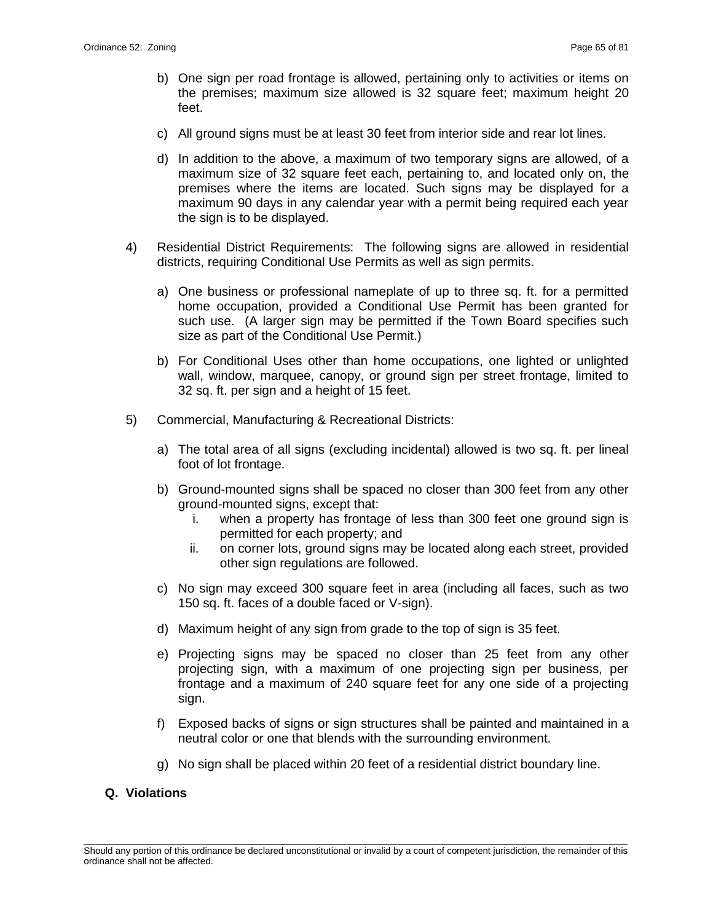b) One sign per road frontage is allowed, pertaining only to activities or items on the premises; maximum size allowed is 32 square feet; maximum height 20 feet.

c) All ground signs must be at least 30 feet from interior side and rear lot lines.

d) In addition to the above, a maximum of two temporary signs are allowed, of a maximum size of 32 square feet each, pertaining to, and located only on, the premises where the items are located. Such signs may be displayed for a maximum 90 days in any calendar year with a permit being required each year the sign is to be displayed.

4) Residential District Requirements: The following signs are allowed in residential districts, requiring Conditional Use Permits as well as sign permits.

a) One business or professional nameplate of up to three sq. ft. for a permitted home occupation, provided a Conditional Use Permit has been granted for such use. (A larger sign may be permitted if the Town Board specifies such size as part of the Conditional Use Permit.)

b) For Conditional Uses other than home occupations, one lighted or unlighted wall, window, marquee, canopy, or ground sign per street frontage, limited to 32 sq. ft. per sign and a height of 15 feet.

5) Commercial, Manufacturing & Recreational Districts:

a) The total area of all signs (excluding incidental) allowed is two sq. ft. per lineal foot of lot frontage.

b) Ground-mounted signs shall be spaced no closer than 300 feet from any other ground-mounted signs, except that:
   i. when a property has frontage of less than 300 feet one ground sign is permitted for each property; and
   ii. on corner lots, ground signs may be located along each street, provided other sign regulations are followed.

c) No sign may exceed 300 square feet in area (including all faces, such as two 150 sq. ft. faces of a double faced or V-sign).

d) Maximum height of any sign from grade to the top of sign is 35 feet.

e) Projecting signs may be spaced no closer than 25 feet from any other projecting sign, with a maximum of one projecting sign per business, per frontage and a maximum of 240 square feet for any one side of a projecting sign.

f) Exposed backs of signs or sign structures shall be painted and maintained in a neutral color or one that blends with the surrounding environment.

g) No sign shall be placed within 20 feet of a residential district boundary line.

## Q. Violations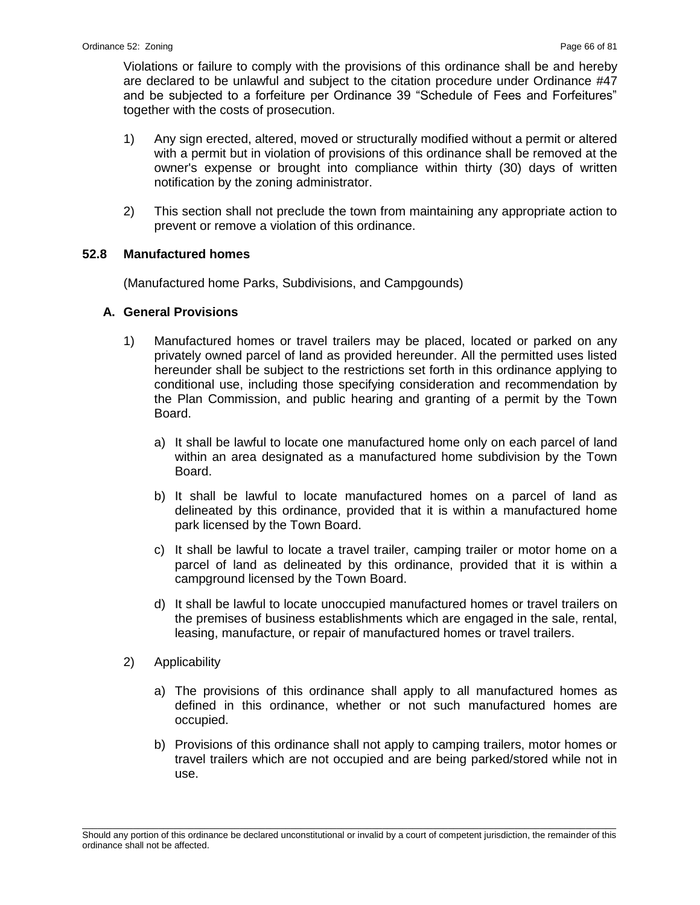Violations or failure to comply with the provisions of this ordinance shall be and hereby are declared to be unlawful and subject to the citation procedure under Ordinance #47 and be subjected to a forfeiture per Ordinance 39 "Schedule of Fees and Forfeitures" together with the costs of prosecution.

1) Any sign erected, altered, moved or structurally modified without a permit or altered with a permit but in violation of provisions of this ordinance shall be removed at the owner's expense or brought into compliance within thirty (30) days of written notification by the zoning administrator.

2) This section shall not preclude the town from maintaining any appropriate action to prevent or remove a violation of this ordinance.

## 52.8 Manufactured homes

(Manufactured home Parks, Subdivisions, and Campgounds)

### A. General Provisions

1) Manufactured homes or travel trailers may be placed, located or parked on any privately owned parcel of land as provided hereunder. All the permitted uses listed hereunder shall be subject to the restrictions set forth in this ordinance applying to conditional use, including those specifying consideration and recommendation by the Plan Commission, and public hearing and granting of a permit by the Town Board.

   a) It shall be lawful to locate one manufactured home only on each parcel of land within an area designated as a manufactured home subdivision by the Town Board.

   b) It shall be lawful to locate manufactured homes on a parcel of land as delineated by this ordinance, provided that it is within a manufactured home park licensed by the Town Board.

   c) It shall be lawful to locate a travel trailer, camping trailer or motor home on a parcel of land as delineated by this ordinance, provided that it is within a campground licensed by the Town Board.

   d) It shall be lawful to locate unoccupied manufactured homes or travel trailers on the premises of business establishments which are engaged in the sale, rental, leasing, manufacture, or repair of manufactured homes or travel trailers.

2) Applicability

   a) The provisions of this ordinance shall apply to all manufactured homes as defined in this ordinance, whether or not such manufactured homes are occupied.

   b) Provisions of this ordinance shall not apply to camping trailers, motor homes or travel trailers which are not occupied and are being parked/stored while not in use.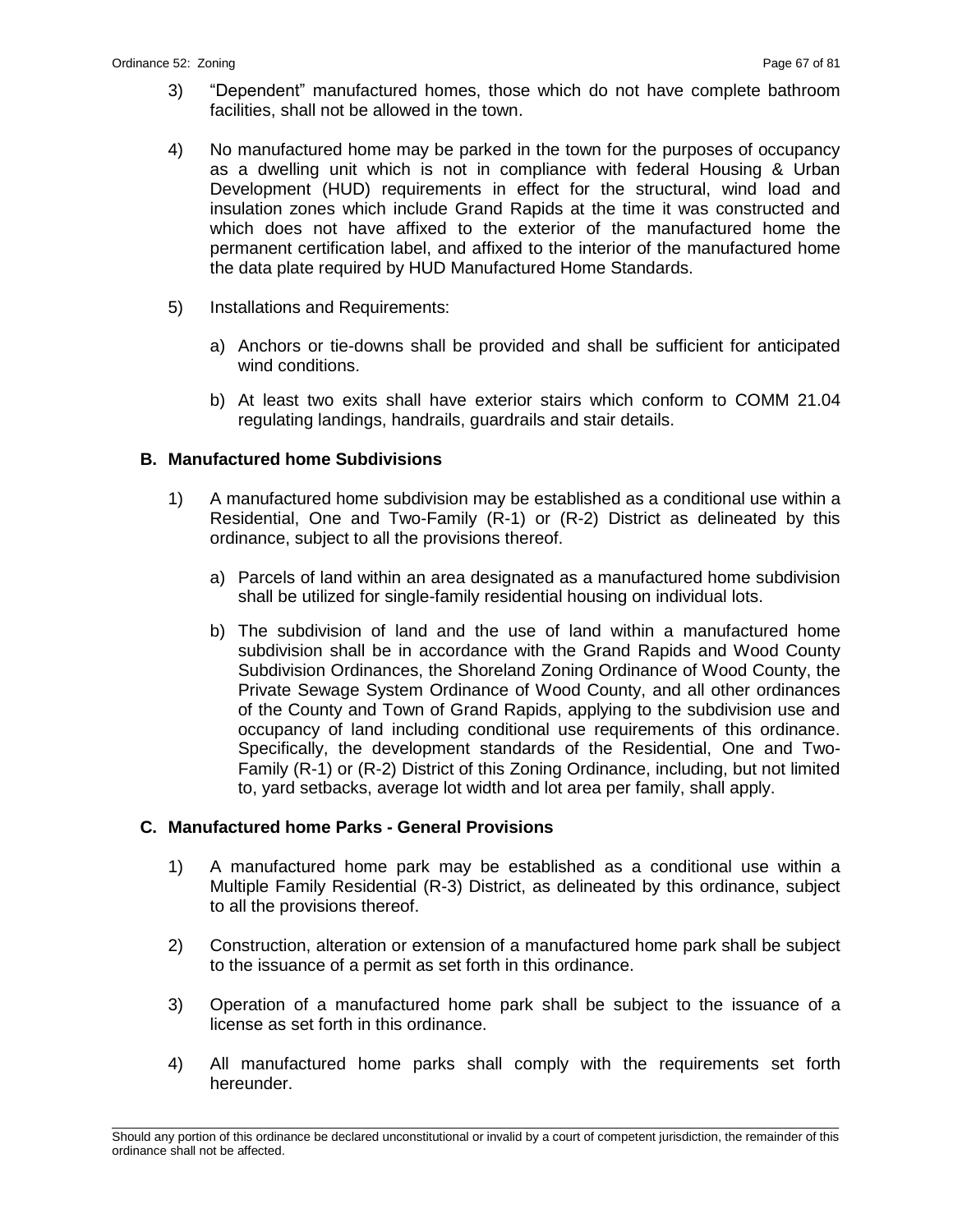3) "Dependent" manufactured homes, those which do not have complete bathroom facilities, shall not be allowed in the town.

4) No manufactured home may be parked in the town for the purposes of occupancy as a dwelling unit which is not in compliance with federal Housing & Urban Development (HUD) requirements in effect for the structural, wind load and insulation zones which include Grand Rapids at the time it was constructed and which does not have affixed to the exterior of the manufactured home the permanent certification label, and affixed to the interior of the manufactured home the data plate required by HUD Manufactured Home Standards.

5) Installations and Requirements:

   a) Anchors or tie-downs shall be provided and shall be sufficient for anticipated wind conditions.

   b) At least two exits shall have exterior stairs which conform to COMM 21.04 regulating landings, handrails, guardrails and stair details.

### B. Manufactured home Subdivisions

1) A manufactured home subdivision may be established as a conditional use within a Residential, One and Two-Family (R-1) or (R-2) District as delineated by this ordinance, subject to all the provisions thereof.

   a) Parcels of land within an area designated as a manufactured home subdivision shall be utilized for single-family residential housing on individual lots.

   b) The subdivision of land and the use of land within a manufactured home subdivision shall be in accordance with the Grand Rapids and Wood County Subdivision Ordinances, the Shoreland Zoning Ordinance of Wood County, the Private Sewage System Ordinance of Wood County, and all other ordinances of the County and Town of Grand Rapids, applying to the subdivision use and occupancy of land including conditional use requirements of this ordinance. Specifically, the development standards of the Residential, One and Two-Family (R-1) or (R-2) District of this Zoning Ordinance, including, but not limited to, yard setbacks, average lot width and lot area per family, shall apply.

### C. Manufactured home Parks - General Provisions

1) A manufactured home park may be established as a conditional use within a Multiple Family Residential (R-3) District, as delineated by this ordinance, subject to all the provisions thereof.

2) Construction, alteration or extension of a manufactured home park shall be subject to the issuance of a permit as set forth in this ordinance.

3) Operation of a manufactured home park shall be subject to the issuance of a license as set forth in this ordinance.

4) All manufactured home parks shall comply with the requirements set forth hereunder.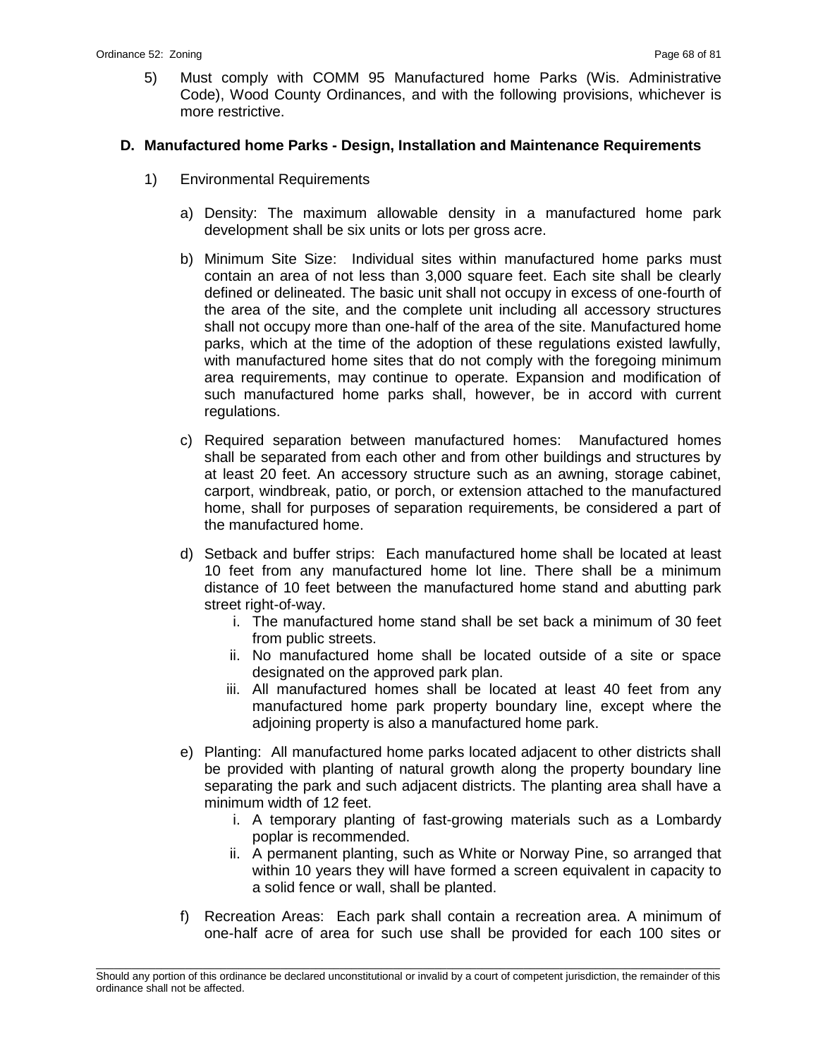5) Must comply with COMM 95 Manufactured home Parks (Wis. Administrative Code), Wood County Ordinances, and with the following provisions, whichever is more restrictive.

**D. Manufactured home Parks - Design, Installation and Maintenance Requirements**

1) Environmental Requirements

a) Density: The maximum allowable density in a manufactured home park development shall be six units or lots per gross acre.

b) Minimum Site Size: Individual sites within manufactured home parks must contain an area of not less than 3,000 square feet. Each site shall be clearly defined or delineated. The basic unit shall not occupy in excess of one-fourth of the area of the site, and the complete unit including all accessory structures shall not occupy more than one-half of the area of the site. Manufactured home parks, which at the time of the adoption of these regulations existed lawfully, with manufactured home sites that do not comply with the foregoing minimum area requirements, may continue to operate. Expansion and modification of such manufactured home parks shall, however, be in accord with current regulations.

c) Required separation between manufactured homes: Manufactured homes shall be separated from each other and from other buildings and structures by at least 20 feet. An accessory structure such as an awning, storage cabinet, carport, windbreak, patio, or porch, or extension attached to the manufactured home, shall for purposes of separation requirements, be considered a part of the manufactured home.

d) Setback and buffer strips: Each manufactured home shall be located at least 10 feet from any manufactured home lot line. There shall be a minimum distance of 10 feet between the manufactured home stand and abutting park street right-of-way.

   i. The manufactured home stand shall be set back a minimum of 30 feet from public streets.
   ii. No manufactured home shall be located outside of a site or space designated on the approved park plan.
   iii. All manufactured homes shall be located at least 40 feet from any manufactured home park property boundary line, except where the adjoining property is also a manufactured home park.

e) Planting: All manufactured home parks located adjacent to other districts shall be provided with planting of natural growth along the property boundary line separating the park and such adjacent districts. The planting area shall have a minimum width of 12 feet.

   i. A temporary planting of fast-growing materials such as a Lombardy poplar is recommended.
   ii. A permanent planting, such as White or Norway Pine, so arranged that within 10 years they will have formed a screen equivalent in capacity to a solid fence or wall, shall be planted.

f) Recreation Areas: Each park shall contain a recreation area. A minimum of one-half acre of area for such use shall be provided for each 100 sites or

Should any portion of this ordinance be declared unconstitutional or invalid by a court of competent jurisdiction, the remainder of this ordinance shall not be affected.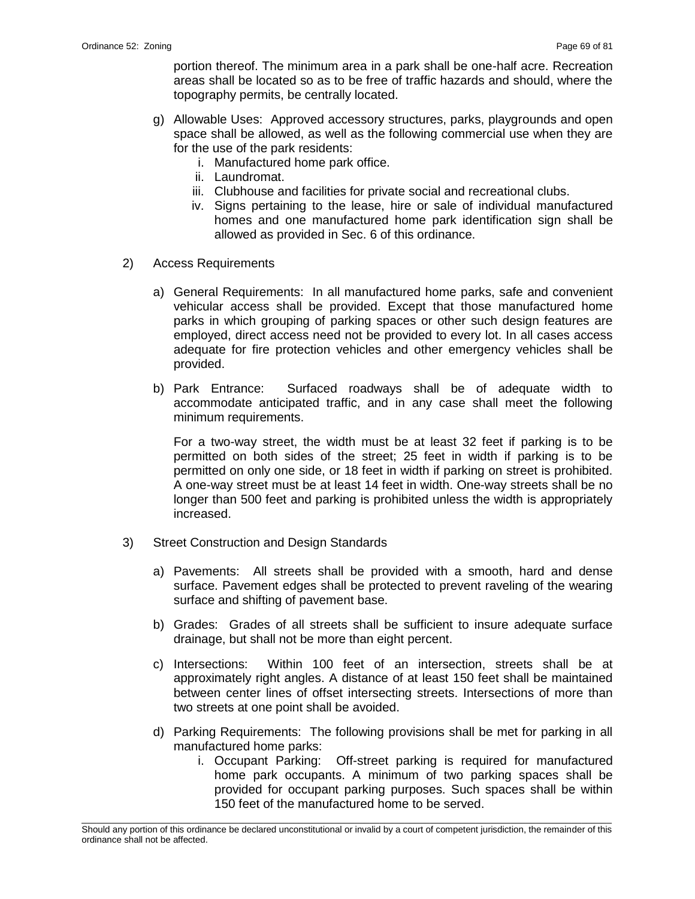portion thereof. The minimum area in a park shall be one-half acre. Recreation areas shall be located so as to be free of traffic hazards and should, where the topography permits, be centrally located.

g) Allowable Uses: Approved accessory structures, parks, playgrounds and open space shall be allowed, as well as the following commercial use when they are for the use of the park residents:
   i. Manufactured home park office.
   ii. Laundromat.
   iii. Clubhouse and facilities for private social and recreational clubs.
   iv. Signs pertaining to the lease, hire or sale of individual manufactured homes and one manufactured home park identification sign shall be allowed as provided in Sec. 6 of this ordinance.

2) Access Requirements

a) General Requirements: In all manufactured home parks, safe and convenient vehicular access shall be provided. Except that those manufactured home parks in which grouping of parking spaces or other such design features are employed, direct access need not be provided to every lot. In all cases access adequate for fire protection vehicles and other emergency vehicles shall be provided.

b) Park Entrance: Surfaced roadways shall be of adequate width to accommodate anticipated traffic, and in any case shall meet the following minimum requirements.

   For a two-way street, the width must be at least 32 feet if parking is to be permitted on both sides of the street; 25 feet in width if parking is to be permitted on only one side, or 18 feet in width if parking on street is prohibited. A one-way street must be at least 14 feet in width. One-way streets shall be no longer than 500 feet and parking is prohibited unless the width is appropriately increased.

3) Street Construction and Design Standards

a) Pavements: All streets shall be provided with a smooth, hard and dense surface. Pavement edges shall be protected to prevent raveling of the wearing surface and shifting of pavement base.

b) Grades: Grades of all streets shall be sufficient to insure adequate surface drainage, but shall not be more than eight percent.

c) Intersections: Within 100 feet of an intersection, streets shall be at approximately right angles. A distance of at least 150 feet shall be maintained between center lines of offset intersecting streets. Intersections of more than two streets at one point shall be avoided.

d) Parking Requirements: The following provisions shall be met for parking in all manufactured home parks:
   i. Occupant Parking: Off-street parking is required for manufactured home park occupants. A minimum of two parking spaces shall be provided for occupant parking purposes. Such spaces shall be within 150 feet of the manufactured home to be served.

Should any portion of this ordinance be declared unconstitutional or invalid by a court of competent jurisdiction, the remainder of this ordinance shall not be affected.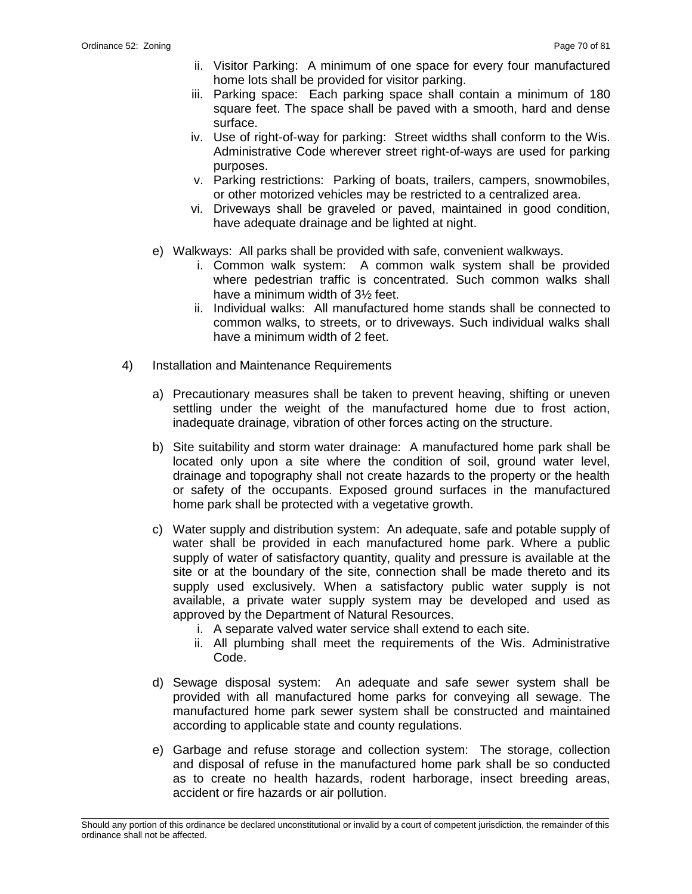ii. Visitor Parking: A minimum of one space for every four manufactured home lots shall be provided for visitor parking.

iii. Parking space: Each parking space shall contain a minimum of 180 square feet. The space shall be paved with a smooth, hard and dense surface.

iv. Use of right-of-way for parking: Street widths shall conform to the Wis. Administrative Code wherever street right-of-ways are used for parking purposes.

v. Parking restrictions: Parking of boats, trailers, campers, snowmobiles, or other motorized vehicles may be restricted to a centralized area.

vi. Driveways shall be graveled or paved, maintained in good condition, have adequate drainage and be lighted at night.

e) Walkways: All parks shall be provided with safe, convenient walkways.

i. Common walk system: A common walk system shall be provided where pedestrian traffic is concentrated. Such common walks shall have a minimum width of 3½ feet.

ii. Individual walks: All manufactured home stands shall be connected to common walks, to streets, or to driveways. Such individual walks shall have a minimum width of 2 feet.

4) Installation and Maintenance Requirements

a) Precautionary measures shall be taken to prevent heaving, shifting or uneven settling under the weight of the manufactured home due to frost action, inadequate drainage, vibration of other forces acting on the structure.

b) Site suitability and storm water drainage: A manufactured home park shall be located only upon a site where the condition of soil, ground water level, drainage and topography shall not create hazards to the property or the health or safety of the occupants. Exposed ground surfaces in the manufactured home park shall be protected with a vegetative growth.

c) Water supply and distribution system: An adequate, safe and potable supply of water shall be provided in each manufactured home park. Where a public supply of water of satisfactory quantity, quality and pressure is available at the site or at the boundary of the site, connection shall be made thereto and its supply used exclusively. When a satisfactory public water supply is not available, a private water supply system may be developed and used as approved by the Department of Natural Resources.

i. A separate valved water service shall extend to each site.

ii. All plumbing shall meet the requirements of the Wis. Administrative Code.

d) Sewage disposal system: An adequate and safe sewer system shall be provided with all manufactured home parks for conveying all sewage. The manufactured home park sewer system shall be constructed and maintained according to applicable state and county regulations.

e) Garbage and refuse storage and collection system: The storage, collection and disposal of refuse in the manufactured home park shall be so conducted as to create no health hazards, rodent harborage, insect breeding areas, accident or fire hazards or air pollution.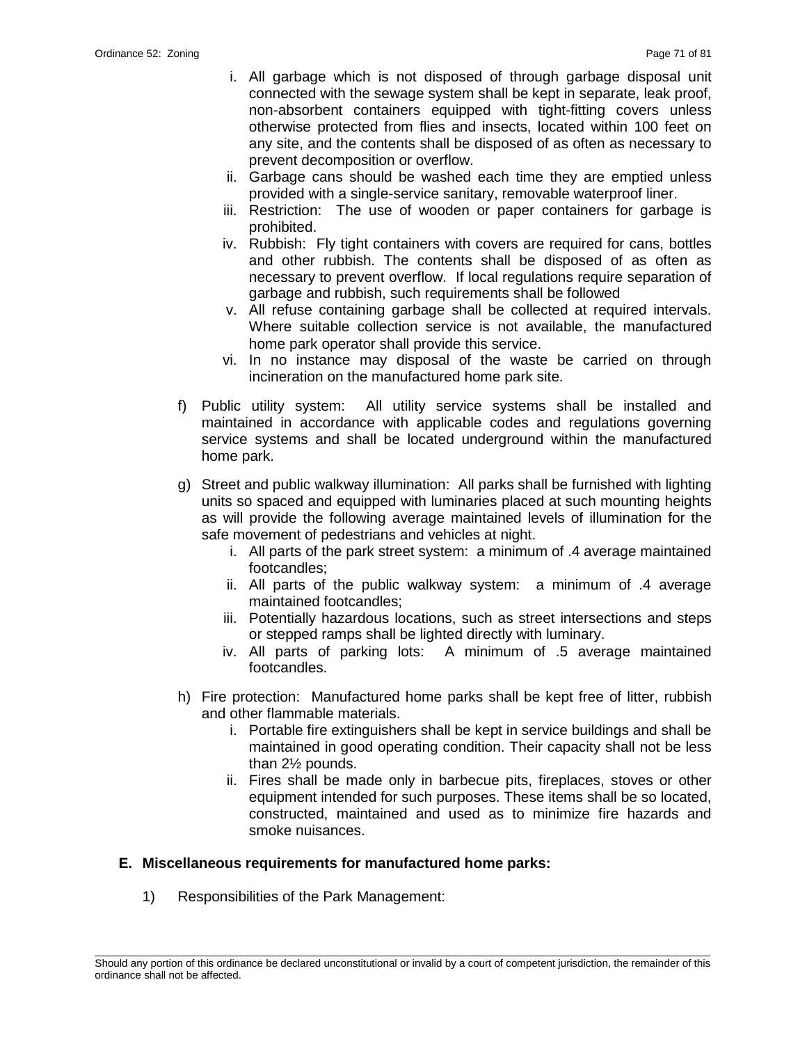i. All garbage which is not disposed of through garbage disposal unit connected with the sewage system shall be kept in separate, leak proof, non-absorbent containers equipped with tight-fitting covers unless otherwise protected from flies and insects, located within 100 feet on any site, and the contents shall be disposed of as often as necessary to prevent decomposition or overflow.
ii. Garbage cans should be washed each time they are emptied unless provided with a single-service sanitary, removable waterproof liner.
iii. Restriction: The use of wooden or paper containers for garbage is prohibited.
iv. Rubbish: Fly tight containers with covers are required for cans, bottles and other rubbish. The contents shall be disposed of as often as necessary to prevent overflow. If local regulations require separation of garbage and rubbish, such requirements shall be followed
v. All refuse containing garbage shall be collected at required intervals. Where suitable collection service is not available, the manufactured home park operator shall provide this service.
vi. In no instance may disposal of the waste be carried on through incineration on the manufactured home park site.

f) Public utility system: All utility service systems shall be installed and maintained in accordance with applicable codes and regulations governing service systems and shall be located underground within the manufactured home park.

g) Street and public walkway illumination: All parks shall be furnished with lighting units so spaced and equipped with luminaries placed at such mounting heights as will provide the following average maintained levels of illumination for the safe movement of pedestrians and vehicles at night.
i. All parts of the park street system: a minimum of .4 average maintained footcandles;
ii. All parts of the public walkway system: a minimum of .4 average maintained footcandles;
iii. Potentially hazardous locations, such as street intersections and steps or stepped ramps shall be lighted directly with luminary.
iv. All parts of parking lots: A minimum of .5 average maintained footcandles.

h) Fire protection: Manufactured home parks shall be kept free of litter, rubbish and other flammable materials.
i. Portable fire extinguishers shall be kept in service buildings and shall be maintained in good operating condition. Their capacity shall not be less than 2½ pounds.
ii. Fires shall be made only in barbecue pits, fireplaces, stoves or other equipment intended for such purposes. These items shall be so located, constructed, maintained and used as to minimize fire hazards and smoke nuisances.

**E. Miscellaneous requirements for manufactured home parks:**

1) Responsibilities of the Park Management:

Should any portion of this ordinance be declared unconstitutional or invalid by a court of competent jurisdiction, the remainder of this ordinance shall not be affected.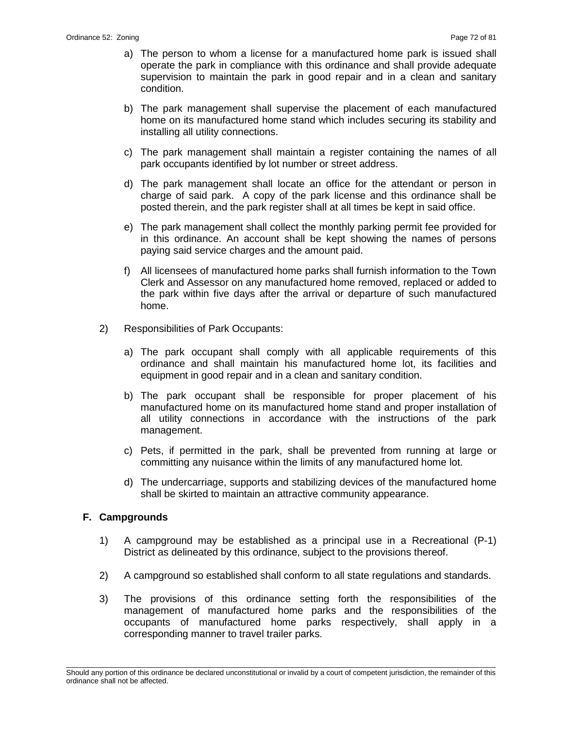a) The person to whom a license for a manufactured home park is issued shall operate the park in compliance with this ordinance and shall provide adequate supervision to maintain the park in good repair and in a clean and sanitary condition.

b) The park management shall supervise the placement of each manufactured home on its manufactured home stand which includes securing its stability and installing all utility connections.

c) The park management shall maintain a register containing the names of all park occupants identified by lot number or street address.

d) The park management shall locate an office for the attendant or person in charge of said park. A copy of the park license and this ordinance shall be posted therein, and the park register shall at all times be kept in said office.

e) The park management shall collect the monthly parking permit fee provided for in this ordinance. An account shall be kept showing the names of persons paying said service charges and the amount paid.

f) All licensees of manufactured home parks shall furnish information to the Town Clerk and Assessor on any manufactured home removed, replaced or added to the park within five days after the arrival or departure of such manufactured home.

2) Responsibilities of Park Occupants:

a) The park occupant shall comply with all applicable requirements of this ordinance and shall maintain his manufactured home lot, its facilities and equipment in good repair and in a clean and sanitary condition.

b) The park occupant shall be responsible for proper placement of his manufactured home on its manufactured home stand and proper installation of all utility connections in accordance with the instructions of the park management.

c) Pets, if permitted in the park, shall be prevented from running at large or committing any nuisance within the limits of any manufactured home lot.

d) The undercarriage, supports and stabilizing devices of the manufactured home shall be skirted to maintain an attractive community appearance.

**F. Campgrounds**

1) A campground may be established as a principal use in a Recreational (P-1) District as delineated by this ordinance, subject to the provisions thereof.

2) A campground so established shall conform to all state regulations and standards.

3) The provisions of this ordinance setting forth the responsibilities of the management of manufactured home parks and the responsibilities of the occupants of manufactured home parks respectively, shall apply in a corresponding manner to travel trailer parks.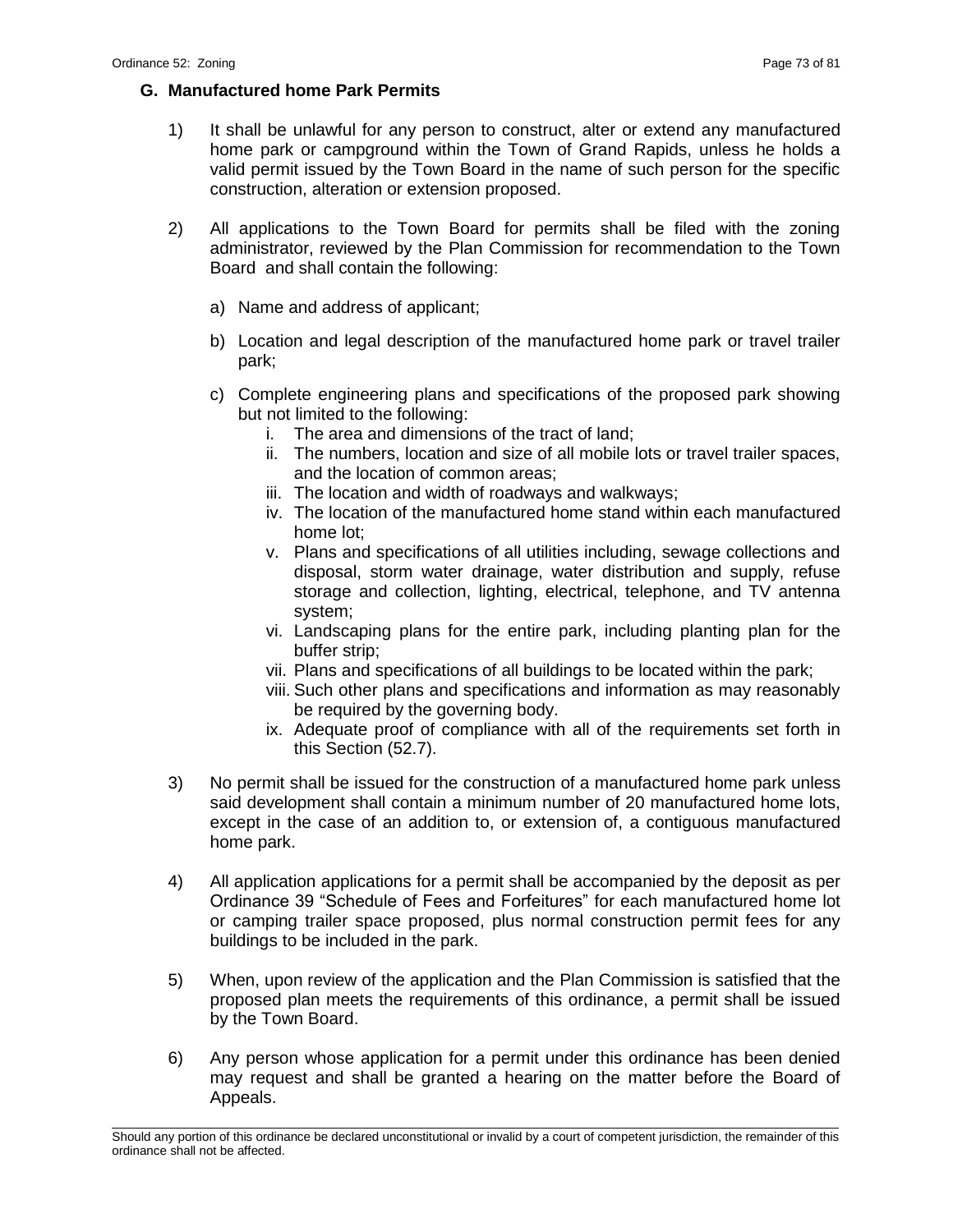### G. Manufactured home Park Permits

1) It shall be unlawful for any person to construct, alter or extend any manufactured home park or campground within the Town of Grand Rapids, unless he holds a valid permit issued by the Town Board in the name of such person for the specific construction, alteration or extension proposed.

2) All applications to the Town Board for permits shall be filed with the zoning administrator, reviewed by the Plan Commission for recommendation to the Town Board and shall contain the following:

   a) Name and address of applicant;

   b) Location and legal description of the manufactured home park or travel trailer park;

   c) Complete engineering plans and specifications of the proposed park showing but not limited to the following:
      i. The area and dimensions of the tract of land;
      ii. The numbers, location and size of all mobile lots or travel trailer spaces, and the location of common areas;
      iii. The location and width of roadways and walkways;
      iv. The location of the manufactured home stand within each manufactured home lot;
      v. Plans and specifications of all utilities including, sewage collections and disposal, storm water drainage, water distribution and supply, refuse storage and collection, lighting, electrical, telephone, and TV antenna system;
      vi. Landscaping plans for the entire park, including planting plan for the buffer strip;
      vii. Plans and specifications of all buildings to be located within the park;
      viii. Such other plans and specifications and information as may reasonably be required by the governing body.
      ix. Adequate proof of compliance with all of the requirements set forth in this Section (52.7).

3) No permit shall be issued for the construction of a manufactured home park unless said development shall contain a minimum number of 20 manufactured home lots, except in the case of an addition to, or extension of, a contiguous manufactured home park.

4) All application applications for a permit shall be accompanied by the deposit as per Ordinance 39 "Schedule of Fees and Forfeitures" for each manufactured home lot or camping trailer space proposed, plus normal construction permit fees for any buildings to be included in the park.

5) When, upon review of the application and the Plan Commission is satisfied that the proposed plan meets the requirements of this ordinance, a permit shall be issued by the Town Board.

6) Any person whose application for a permit under this ordinance has been denied may request and shall be granted a hearing on the matter before the Board of Appeals.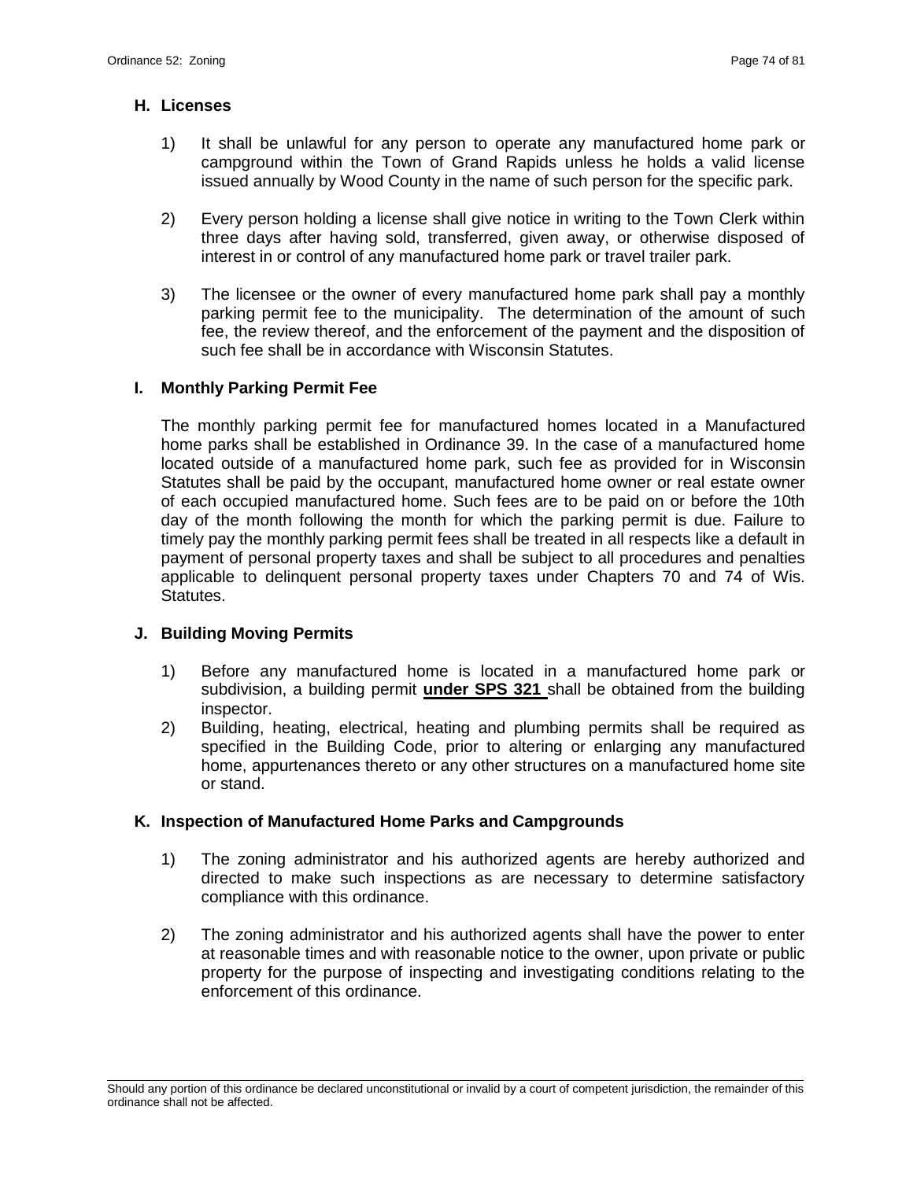### H. Licenses

1) It shall be unlawful for any person to operate any manufactured home park or campground within the Town of Grand Rapids unless he holds a valid license issued annually by Wood County in the name of such person for the specific park.

2) Every person holding a license shall give notice in writing to the Town Clerk within three days after having sold, transferred, given away, or otherwise disposed of interest in or control of any manufactured home park or travel trailer park.

3) The licensee or the owner of every manufactured home park shall pay a monthly parking permit fee to the municipality. The determination of the amount of such fee, the review thereof, and the enforcement of the payment and the disposition of such fee shall be in accordance with Wisconsin Statutes.

### I. Monthly Parking Permit Fee

The monthly parking permit fee for manufactured homes located in a Manufactured home parks shall be established in Ordinance 39. In the case of a manufactured home located outside of a manufactured home park, such fee as provided for in Wisconsin Statutes shall be paid by the occupant, manufactured home owner or real estate owner of each occupied manufactured home. Such fees are to be paid on or before the 10th day of the month following the month for which the parking permit is due. Failure to timely pay the monthly parking permit fees shall be treated in all respects like a default in payment of personal property taxes and shall be subject to all procedures and penalties applicable to delinquent personal property taxes under Chapters 70 and 74 of Wis. Statutes.

### J. Building Moving Permits

1) Before any manufactured home is located in a manufactured home park or subdivision, a building permit **under SPS 321** shall be obtained from the building inspector.
2) Building, heating, electrical, heating and plumbing permits shall be required as specified in the Building Code, prior to altering or enlarging any manufactured home, appurtenances thereto or any other structures on a manufactured home site or stand.

### K. Inspection of Manufactured Home Parks and Campgrounds

1) The zoning administrator and his authorized agents are hereby authorized and directed to make such inspections as are necessary to determine satisfactory compliance with this ordinance.

2) The zoning administrator and his authorized agents shall have the power to enter at reasonable times and with reasonable notice to the owner, upon private or public property for the purpose of inspecting and investigating conditions relating to the enforcement of this ordinance.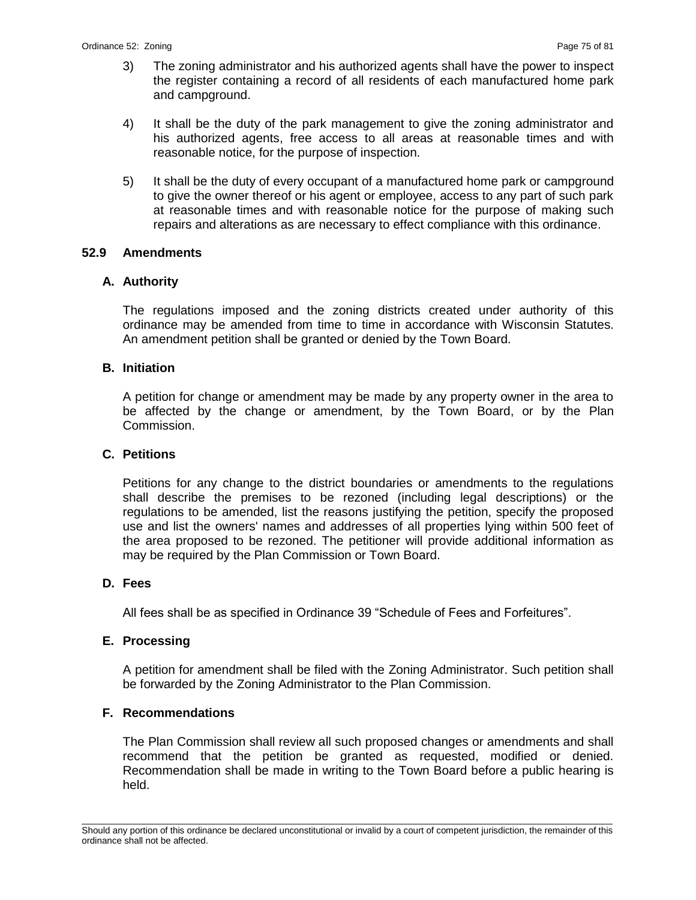3) The zoning administrator and his authorized agents shall have the power to inspect the register containing a record of all residents of each manufactured home park and campground.

4) It shall be the duty of the park management to give the zoning administrator and his authorized agents, free access to all areas at reasonable times and with reasonable notice, for the purpose of inspection.

5) It shall be the duty of every occupant of a manufactured home park or campground to give the owner thereof or his agent or employee, access to any part of such park at reasonable times and with reasonable notice for the purpose of making such repairs and alterations as are necessary to effect compliance with this ordinance.

## 52.9 Amendments

### A. Authority

The regulations imposed and the zoning districts created under authority of this ordinance may be amended from time to time in accordance with Wisconsin Statutes. An amendment petition shall be granted or denied by the Town Board.

### B. Initiation

A petition for change or amendment may be made by any property owner in the area to be affected by the change or amendment, by the Town Board, or by the Plan Commission.

### C. Petitions

Petitions for any change to the district boundaries or amendments to the regulations shall describe the premises to be rezoned (including legal descriptions) or the regulations to be amended, list the reasons justifying the petition, specify the proposed use and list the owners' names and addresses of all properties lying within 500 feet of the area proposed to be rezoned. The petitioner will provide additional information as may be required by the Plan Commission or Town Board.

### D. Fees

All fees shall be as specified in Ordinance 39 "Schedule of Fees and Forfeitures".

### E. Processing

A petition for amendment shall be filed with the Zoning Administrator. Such petition shall be forwarded by the Zoning Administrator to the Plan Commission.

### F. Recommendations

The Plan Commission shall review all such proposed changes or amendments and shall recommend that the petition be granted as requested, modified or denied. Recommendation shall be made in writing to the Town Board before a public hearing is held.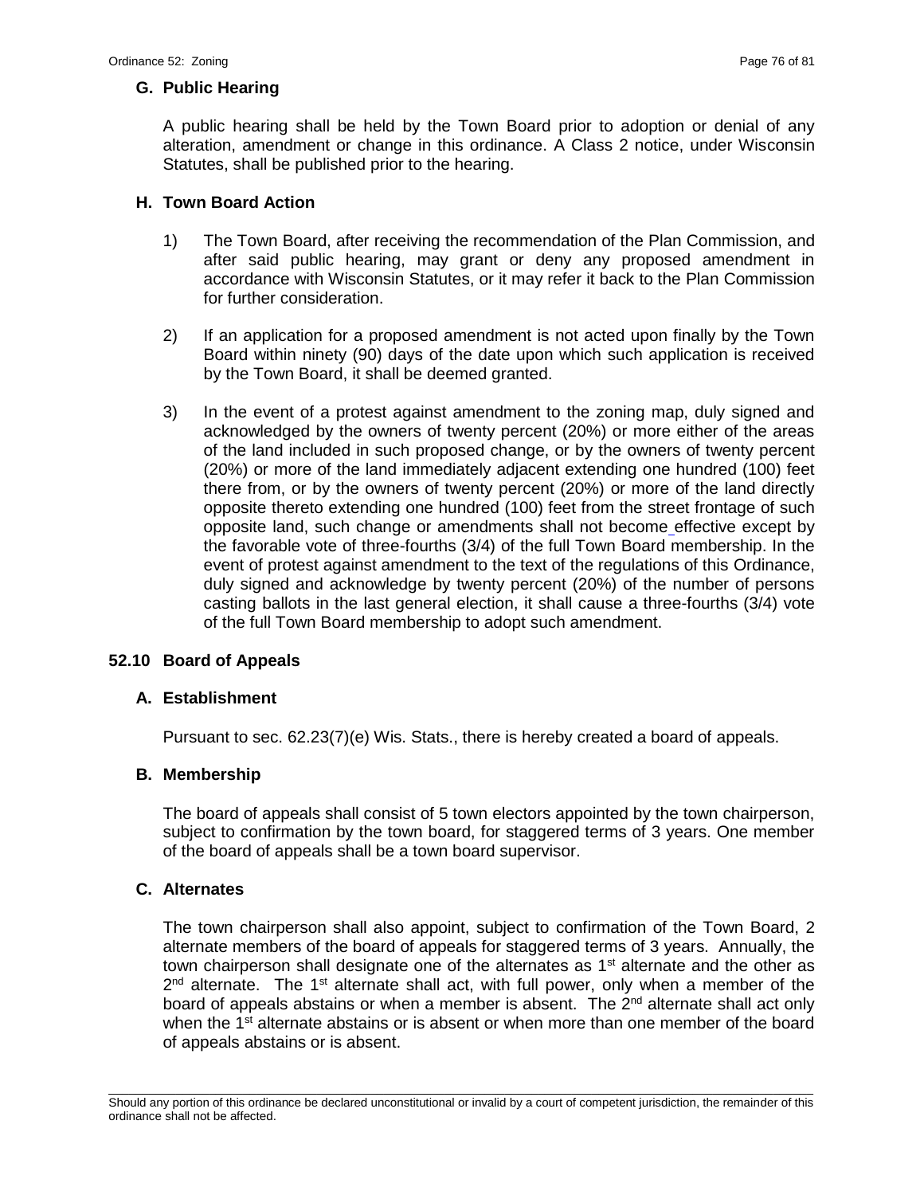### G. Public Hearing

A public hearing shall be held by the Town Board prior to adoption or denial of any alteration, amendment or change in this ordinance. A Class 2 notice, under Wisconsin Statutes, shall be published prior to the hearing.

### H. Town Board Action

1) The Town Board, after receiving the recommendation of the Plan Commission, and after said public hearing, may grant or deny any proposed amendment in accordance with Wisconsin Statutes, or it may refer it back to the Plan Commission for further consideration.

2) If an application for a proposed amendment is not acted upon finally by the Town Board within ninety (90) days of the date upon which such application is received by the Town Board, it shall be deemed granted.

3) In the event of a protest against amendment to the zoning map, duly signed and acknowledged by the owners of twenty percent (20%) or more either of the areas of the land included in such proposed change, or by the owners of twenty percent (20%) or more of the land immediately adjacent extending one hundred (100) feet there from, or by the owners of twenty percent (20%) or more of the land directly opposite thereto extending one hundred (100) feet from the street frontage of such opposite land, such change or amendments shall not become effective except by the favorable vote of three-fourths (3/4) of the full Town Board membership. In the event of protest against amendment to the text of the regulations of this Ordinance, duly signed and acknowledge by twenty percent (20%) of the number of persons casting ballots in the last general election, it shall cause a three-fourths (3/4) vote of the full Town Board membership to adopt such amendment.

## 52.10 Board of Appeals

### A. Establishment

Pursuant to sec. 62.23(7)(e) Wis. Stats., there is hereby created a board of appeals.

### B. Membership

The board of appeals shall consist of 5 town electors appointed by the town chairperson, subject to confirmation by the town board, for staggered terms of 3 years. One member of the board of appeals shall be a town board supervisor.

### C. Alternates

The town chairperson shall also appoint, subject to confirmation of the Town Board, 2 alternate members of the board of appeals for staggered terms of 3 years. Annually, the town chairperson shall designate one of the alternates as 1st alternate and the other as 2nd alternate. The 1st alternate shall act, with full power, only when a member of the board of appeals abstains or when a member is absent. The 2nd alternate shall act only when the 1st alternate abstains or is absent or when more than one member of the board of appeals abstains or is absent.

Should any portion of this ordinance be declared unconstitutional or invalid by a court of competent jurisdiction, the remainder of this ordinance shall not be affected.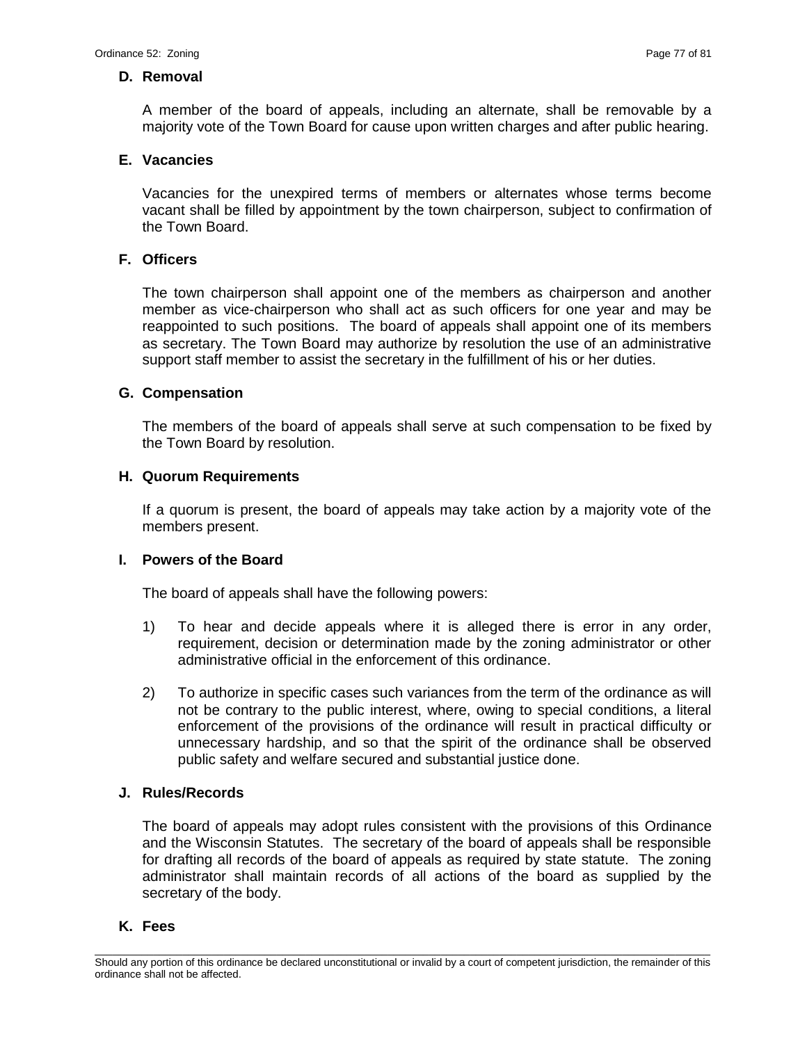### D. Removal

A member of the board of appeals, including an alternate, shall be removable by a majority vote of the Town Board for cause upon written charges and after public hearing.

### E. Vacancies

Vacancies for the unexpired terms of members or alternates whose terms become vacant shall be filled by appointment by the town chairperson, subject to confirmation of the Town Board.

### F. Officers

The town chairperson shall appoint one of the members as chairperson and another member as vice-chairperson who shall act as such officers for one year and may be reappointed to such positions. The board of appeals shall appoint one of its members as secretary. The Town Board may authorize by resolution the use of an administrative support staff member to assist the secretary in the fulfillment of his or her duties.

### G. Compensation

The members of the board of appeals shall serve at such compensation to be fixed by the Town Board by resolution.

### H. Quorum Requirements

If a quorum is present, the board of appeals may take action by a majority vote of the members present.

### I. Powers of the Board

The board of appeals shall have the following powers:

1) To hear and decide appeals where it is alleged there is error in any order, requirement, decision or determination made by the zoning administrator or other administrative official in the enforcement of this ordinance.

2) To authorize in specific cases such variances from the term of the ordinance as will not be contrary to the public interest, where, owing to special conditions, a literal enforcement of the provisions of the ordinance will result in practical difficulty or unnecessary hardship, and so that the spirit of the ordinance shall be observed public safety and welfare secured and substantial justice done.

### J. Rules/Records

The board of appeals may adopt rules consistent with the provisions of this Ordinance and the Wisconsin Statutes. The secretary of the board of appeals shall be responsible for drafting all records of the board of appeals as required by state statute. The zoning administrator shall maintain records of all actions of the board as supplied by the secretary of the body.

### K. Fees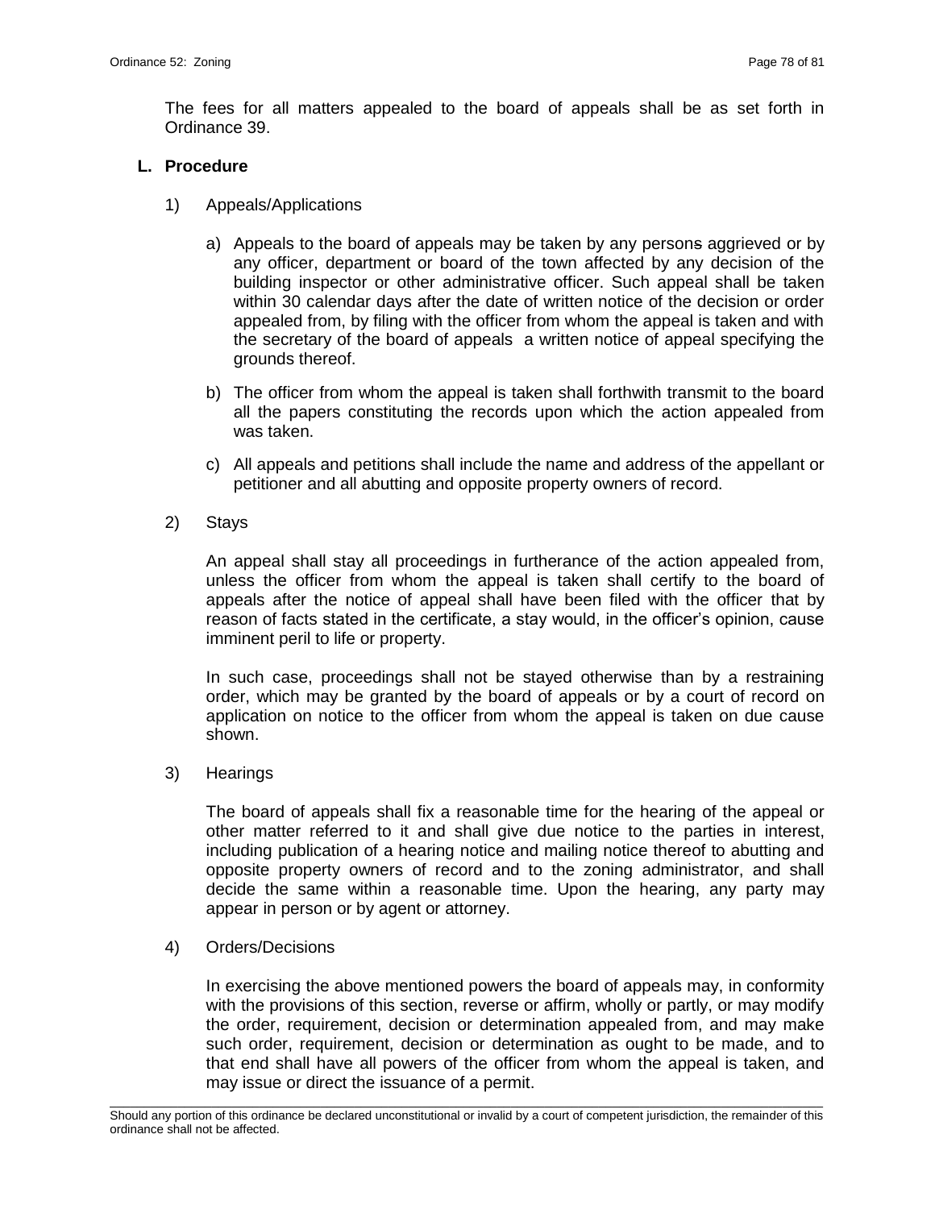The fees for all matters appealed to the board of appeals shall be as set forth in Ordinance 39.

### L. Procedure

1) Appeals/Applications

   a) Appeals to the board of appeals may be taken by any persons aggrieved or by any officer, department or board of the town affected by any decision of the building inspector or other administrative officer. Such appeal shall be taken within 30 calendar days after the date of written notice of the decision or order appealed from, by filing with the officer from whom the appeal is taken and with the secretary of the board of appeals a written notice of appeal specifying the grounds thereof.

   b) The officer from whom the appeal is taken shall forthwith transmit to the board all the papers constituting the records upon which the action appealed from was taken.

   c) All appeals and petitions shall include the name and address of the appellant or petitioner and all abutting and opposite property owners of record.

2) Stays

   An appeal shall stay all proceedings in furtherance of the action appealed from, unless the officer from whom the appeal is taken shall certify to the board of appeals after the notice of appeal shall have been filed with the officer that by reason of facts stated in the certificate, a stay would, in the officer's opinion, cause imminent peril to life or property.

   In such case, proceedings shall not be stayed otherwise than by a restraining order, which may be granted by the board of appeals or by a court of record on application on notice to the officer from whom the appeal is taken on due cause shown.

3) Hearings

   The board of appeals shall fix a reasonable time for the hearing of the appeal or other matter referred to it and shall give due notice to the parties in interest, including publication of a hearing notice and mailing notice thereof to abutting and opposite property owners of record and to the zoning administrator, and shall decide the same within a reasonable time. Upon the hearing, any party may appear in person or by agent or attorney.

4) Orders/Decisions

   In exercising the above mentioned powers the board of appeals may, in conformity with the provisions of this section, reverse or affirm, wholly or partly, or may modify the order, requirement, decision or determination appealed from, and may make such order, requirement, decision or determination as ought to be made, and to that end shall have all powers of the officer from whom the appeal is taken, and may issue or direct the issuance of a permit.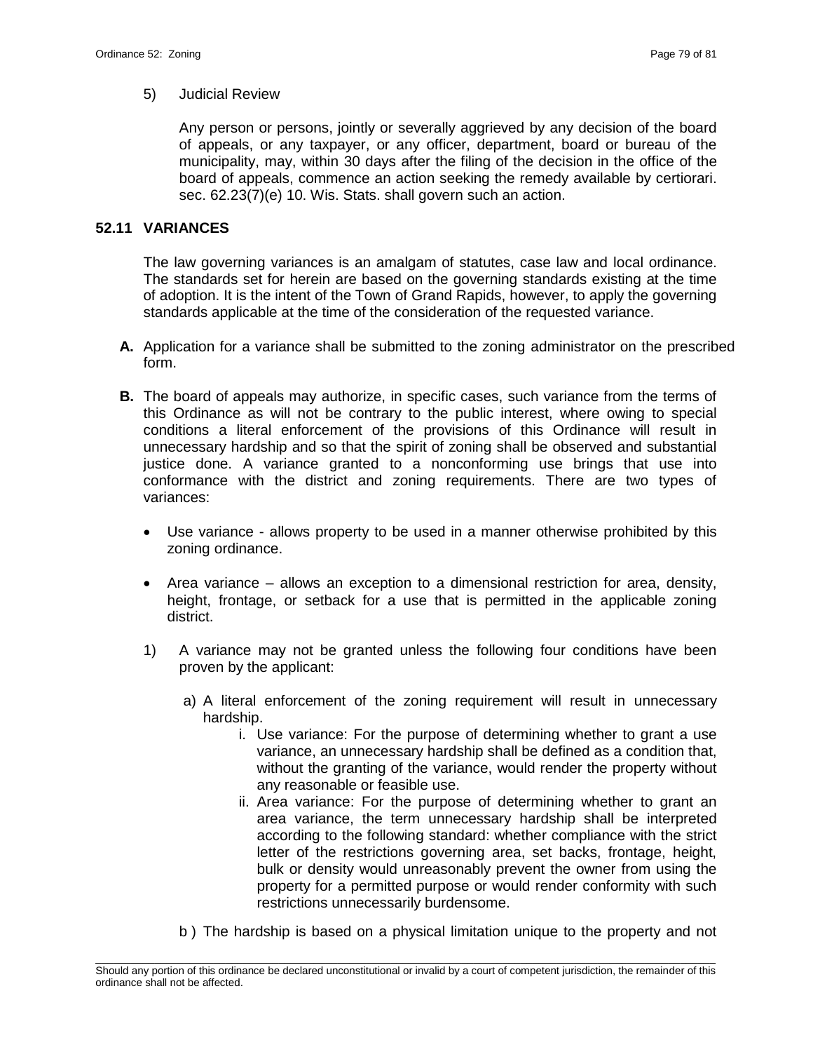5) Judicial Review

Any person or persons, jointly or severally aggrieved by any decision of the board of appeals, or any taxpayer, or any officer, department, board or bureau of the municipality, may, within 30 days after the filing of the decision in the office of the board of appeals, commence an action seeking the remedy available by certiorari. sec. 62.23(7)(e) 10. Wis. Stats. shall govern such an action.

## 52.11 VARIANCES

The law governing variances is an amalgam of statutes, case law and local ordinance. The standards set for herein are based on the governing standards existing at the time of adoption. It is the intent of the Town of Grand Rapids, however, to apply the governing standards applicable at the time of the consideration of the requested variance.

**A.** Application for a variance shall be submitted to the zoning administrator on the prescribed form.

**B.** The board of appeals may authorize, in specific cases, such variance from the terms of this Ordinance as will not be contrary to the public interest, where owing to special conditions a literal enforcement of the provisions of this Ordinance will result in unnecessary hardship and so that the spirit of zoning shall be observed and substantial justice done. A variance granted to a nonconforming use brings that use into conformance with the district and zoning requirements. There are two types of variances:

- Use variance - allows property to be used in a manner otherwise prohibited by this zoning ordinance.
- Area variance – allows an exception to a dimensional restriction for area, density, height, frontage, or setback for a use that is permitted in the applicable zoning district.

1) A variance may not be granted unless the following four conditions have been proven by the applicant:

a) A literal enforcement of the zoning requirement will result in unnecessary hardship.

i. Use variance: For the purpose of determining whether to grant a use variance, an unnecessary hardship shall be defined as a condition that, without the granting of the variance, would render the property without any reasonable or feasible use.

ii. Area variance: For the purpose of determining whether to grant an area variance, the term unnecessary hardship shall be interpreted according to the following standard: whether compliance with the strict letter of the restrictions governing area, set backs, frontage, height, bulk or density would unreasonably prevent the owner from using the property for a permitted purpose or would render conformity with such restrictions unnecessarily burdensome.

b ) The hardship is based on a physical limitation unique to the property and not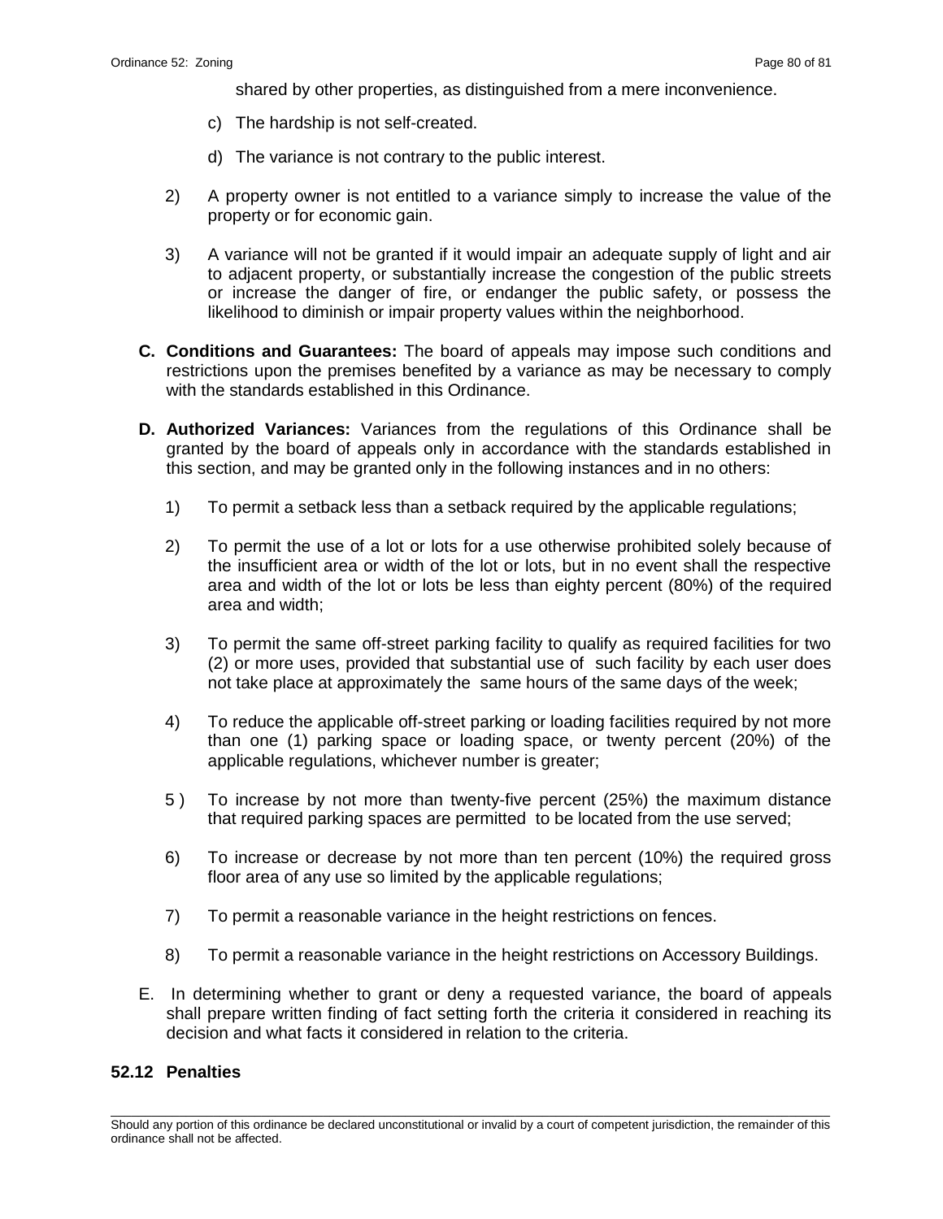shared by other properties, as distinguished from a mere inconvenience.

c) The hardship is not self-created.

d) The variance is not contrary to the public interest.

2) A property owner is not entitled to a variance simply to increase the value of the property or for economic gain.

3) A variance will not be granted if it would impair an adequate supply of light and air to adjacent property, or substantially increase the congestion of the public streets or increase the danger of fire, or endanger the public safety, or possess the likelihood to diminish or impair property values within the neighborhood.

**C. Conditions and Guarantees:** The board of appeals may impose such conditions and restrictions upon the premises benefited by a variance as may be necessary to comply with the standards established in this Ordinance.

**D. Authorized Variances:** Variances from the regulations of this Ordinance shall be granted by the board of appeals only in accordance with the standards established in this section, and may be granted only in the following instances and in no others:

1) To permit a setback less than a setback required by the applicable regulations;

2) To permit the use of a lot or lots for a use otherwise prohibited solely because of the insufficient area or width of the lot or lots, but in no event shall the respective area and width of the lot or lots be less than eighty percent (80%) of the required area and width;

3) To permit the same off-street parking facility to qualify as required facilities for two (2) or more uses, provided that substantial use of such facility by each user does not take place at approximately the same hours of the same days of the week;

4) To reduce the applicable off-street parking or loading facilities required by not more than one (1) parking space or loading space, or twenty percent (20%) of the applicable regulations, whichever number is greater;

5 ) To increase by not more than twenty-five percent (25%) the maximum distance that required parking spaces are permitted to be located from the use served;

6) To increase or decrease by not more than ten percent (10%) the required gross floor area of any use so limited by the applicable regulations;

7) To permit a reasonable variance in the height restrictions on fences.

8) To permit a reasonable variance in the height restrictions on Accessory Buildings.

E. In determining whether to grant or deny a requested variance, the board of appeals shall prepare written finding of fact setting forth the criteria it considered in reaching its decision and what facts it considered in relation to the criteria.

## 52.12 Penalties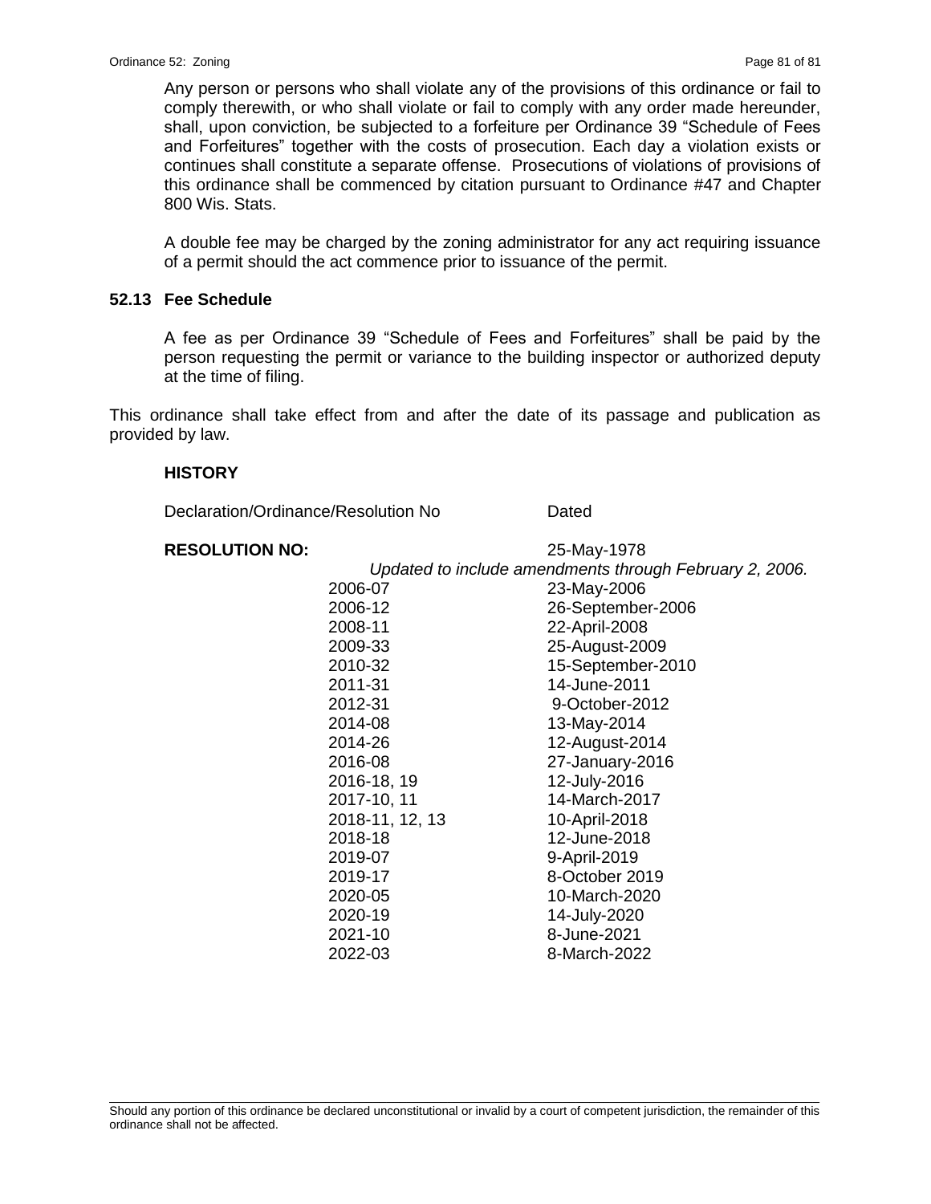Any person or persons who shall violate any of the provisions of this ordinance or fail to comply therewith, or who shall violate or fail to comply with any order made hereunder, shall, upon conviction, be subjected to a forfeiture per Ordinance 39 "Schedule of Fees and Forfeitures" together with the costs of prosecution. Each day a violation exists or continues shall constitute a separate offense. Prosecutions of violations of provisions of this ordinance shall be commenced by citation pursuant to Ordinance #47 and Chapter 800 Wis. Stats.

A double fee may be charged by the zoning administrator for any act requiring issuance of a permit should the act commence prior to issuance of the permit.

### 52.13 Fee Schedule

A fee as per Ordinance 39 "Schedule of Fees and Forfeitures" shall be paid by the person requesting the permit or variance to the building inspector or authorized deputy at the time of filing.

This ordinance shall take effect from and after the date of its passage and publication as provided by law.

**HISTORY**

| Declaration/Ordinance/Resolution No | | Dated |
|---|---|---|
| **RESOLUTION NO:** | | 25-May-1978 |
| | *Updated to include amendments through February 2, 2006.* | |
| | 2006-07 | 23-May-2006 |
| | 2006-12 | 26-September-2006 |
| | 2008-11 | 22-April-2008 |
| | 2009-33 | 25-August-2009 |
| | 2010-32 | 15-September-2010 |
| | 2011-31 | 14-June-2011 |
| | 2012-31 | 9-October-2012 |
| | 2014-08 | 13-May-2014 |
| | 2014-26 | 12-August-2014 |
| | 2016-08 | 27-January-2016 |
| | 2016-18, 19 | 12-July-2016 |
| | 2017-10, 11 | 14-March-2017 |
| | 2018-11, 12, 13 | 10-April-2018 |
| | 2018-18 | 12-June-2018 |
| | 2019-07 | 9-April-2019 |
| | 2019-17 | 8-October 2019 |
| | 2020-05 | 10-March-2020 |
| | 2020-19 | 14-July-2020 |
| | 2021-10 | 8-June-2021 |
| | 2022-03 | 8-March-2022 |

Should any portion of this ordinance be declared unconstitutional or invalid by a court of competent jurisdiction, the remainder of this ordinance shall not be affected.